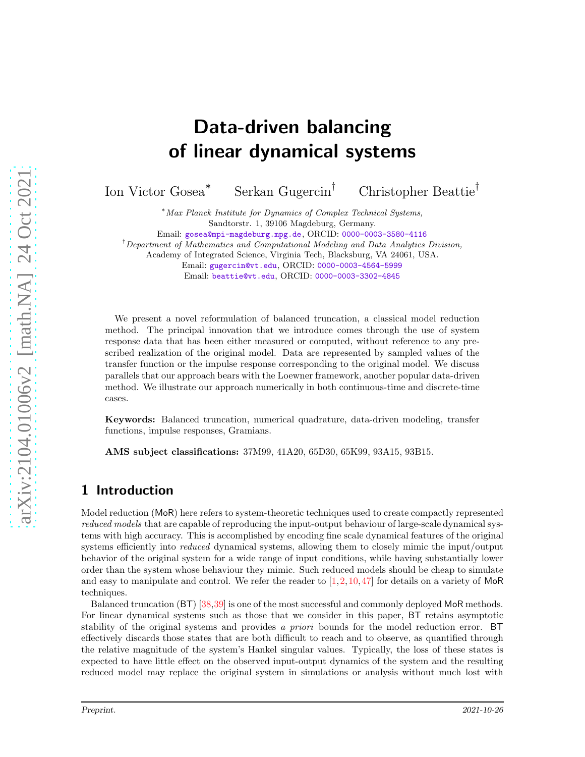# Data-driven balancing of linear dynamical systems

Ion Victor Gosea[*] Serkan Gugercin[†] Christopher Beattie[†]

[*] *Max Planck Institute for Dynamics of Complex Technical Systems,*
Sandtorstr. 1, 39106 Magdeburg, Germany.
Email: gosea@mpi-magdeburg.mpg.de, ORCID: 0000-0003-3580-4116

[†] *Department of Mathematics and Computational Modeling and Data Analytics Division,*
Academy of Integrated Science, Virginia Tech, Blacksburg, VA 24061, USA.
Email: gugercin@vt.edu, ORCID: 0000-0003-4564-5999
Email: beattie@vt.edu, ORCID: 0000-0003-3302-4845

We present a novel reformulation of balanced truncation, a classical model reduction method. The principal innovation that we introduce comes through the use of system response data that has been either measured or computed, without reference to any prescribed realization of the original model. Data are represented by sampled values of the transfer function or the impulse response corresponding to the original model. We discuss parallels that our approach bears with the Loewner framework, another popular data-driven method. We illustrate our approach numerically in both continuous-time and discrete-time cases.

**Keywords:** Balanced truncation, numerical quadrature, data-driven modeling, transfer functions, impulse responses, Gramians.

**AMS subject classifications:** 37M99, 41A20, 65D30, 65K99, 93A15, 93B15.

## 1 Introduction

Model reduction (MoR) here refers to system-theoretic techniques used to create compactly represented *reduced models* that are capable of reproducing the input-output behaviour of large-scale dynamical systems with high accuracy. This is accomplished by encoding fine scale dynamical features of the original systems efficiently into *reduced* dynamical systems, allowing them to closely mimic the input/output behavior of the original system for a wide range of input conditions, while having substantially lower order than the system whose behaviour they mimic. Such reduced models should be cheap to simulate and easy to manipulate and control. We refer the reader to [1,2,10,47] for details on a variety of MoR techniques.

Balanced truncation (BT) [38,39] is one of the most successful and commonly deployed MoR methods. For linear dynamical systems such as those that we consider in this paper, BT retains asymptotic stability of the original systems and provides *a priori* bounds for the model reduction error. BT effectively discards those states that are both difficult to reach and to observe, as quantified through the relative magnitude of the system's Hankel singular values. Typically, the loss of these states is expected to have little effect on the observed input-output dynamics of the system and the resulting reduced model may replace the original system in simulations or analysis without much lost with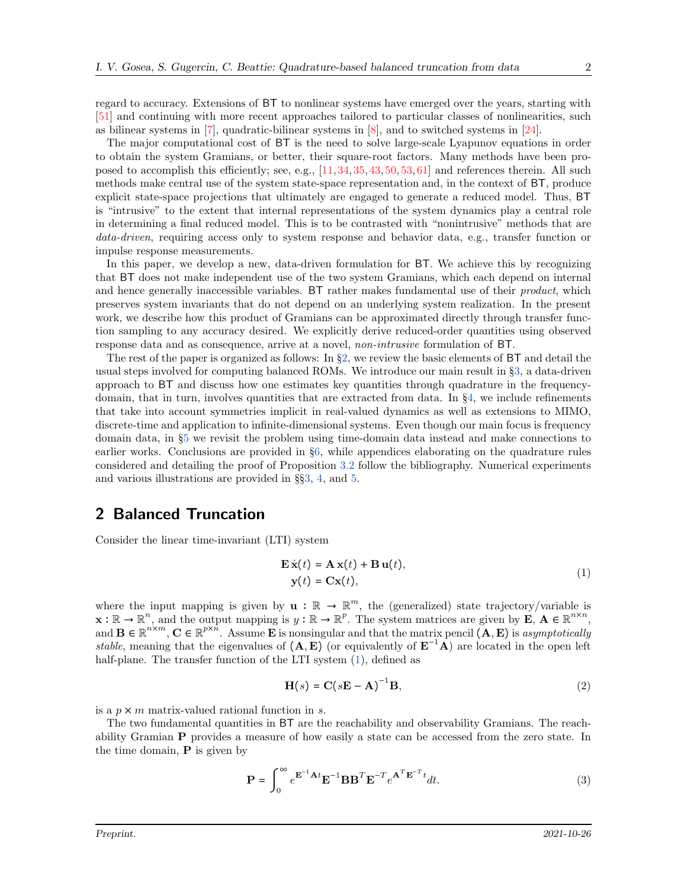regard to accuracy. Extensions of BT to nonlinear systems have emerged over the years, starting with [51] and continuing with more recent approaches tailored to particular classes of nonlinearities, such as bilinear systems in [7], quadratic-bilinear systems in [8], and to switched systems in [24].

The major computational cost of BT is the need to solve large-scale Lyapunov equations in order to obtain the system Gramians, or better, their square-root factors. Many methods have been proposed to accomplish this efficiently; see, e.g., [11, 34, 35, 43, 50, 53, 61] and references therein. All such methods make central use of the system state-space representation and, in the context of BT, produce explicit state-space projections that ultimately are engaged to generate a reduced model. Thus, BT is "intrusive" to the extent that internal representations of the system dynamics play a central role in determining a final reduced model. This is to be contrasted with "nonintrusive" methods that are *data-driven*, requiring access only to system response and behavior data, e.g., transfer function or impulse response measurements.

In this paper, we develop a new, data-driven formulation for BT. We achieve this by recognizing that BT does not make independent use of the two system Gramians, which each depend on internal and hence generally inaccessible variables. BT rather makes fundamental use of their *product*, which preserves system invariants that do not depend on an underlying system realization. In the present work, we describe how this product of Gramians can be approximated directly through transfer function sampling to any accuracy desired. We explicitly derive reduced-order quantities using observed response data and as consequence, arrive at a novel, *non-intrusive* formulation of BT.

The rest of the paper is organized as follows: In §2, we review the basic elements of BT and detail the usual steps involved for computing balanced ROMs. We introduce our main result in §3, a data-driven approach to BT and discuss how one estimates key quantities through quadrature in the frequency-domain, that in turn, involves quantities that are extracted from data. In §4, we include refinements that take into account symmetries implicit in real-valued dynamics as well as extensions to MIMO, discrete-time and application to infinite-dimensional systems. Even though our main focus is frequency domain data, in §5 we revisit the problem using time-domain data instead and make connections to earlier works. Conclusions are provided in §6, while appendices elaborating on the quadrature rules considered and detailing the proof of Proposition 3.2 follow the bibliography. Numerical experiments and various illustrations are provided in §§3, 4, and 5.

## 2 Balanced Truncation

Consider the linear time-invariant (LTI) system

$$
\begin{aligned}
\mathbf{E}\,\dot{\mathbf{x}}(t) &= \mathbf{A}\,\mathbf{x}(t) + \mathbf{B}\,\mathbf{u}(t), \\
\mathbf{y}(t) &= \mathbf{C}\mathbf{x}(t),
\end{aligned} \tag{1}
$$

where the input mapping is given by $\mathbf{u} : \mathbb{R} \to \mathbb{R}^m$, the (generalized) state trajectory/variable is $\mathbf{x} : \mathbb{R} \to \mathbb{R}^n$, and the output mapping is $y : \mathbb{R} \to \mathbb{R}^p$. The system matrices are given by $\mathbf{E}$, $\mathbf{A} \in \mathbb{R}^{n\times n}$, and $\mathbf{B} \in \mathbb{R}^{n\times m}$, $\mathbf{C} \in \mathbb{R}^{p\times n}$. Assume $\mathbf{E}$ is nonsingular and that the matrix pencil $(\mathbf{A}, \mathbf{E})$ is *asymptotically stable*, meaning that the eigenvalues of $(\mathbf{A}, \mathbf{E})$ (or equivalently of $\mathbf{E}^{-1}\mathbf{A}$) are located in the open left half-plane. The transfer function of the LTI system (1), defined as

$$
\mathbf{H}(s) = \mathbf{C}(s\mathbf{E} - \mathbf{A})^{-1}\mathbf{B}, \tag{2}
$$

is a $p \times m$ matrix-valued rational function in $s$.

The two fundamental quantities in BT are the reachability and observability Gramians. The reachability Gramian $\mathbf{P}$ provides a measure of how easily a state can be accessed from the zero state. In the time domain, $\mathbf{P}$ is given by

$$
\mathbf{P} = \int_0^\infty e^{\mathbf{E}^{-1}\mathbf{A}t}\mathbf{E}^{-1}\mathbf{B}\mathbf{B}^T\mathbf{E}^{-T}e^{\mathbf{A}^T\mathbf{E}^{-T}t}dt. \tag{3}
$$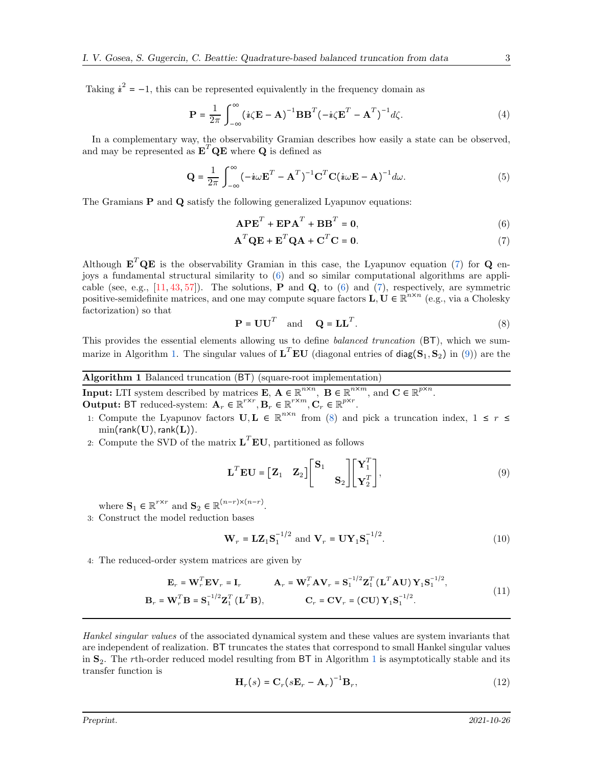Taking $i^2 = -1$, this can be represented equivalently in the frequency domain as

$$\mathbf{P} = \frac{1}{2\pi}\int_{-\infty}^{\infty} (i\zeta\mathbf{E} - \mathbf{A})^{-1}\mathbf{B}\mathbf{B}^T(-i\zeta\mathbf{E}^T - \mathbf{A}^T)^{-1} d\zeta. \tag{4}$$

In a complementary way, the observability Gramian describes how easily a state can be observed, and may be represented as $\mathbf{E}^T\mathbf{Q}\mathbf{E}$ where $\mathbf{Q}$ is defined as

$$\mathbf{Q} = \frac{1}{2\pi}\int_{-\infty}^{\infty} (-i\omega\mathbf{E}^T - \mathbf{A}^T)^{-1}\mathbf{C}^T\mathbf{C}(i\omega\mathbf{E} - \mathbf{A})^{-1} d\omega. \tag{5}$$

The Gramians $\mathbf{P}$ and $\mathbf{Q}$ satisfy the following generalized Lyapunov equations:

$$\mathbf{A}\mathbf{P}\mathbf{E}^T + \mathbf{E}\mathbf{P}\mathbf{A}^T + \mathbf{B}\mathbf{B}^T = \mathbf{0}, \tag{6}$$

$$\mathbf{A}^T\mathbf{Q}\mathbf{E} + \mathbf{E}^T\mathbf{Q}\mathbf{A} + \mathbf{C}^T\mathbf{C} = \mathbf{0}. \tag{7}$$

Although $\mathbf{E}^T\mathbf{Q}\mathbf{E}$ is the observability Gramian in this case, the Lyapunov equation (7) for $\mathbf{Q}$ enjoys a fundamental structural similarity to (6) and so similar computational algorithms are applicable (see, e.g., [11, 43, 57]). The solutions, $\mathbf{P}$ and $\mathbf{Q}$, to (6) and (7), respectively, are symmetric positive-semidefinite matrices, and one may compute square factors $\mathbf{L}, \mathbf{U} \in \mathbb{R}^{n\times n}$ (e.g., via a Cholesky factorization) so that

$$\mathbf{P} = \mathbf{U}\mathbf{U}^T \quad \text{and} \quad \mathbf{Q} = \mathbf{L}\mathbf{L}^T. \tag{8}$$

This provides the essential elements allowing us to define *balanced truncation* (BT), which we summarize in Algorithm 1. The singular values of $\mathbf{L}^T\mathbf{E}\mathbf{U}$ (diagonal entries of $\mathsf{diag}(\mathbf{S}_1, \mathbf{S}_2)$ in (9)) are the *Hankel singular values* of the associated dynamical system and these values are system invariants that are independent of realization. BT truncates the states that correspond to small Hankel singular values in $\mathbf{S}_2$. The $r$th-order reduced model resulting from BT in Algorithm 1 is asymptotically stable and its transfer function is

$$\mathbf{H}_r(s) = \mathbf{C}_r(s\mathbf{E}_r - \mathbf{A}_r)^{-1}\mathbf{B}_r, \tag{12}$$

---

**Algorithm 1** Balanced truncation (BT) (square-root implementation)

**Input:** LTI system described by matrices $\mathbf{E}$, $\mathbf{A} \in \mathbb{R}^{n\times n}$, $\mathbf{B} \in \mathbb{R}^{n\times m}$, and $\mathbf{C} \in \mathbb{R}^{p\times n}$.
**Output:** BT reduced-system: $\mathbf{A}_r \in \mathbb{R}^{r\times r}, \mathbf{B}_r \in \mathbb{R}^{r\times m}, \mathbf{C}_r \in \mathbb{R}^{p\times r}$.

1: Compute the Lyapunov factors $\mathbf{U}, \mathbf{L} \in \mathbb{R}^{n\times n}$ from (8) and pick a truncation index, $1 \le r \le \min(\mathsf{rank}(\mathbf{U}), \mathsf{rank}(\mathbf{L}))$.

2: Compute the SVD of the matrix $\mathbf{L}^T\mathbf{E}\mathbf{U}$, partitioned as follows

$$\mathbf{L}^T\mathbf{E}\mathbf{U} = \begin{bmatrix}\mathbf{Z}_1 & \mathbf{Z}_2\end{bmatrix}\begin{bmatrix}\mathbf{S}_1 & \\ & \mathbf{S}_2\end{bmatrix}\begin{bmatrix}\mathbf{Y}_1^T \\ \mathbf{Y}_2^T\end{bmatrix}, \tag{9}$$

where $\mathbf{S}_1 \in \mathbb{R}^{r\times r}$ and $\mathbf{S}_2 \in \mathbb{R}^{(n-r)\times(n-r)}$.

3: Construct the model reduction bases

$$\mathbf{W}_r = \mathbf{L}\mathbf{Z}_1\mathbf{S}_1^{-1/2} \text{ and } \mathbf{V}_r = \mathbf{U}\mathbf{Y}_1\mathbf{S}_1^{-1/2}. \tag{10}$$

4: The reduced-order system matrices are given by

$$\begin{aligned}\mathbf{E}_r &= \mathbf{W}_r^T\mathbf{E}\mathbf{V}_r = \mathbf{I}_r & \mathbf{A}_r &= \mathbf{W}_r^T\mathbf{A}\mathbf{V}_r = \mathbf{S}_1^{-1/2}\mathbf{Z}_1^T\left(\mathbf{L}^T\mathbf{A}\mathbf{U}\right)\mathbf{Y}_1\mathbf{S}_1^{-1/2}, \\ \mathbf{B}_r &= \mathbf{W}_r^T\mathbf{B} = \mathbf{S}_1^{-1/2}\mathbf{Z}_1^T\left(\mathbf{L}^T\mathbf{B}\right), & \mathbf{C}_r &= \mathbf{C}\mathbf{V}_r = \left(\mathbf{C}\mathbf{U}\right)\mathbf{Y}_1\mathbf{S}_1^{-1/2}.\end{aligned} \tag{11}$$

---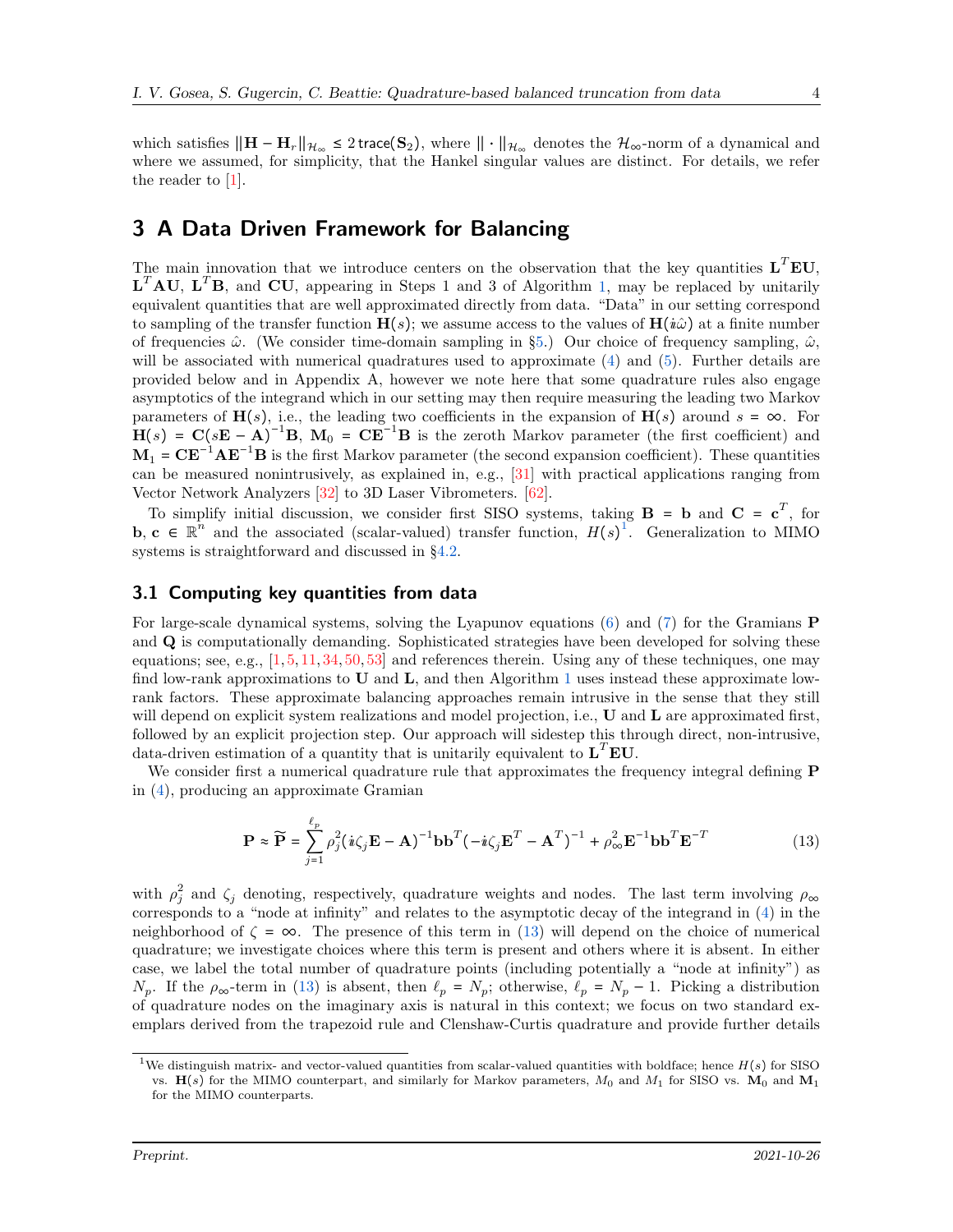which satisfies $\|\mathbf{H} - \mathbf{H}_r\|_{\mathcal{H}_\infty} \le 2\,\mathsf{trace}(\mathbf{S}_2)$, where $\|\cdot\|_{\mathcal{H}_\infty}$ denotes the $\mathcal{H}_\infty$-norm of a dynamical and where we assumed, for simplicity, that the Hankel singular values are distinct. For details, we refer the reader to [1].

## 3 A Data Driven Framework for Balancing

The main innovation that we introduce centers on the observation that the key quantities $\mathbf{L}^T\mathbf{E}\mathbf{U}$, $\mathbf{L}^T\mathbf{A}\mathbf{U}$, $\mathbf{L}^T\mathbf{B}$, and $\mathbf{C}\mathbf{U}$, appearing in Steps 1 and 3 of Algorithm 1, may be replaced by unitarily equivalent quantities that are well approximated directly from data. "Data" in our setting correspond to sampling of the transfer function $\mathbf{H}(s)$; we assume access to the values of $\mathbf{H}(\imath\hat{\omega})$ at a finite number of frequencies $\hat{\omega}$. (We consider time-domain sampling in §5.) Our choice of frequency sampling, $\hat{\omega}$, will be associated with numerical quadratures used to approximate (4) and (5). Further details are provided below and in Appendix A, however we note here that some quadrature rules also engage asymptotics of the integrand which in our setting may then require measuring the leading two Markov parameters of $\mathbf{H}(s)$, i.e., the leading two coefficients in the expansion of $\mathbf{H}(s)$ around $s = \infty$. For $\mathbf{H}(s) = \mathbf{C}(s\mathbf{E} - \mathbf{A})^{-1}\mathbf{B}$, $\mathbf{M}_0 = \mathbf{C}\mathbf{E}^{-1}\mathbf{B}$ is the zeroth Markov parameter (the first coefficient) and $\mathbf{M}_1 = \mathbf{C}\mathbf{E}^{-1}\mathbf{A}\mathbf{E}^{-1}\mathbf{B}$ is the first Markov parameter (the second expansion coefficient). These quantities can be measured nonintrusively, as explained in, e.g., [31] with practical applications ranging from Vector Network Analyzers [32] to 3D Laser Vibrometers. [62].

To simplify initial discussion, we consider first SISO systems, taking $\mathbf{B} = \mathbf{b}$ and $\mathbf{C} = \mathbf{c}^T$, for $\mathbf{b}, \mathbf{c} \in \mathbb{R}^n$ and the associated (scalar-valued) transfer function, $H(s)$[1]. Generalization to MIMO systems is straightforward and discussed in §4.2.

### 3.1 Computing key quantities from data

For large-scale dynamical systems, solving the Lyapunov equations (6) and (7) for the Gramians $\mathbf{P}$ and $\mathbf{Q}$ is computationally demanding. Sophisticated strategies have been developed for solving these equations; see, e.g., [1, 5, 11, 34, 50, 53] and references therein. Using any of these techniques, one may find low-rank approximations to $\mathbf{U}$ and $\mathbf{L}$, and then Algorithm 1 uses instead these approximate low-rank factors. These approximate balancing approaches remain intrusive in the sense that they still will depend on explicit system realizations and model projection, i.e., $\mathbf{U}$ and $\mathbf{L}$ are approximated first, followed by an explicit projection step. Our approach will sidestep this through direct, non-intrusive, data-driven estimation of a quantity that is unitarily equivalent to $\mathbf{L}^T\mathbf{E}\mathbf{U}$.

We consider first a numerical quadrature rule that approximates the frequency integral defining $\mathbf{P}$ in (4), producing an approximate Gramian

$$\mathbf{P} \approx \widetilde{\mathbf{P}} = \sum_{j=1}^{\ell_p} \rho_j^2 (\imath\zeta_j\mathbf{E} - \mathbf{A})^{-1}\mathbf{b}\mathbf{b}^T(-\imath\zeta_j\mathbf{E}^T - \mathbf{A}^T)^{-1} + \rho_\infty^2\mathbf{E}^{-1}\mathbf{b}\mathbf{b}^T\mathbf{E}^{-T} \tag{13}$$

with $\rho_j^2$ and $\zeta_j$ denoting, respectively, quadrature weights and nodes. The last term involving $\rho_\infty$ corresponds to a "node at infinity" and relates to the asymptotic decay of the integrand in (4) in the neighborhood of $\zeta = \infty$. The presence of this term in (13) will depend on the choice of numerical quadrature; we investigate choices where this term is present and others where it is absent. In either case, we label the total number of quadrature points (including potentially a "node at infinity") as $N_p$. If the $\rho_\infty$-term in (13) is absent, then $\ell_p = N_p$; otherwise, $\ell_p = N_p - 1$. Picking a distribution of quadrature nodes on the imaginary axis is natural in this context; we focus on two standard exemplars derived from the trapezoid rule and Clenshaw-Curtis quadrature and provide further details

[1] We distinguish matrix- and vector-valued quantities from scalar-valued quantities with boldface; hence $H(s)$ for SISO vs. $\mathbf{H}(s)$ for the MIMO counterpart, and similarly for Markov parameters, $M_0$ and $M_1$ for SISO vs. $\mathbf{M}_0$ and $\mathbf{M}_1$ for the MIMO counterparts.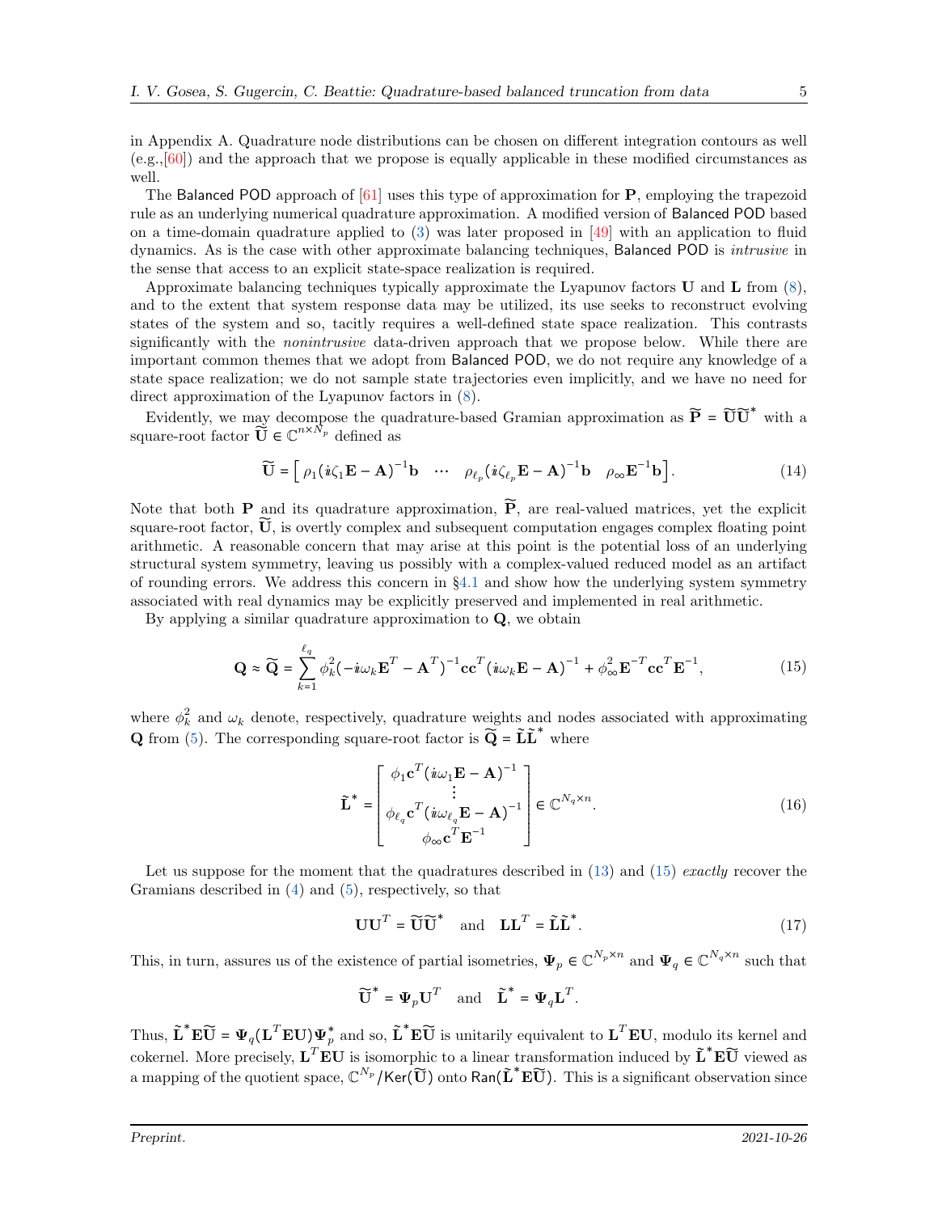in Appendix A. Quadrature node distributions can be chosen on different integration contours as well (e.g.,[60]) and the approach that we propose is equally applicable in these modified circumstances as well.

The Balanced POD approach of [61] uses this type of approximation for $\mathbf{P}$, employing the trapezoid rule as an underlying numerical quadrature approximation. A modified version of Balanced POD based on a time-domain quadrature applied to (3) was later proposed in [49] with an application to fluid dynamics. As is the case with other approximate balancing techniques, Balanced POD is *intrusive* in the sense that access to an explicit state-space realization is required.

Approximate balancing techniques typically approximate the Lyapunov factors $\mathbf{U}$ and $\mathbf{L}$ from (8), and to the extent that system response data may be utilized, its use seeks to reconstruct evolving states of the system and so, tacitly requires a well-defined state space realization. This contrasts significantly with the *nonintrusive* data-driven approach that we propose below. While there are important common themes that we adopt from Balanced POD, we do not require any knowledge of a state space realization; we do not sample state trajectories even implicitly, and we have no need for direct approximation of the Lyapunov factors in (8).

Evidently, we may decompose the quadrature-based Gramian approximation as $\widetilde{\mathbf{P}} = \widetilde{\mathbf{U}}\widetilde{\mathbf{U}}^*$ with a square-root factor $\widetilde{\mathbf{U}} \in \mathbb{C}^{n\times N_p}$ defined as

$$\widetilde{\mathbf{U}} = \left[\ \rho_1(\imath\zeta_1\mathbf{E}-\mathbf{A})^{-1}\mathbf{b} \quad \cdots \quad \rho_{\ell_p}(\imath\zeta_{\ell_p}\mathbf{E}-\mathbf{A})^{-1}\mathbf{b} \quad \rho_\infty\mathbf{E}^{-1}\mathbf{b}\right]. \tag{14}$$

Note that both $\mathbf{P}$ and its quadrature approximation, $\widetilde{\mathbf{P}}$, are real-valued matrices, yet the explicit square-root factor, $\widetilde{\mathbf{U}}$, is overtly complex and subsequent computation engages complex floating point arithmetic. A reasonable concern that may arise at this point is the potential loss of an underlying structural system symmetry, leaving us possibly with a complex-valued reduced model as an artifact of rounding errors. We address this concern in §4.1 and show how the underlying system symmetry associated with real dynamics may be explicitly preserved and implemented in real arithmetic.

By applying a similar quadrature approximation to $\mathbf{Q}$, we obtain

$$\mathbf{Q} \approx \widetilde{\mathbf{Q}} = \sum_{k=1}^{\ell_q} \phi_k^2(-\imath\omega_k\mathbf{E}^T-\mathbf{A}^T)^{-1}\mathbf{c}\mathbf{c}^T(\imath\omega_k\mathbf{E}-\mathbf{A})^{-1} + \phi_\infty^2\mathbf{E}^{-T}\mathbf{c}\mathbf{c}^T\mathbf{E}^{-1}, \tag{15}$$

where $\phi_k^2$ and $\omega_k$ denote, respectively, quadrature weights and nodes associated with approximating $\mathbf{Q}$ from (5). The corresponding square-root factor is $\widetilde{\mathbf{Q}} = \tilde{\mathbf{L}}\tilde{\mathbf{L}}^*$ where

$$\tilde{\mathbf{L}}^* = \begin{bmatrix} \phi_1\mathbf{c}^T(\imath\omega_1\mathbf{E}-\mathbf{A})^{-1} \\ \vdots \\ \phi_{\ell_q}\mathbf{c}^T(\imath\omega_{\ell_q}\mathbf{E}-\mathbf{A})^{-1} \\ \phi_\infty\mathbf{c}^T\mathbf{E}^{-1} \end{bmatrix} \in \mathbb{C}^{N_q\times n}. \tag{16}$$

Let us suppose for the moment that the quadratures described in (13) and (15) *exactly* recover the Gramians described in (4) and (5), respectively, so that

$$\mathbf{U}\mathbf{U}^T = \widetilde{\mathbf{U}}\widetilde{\mathbf{U}}^* \quad \text{and} \quad \mathbf{L}\mathbf{L}^T = \tilde{\mathbf{L}}\tilde{\mathbf{L}}^*. \tag{17}$$

This, in turn, assures us of the existence of partial isometries, $\mathbf{\Psi}_p \in \mathbb{C}^{N_p\times n}$ and $\mathbf{\Psi}_q \in \mathbb{C}^{N_q\times n}$ such that

$$\widetilde{\mathbf{U}}^* = \mathbf{\Psi}_p\mathbf{U}^T \quad \text{and} \quad \tilde{\mathbf{L}}^* = \mathbf{\Psi}_q\mathbf{L}^T.$$

Thus, $\tilde{\mathbf{L}}^*\mathbf{E}\widetilde{\mathbf{U}} = \mathbf{\Psi}_q(\mathbf{L}^T\mathbf{E}\mathbf{U})\mathbf{\Psi}_p^*$ and so, $\tilde{\mathbf{L}}^*\mathbf{E}\widetilde{\mathbf{U}}$ is unitarily equivalent to $\mathbf{L}^T\mathbf{E}\mathbf{U}$, modulo its kernel and cokernel. More precisely, $\mathbf{L}^T\mathbf{E}\mathbf{U}$ is isomorphic to a linear transformation induced by $\tilde{\mathbf{L}}^*\mathbf{E}\widetilde{\mathbf{U}}$ viewed as a mapping of the quotient space, $\mathbb{C}^{N_p}/\mathsf{Ker}(\widetilde{\mathbf{U}})$ onto $\mathsf{Ran}(\tilde{\mathbf{L}}^*\mathbf{E}\widetilde{\mathbf{U}})$. This is a significant observation since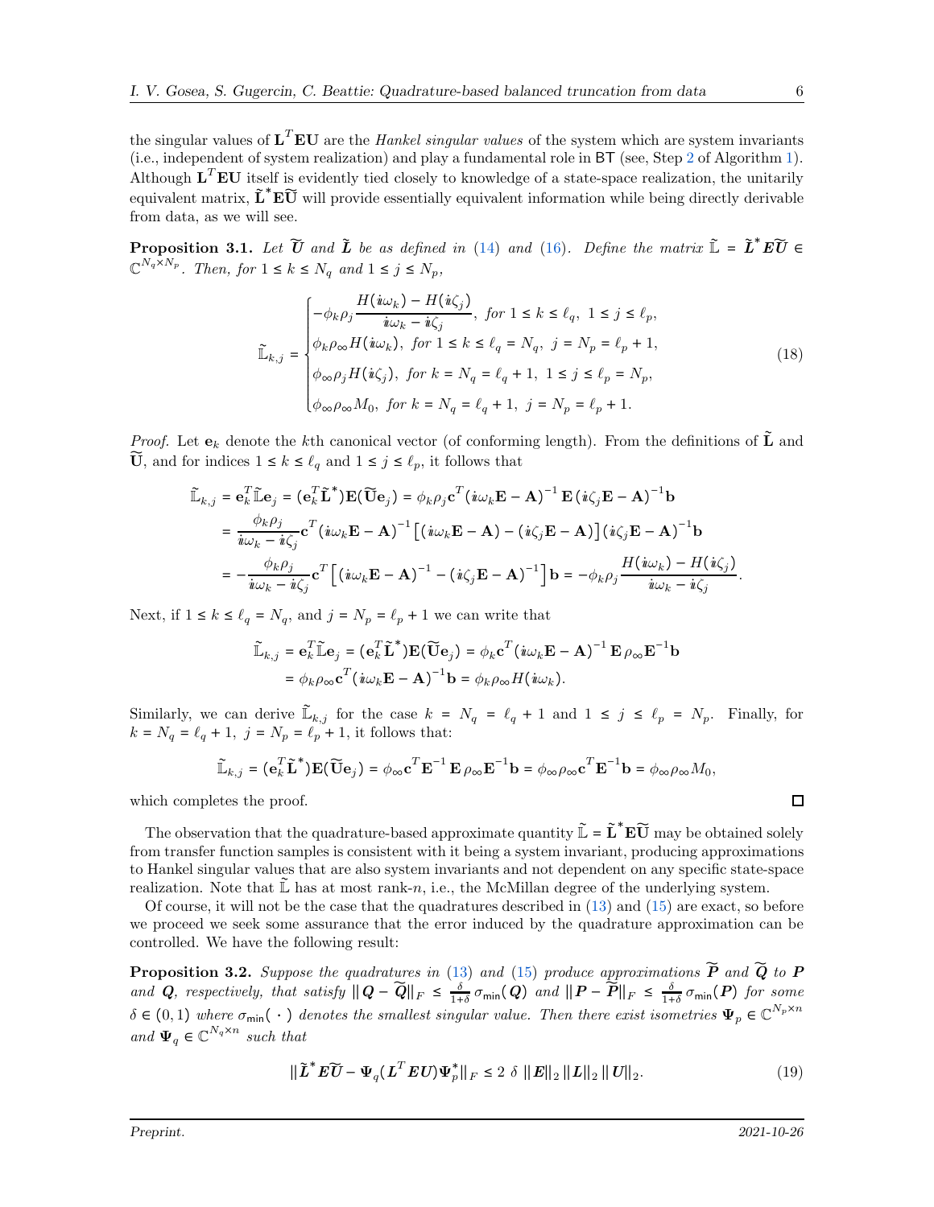the singular values of $\mathbf{L}^T\mathbf{E}\mathbf{U}$ are the *Hankel singular values* of the system which are system invariants (i.e., independent of system realization) and play a fundamental role in BT (see, Step 2 of Algorithm 1). Although $\mathbf{L}^T\mathbf{E}\mathbf{U}$ itself is evidently tied closely to knowledge of a state-space realization, the unitarily equivalent matrix, $\widetilde{\mathbf{L}}^*\mathbf{E}\widetilde{\mathbf{U}}$ will provide essentially equivalent information while being directly derivable from data, as we will see.

**Proposition 3.1.** *Let $\widetilde{\boldsymbol{U}}$ and $\widetilde{\boldsymbol{L}}$ be as defined in (14) and (16). Define the matrix $\widetilde{\mathbb{L}} = \widetilde{\boldsymbol{L}}^*\boldsymbol{E}\widetilde{\boldsymbol{U}} \in \mathbb{C}^{N_q \times N_p}$. Then, for $1 \le k \le N_q$ and $1 \le j \le N_p$,*

$$
\widetilde{\mathbb{L}}_{k,j} = \begin{cases} -\phi_k \rho_j \dfrac{H(\imath\omega_k) - H(\imath\zeta_j)}{\imath\omega_k - \imath\zeta_j}, \text{ for } 1 \le k \le \ell_q,\ 1 \le j \le \ell_p, \\ \phi_k \rho_\infty H(\imath\omega_k), \text{ for } 1 \le k \le \ell_q = N_q,\ j = N_p = \ell_p + 1, \\ \phi_\infty \rho_j H(\imath\zeta_j), \text{ for } k = N_q = \ell_q + 1,\ 1 \le j \le \ell_p = N_p, \\ \phi_\infty \rho_\infty M_0, \text{ for } k = N_q = \ell_q + 1,\ j = N_p = \ell_p + 1. \end{cases} \tag{18}
$$

*Proof.* Let $\mathbf{e}_k$ denote the $k$th canonical vector (of conforming length). From the definitions of $\widetilde{\mathbf{L}}$ and $\widetilde{\mathbf{U}}$, and for indices $1 \le k \le \ell_q$ and $1 \le j \le \ell_p$, it follows that

$$
\begin{aligned}
\widetilde{\mathbb{L}}_{k,j} &= \mathbf{e}_k^T \widetilde{\mathbb{L}} \mathbf{e}_j = (\mathbf{e}_k^T \widetilde{\mathbf{L}}^*)\mathbf{E}(\widetilde{\mathbf{U}}\mathbf{e}_j) = \phi_k \rho_j \mathbf{c}^T (\imath\omega_k \mathbf{E} - \mathbf{A})^{-1} \mathbf{E} (\imath\zeta_j \mathbf{E} - \mathbf{A})^{-1} \mathbf{b} \\
&= \frac{\phi_k \rho_j}{\imath\omega_k - \imath\zeta_j} \mathbf{c}^T (\imath\omega_k \mathbf{E} - \mathbf{A})^{-1} \left[ (\imath\omega_k \mathbf{E} - \mathbf{A}) - (\imath\zeta_j \mathbf{E} - \mathbf{A}) \right] (\imath\zeta_j \mathbf{E} - \mathbf{A})^{-1} \mathbf{b} \\
&= -\frac{\phi_k \rho_j}{\imath\omega_k - \imath\zeta_j} \mathbf{c}^T \left[ (\imath\omega_k \mathbf{E} - \mathbf{A})^{-1} - (\imath\zeta_j \mathbf{E} - \mathbf{A})^{-1} \right] \mathbf{b} = -\phi_k \rho_j \frac{H(\imath\omega_k) - H(\imath\zeta_j)}{\imath\omega_k - \imath\zeta_j}.
\end{aligned}
$$

Next, if $1 \le k \le \ell_q = N_q$, and $j = N_p = \ell_p + 1$ we can write that

$$
\begin{aligned}
\widetilde{\mathbb{L}}_{k,j} &= \mathbf{e}_k^T \widetilde{\mathbb{L}} \mathbf{e}_j = (\mathbf{e}_k^T \widetilde{\mathbf{L}}^*)\mathbf{E}(\widetilde{\mathbf{U}}\mathbf{e}_j) = \phi_k \mathbf{c}^T (\imath\omega_k \mathbf{E} - \mathbf{A})^{-1} \mathbf{E} \rho_\infty \mathbf{E}^{-1} \mathbf{b} \\
&= \phi_k \rho_\infty \mathbf{c}^T (\imath\omega_k \mathbf{E} - \mathbf{A})^{-1} \mathbf{b} = \phi_k \rho_\infty H(\imath\omega_k).
\end{aligned}
$$

Similarly, we can derive $\widetilde{\mathbb{L}}_{k,j}$ for the case $k = N_q = \ell_q + 1$ and $1 \le j \le \ell_p = N_p$. Finally, for $k = N_q = \ell_q + 1,\ j = N_p = \ell_p + 1$, it follows that:

$$
\widetilde{\mathbb{L}}_{k,j} = (\mathbf{e}_k^T \widetilde{\mathbf{L}}^*)\mathbf{E}(\widetilde{\mathbf{U}}\mathbf{e}_j) = \phi_\infty \mathbf{c}^T \mathbf{E}^{-1} \mathbf{E} \rho_\infty \mathbf{E}^{-1} \mathbf{b} = \phi_\infty \rho_\infty \mathbf{c}^T \mathbf{E}^{-1} \mathbf{b} = \phi_\infty \rho_\infty M_0,
$$

which completes the proof. $\square$

The observation that the quadrature-based approximate quantity $\widetilde{\mathbb{L}} = \widetilde{\mathbf{L}}^*\mathbf{E}\widetilde{\mathbf{U}}$ may be obtained solely from transfer function samples is consistent with it being a system invariant, producing approximations to Hankel singular values that are also system invariants and not dependent on any specific state-space realization. Note that $\widetilde{\mathbb{L}}$ has at most rank-$n$, i.e., the McMillan degree of the underlying system.

Of course, it will not be the case that the quadratures described in (13) and (15) are exact, so before we proceed we seek some assurance that the error induced by the quadrature approximation can be controlled. We have the following result:

**Proposition 3.2.** *Suppose the quadratures in (13) and (15) produce approximations $\widetilde{\boldsymbol{P}}$ and $\widetilde{\boldsymbol{Q}}$ to $\boldsymbol{P}$ and $\boldsymbol{Q}$, respectively, that satisfy $\|\boldsymbol{Q} - \widetilde{\boldsymbol{Q}}\|_F \le \frac{\delta}{1+\delta}\sigma_{\min}(\boldsymbol{Q})$ and $\|\boldsymbol{P} - \widetilde{\boldsymbol{P}}\|_F \le \frac{\delta}{1+\delta}\sigma_{\min}(\boldsymbol{P})$ for some $\delta \in (0,1)$ where $\sigma_{\min}(\cdot)$ denotes the smallest singular value. Then there exist isometries $\boldsymbol{\Psi}_p \in \mathbb{C}^{N_p \times n}$ and $\boldsymbol{\Psi}_q \in \mathbb{C}^{N_q \times n}$ such that*

$$
\|\widetilde{\boldsymbol{L}}^*\boldsymbol{E}\widetilde{\boldsymbol{U}} - \boldsymbol{\Psi}_q(\boldsymbol{L}^T\boldsymbol{E}\boldsymbol{U})\boldsymbol{\Psi}_p^*\|_F \le 2\ \delta\ \|\boldsymbol{E}\|_2 \|\boldsymbol{L}\|_2 \|\boldsymbol{U}\|_2. \tag{19}
$$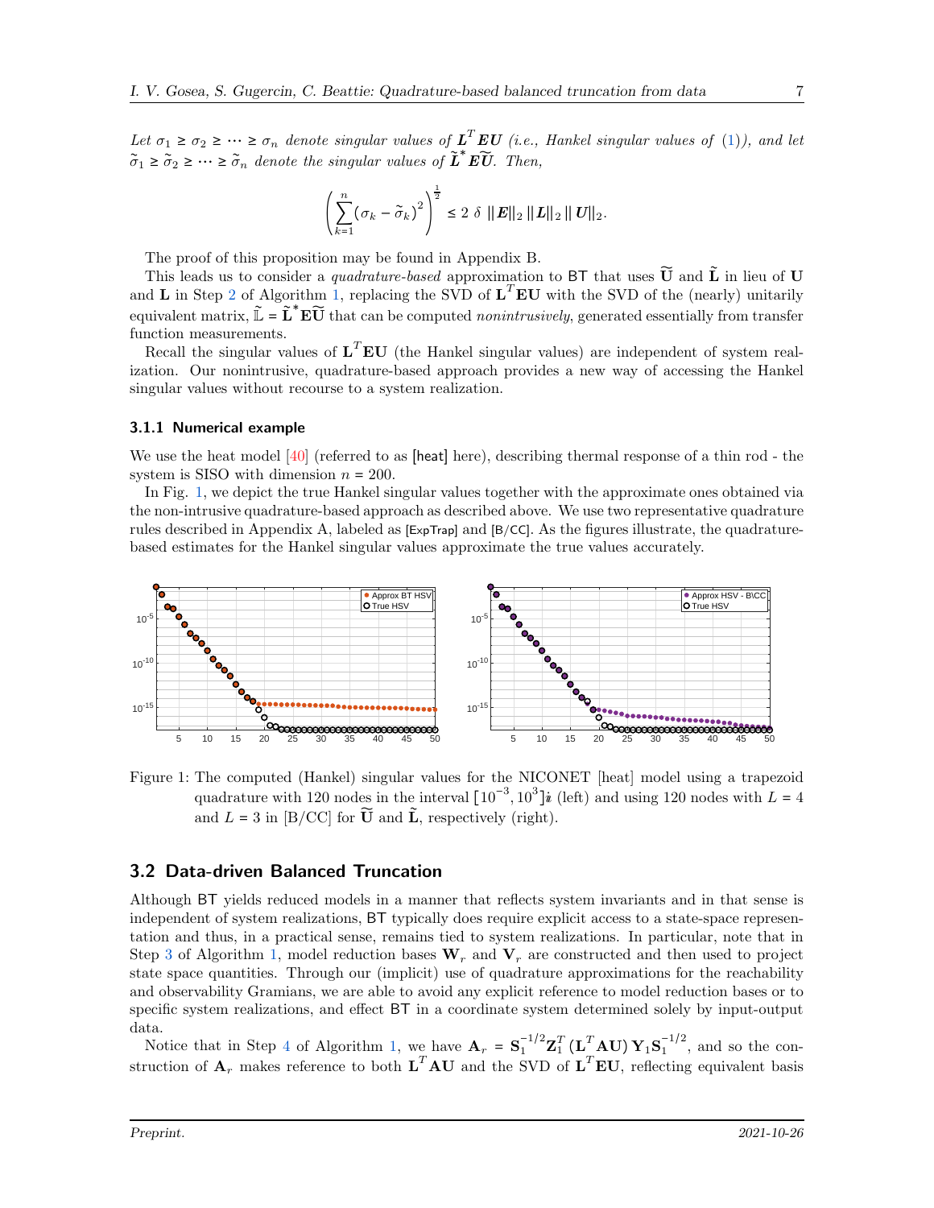*Let $\sigma_1 \geq \sigma_2 \geq \cdots \geq \sigma_n$ denote singular values of $\boldsymbol{L}^T\boldsymbol{E}\boldsymbol{U}$ (i.e., Hankel singular values of (1)), and let $\tilde{\sigma}_1 \geq \tilde{\sigma}_2 \geq \cdots \geq \tilde{\sigma}_n$ denote the singular values of $\widetilde{\boldsymbol{L}}^*\boldsymbol{E}\widetilde{\boldsymbol{U}}$. Then,*

$$\left(\sum_{k=1}^{n}(\sigma_k - \tilde{\sigma}_k)^2\right)^{\frac{1}{2}} \leq 2\ \delta\ \|\boldsymbol{E}\|_2\, \|\boldsymbol{L}\|_2\, \|\boldsymbol{U}\|_2.$$

The proof of this proposition may be found in Appendix B.

This leads us to consider a *quadrature-based* approximation to BT that uses $\widetilde{\mathbf{U}}$ and $\widetilde{\mathbf{L}}$ in lieu of $\mathbf{U}$ and $\mathbf{L}$ in Step 2 of Algorithm 1, replacing the SVD of $\mathbf{L}^T\mathbf{E}\mathbf{U}$ with the SVD of the (nearly) unitarily equivalent matrix, $\widetilde{\mathbb{L}} = \widetilde{\mathbf{L}}^*\mathbf{E}\widetilde{\mathbf{U}}$ that can be computed *nonintrusively*, generated essentially from transfer function measurements.

Recall the singular values of $\mathbf{L}^T\mathbf{E}\mathbf{U}$ (the Hankel singular values) are independent of system realization. Our nonintrusive, quadrature-based approach provides a new way of accessing the Hankel singular values without recourse to a system realization.

### 3.1.1 Numerical example

We use the heat model [40] (referred to as [heat] here), describing thermal response of a thin rod - the system is SISO with dimension $n = 200$.

In Fig. 1, we depict the true Hankel singular values together with the approximate ones obtained via the non-intrusive quadrature-based approach as described above. We use two representative quadrature rules described in Appendix A, labeled as [ExpTrap] and [B/CC]. As the figures illustrate, the quadrature-based estimates for the Hankel singular values approximate the true values accurately.

Figure 1: The computed (Hankel) singular values for the NICONET [heat] model using a trapezoid quadrature with 120 nodes in the interval $[10^{-3}, 10^{3}]\imath$ (left) and using 120 nodes with $L = 4$ and $L = 3$ in [B/CC] for $\widetilde{\mathbf{U}}$ and $\widetilde{\mathbf{L}}$, respectively (right).

## 3.2 Data-driven Balanced Truncation

Although BT yields reduced models in a manner that reflects system invariants and in that sense is independent of system realizations, BT typically does require explicit access to a state-space representation and thus, in a practical sense, remains tied to system realizations. In particular, note that in Step 3 of Algorithm 1, model reduction bases $\mathbf{W}_r$ and $\mathbf{V}_r$ are constructed and then used to project state space quantities. Through our (implicit) use of quadrature approximations for the reachability and observability Gramians, we are able to avoid any explicit reference to model reduction bases or to specific system realizations, and effect BT in a coordinate system determined solely by input-output data.

Notice that in Step 4 of Algorithm 1, we have $\mathbf{A}_r = \mathbf{S}_1^{-1/2}\mathbf{Z}_1^T\left(\mathbf{L}^T\mathbf{A}\mathbf{U}\right)\mathbf{Y}_1\mathbf{S}_1^{-1/2}$, and so the construction of $\mathbf{A}_r$ makes reference to both $\mathbf{L}^T\mathbf{A}\mathbf{U}$ and the SVD of $\mathbf{L}^T\mathbf{E}\mathbf{U}$, reflecting equivalent basis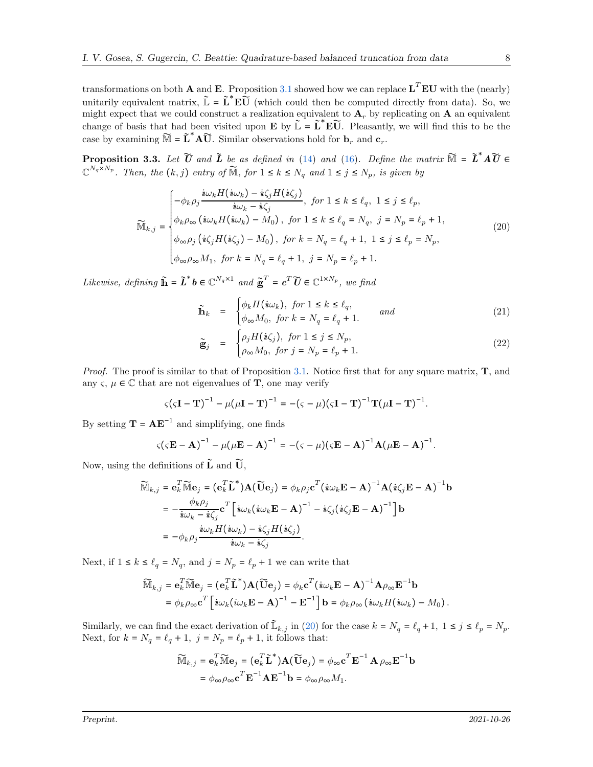transformations on both $\mathbf{A}$ and $\mathbf{E}$. Proposition 3.1 showed how we can replace $\mathbf{L}^T\mathbf{E}\mathbf{U}$ with the (nearly) unitarily equivalent matrix, $\tilde{\mathbb{L}} = \tilde{\mathbf{L}}^*\mathbf{E}\widetilde{\mathbf{U}}$ (which could then be computed directly from data). So, we might expect that we could construct a realization equivalent to $\mathbf{A}_r$ by replicating on $\mathbf{A}$ an equivalent change of basis that had been visited upon $\mathbf{E}$ by $\tilde{\mathbb{L}} = \tilde{\mathbf{L}}^*\mathbf{E}\widetilde{\mathbf{U}}$. Pleasantly, we will find this to be the case by examining $\widetilde{\mathbb{M}} = \tilde{\mathbf{L}}^*\mathbf{A}\widetilde{\mathbf{U}}$. Similar observations hold for $\mathbf{b}_r$ and $\mathbf{c}_r$.

**Proposition 3.3.** *Let $\widetilde{\boldsymbol{U}}$ and $\tilde{\boldsymbol{L}}$ be as defined in (14) and (16). Define the matrix $\widetilde{\mathbb{M}} = \tilde{\boldsymbol{L}}^*\boldsymbol{A}\widetilde{\boldsymbol{U}} \in \mathbb{C}^{N_q\times N_p}$. Then, the $(k,j)$ entry of $\widetilde{\mathbb{M}}$, for $1\le k\le N_q$ and $1\le j\le N_p$, is given by*

$$
\widetilde{\mathbb{M}}_{k,j} = \begin{cases}
-\phi_k\rho_j \dfrac{\imath\omega_k H(\imath\omega_k) - \imath\zeta_j H(\imath\zeta_j)}{\imath\omega_k - \imath\zeta_j}, & \text{for } 1\le k\le \ell_q,\ 1\le j\le \ell_p,\\
\phi_k\rho_\infty\left(\imath\omega_k H(\imath\omega_k) - M_0\right), & \text{for } 1\le k\le \ell_q = N_q,\ j = N_p = \ell_p+1,\\
\phi_\infty\rho_j\left(\imath\zeta_j H(\imath\zeta_j) - M_0\right), & \text{for } k = N_q = \ell_q+1,\ 1\le j\le \ell_p = N_p,\\
\phi_\infty\rho_\infty M_1, & \text{for } k = N_q = \ell_q+1,\ j = N_p = \ell_p+1.
\end{cases} \tag{20}
$$

*Likewise, defining $\tilde{\mathbb{h}} = \tilde{\boldsymbol{L}}^*\boldsymbol{b} \in \mathbb{C}^{N_q\times 1}$ and $\tilde{\mathbb{g}}^T = \boldsymbol{c}^T\widetilde{\boldsymbol{U}} \in \mathbb{C}^{1\times N_p}$, we find*

$$
\tilde{\mathbb{h}}_k = \begin{cases}
\phi_k H(\imath\omega_k), & \text{for } 1\le k\le \ell_q,\\
\phi_\infty M_0, & \text{for } k = N_q = \ell_q+1.
\end{cases} \quad \textit{and} \tag{21}
$$

$$
\tilde{\mathbb{g}}_j = \begin{cases}
\rho_j H(\imath\zeta_j), & \text{for } 1\le j\le N_p,\\
\rho_\infty M_0, & \text{for } j = N_p = \ell_p+1.
\end{cases} \tag{22}
$$

*Proof.* The proof is similar to that of Proposition 3.1. Notice first that for any square matrix, $\mathbf{T}$, and any $\varsigma,\ \mu \in \mathbb{C}$ that are not eigenvalues of $\mathbf{T}$, one may verify

$$
\varsigma(\varsigma\mathbf{I}-\mathbf{T})^{-1} - \mu(\mu\mathbf{I}-\mathbf{T})^{-1} = -(\varsigma-\mu)(\varsigma\mathbf{I}-\mathbf{T})^{-1}\mathbf{T}(\mu\mathbf{I}-\mathbf{T})^{-1}.
$$

By setting $\mathbf{T} = \mathbf{A}\mathbf{E}^{-1}$ and simplifying, one finds

$$
\varsigma(\varsigma\mathbf{E}-\mathbf{A})^{-1} - \mu(\mu\mathbf{E}-\mathbf{A})^{-1} = -(\varsigma-\mu)(\varsigma\mathbf{E}-\mathbf{A})^{-1}\mathbf{A}(\mu\mathbf{E}-\mathbf{A})^{-1}.
$$

Now, using the definitions of $\tilde{\mathbf{L}}$ and $\widetilde{\mathbf{U}}$,

$$
\begin{aligned}
\widetilde{\mathbb{M}}_{k,j} &= \mathbf{e}_k^T\widetilde{\mathbb{M}}\mathbf{e}_j = (\mathbf{e}_k^T\tilde{\mathbf{L}}^*)\mathbf{A}(\widetilde{\mathbf{U}}\mathbf{e}_j) = \phi_k\rho_j\mathbf{c}^T(\imath\omega_k\mathbf{E}-\mathbf{A})^{-1}\mathbf{A}(\imath\zeta_j\mathbf{E}-\mathbf{A})^{-1}\mathbf{b}\\
&= -\frac{\phi_k\rho_j}{\imath\omega_k-\imath\zeta_j}\mathbf{c}^T\left[\imath\omega_k(\imath\omega_k\mathbf{E}-\mathbf{A})^{-1} - \imath\zeta_j(\imath\zeta_j\mathbf{E}-\mathbf{A})^{-1}\right]\mathbf{b}\\
&= -\phi_k\rho_j\frac{\imath\omega_k H(\imath\omega_k) - \imath\zeta_j H(\imath\zeta_j)}{\imath\omega_k-\imath\zeta_j}.
\end{aligned}
$$

Next, if $1\le k\le \ell_q = N_q$, and $j = N_p = \ell_p+1$ we can write that

$$
\begin{aligned}
\widetilde{\mathbb{M}}_{k,j} &= \mathbf{e}_k^T\widetilde{\mathbb{M}}\mathbf{e}_j = (\mathbf{e}_k^T\tilde{\mathbf{L}}^*)\mathbf{A}(\widetilde{\mathbf{U}}\mathbf{e}_j) = \phi_k\mathbf{c}^T(\imath\omega_k\mathbf{E}-\mathbf{A})^{-1}\mathbf{A}\rho_\infty\mathbf{E}^{-1}\mathbf{b}\\
&= \phi_k\rho_\infty\mathbf{c}^T\left[\imath\omega_k(i\omega_k\mathbf{E}-\mathbf{A})^{-1} - \mathbf{E}^{-1}\right]\mathbf{b} = \phi_k\rho_\infty\left(\imath\omega_k H(\imath\omega_k) - M_0\right).
\end{aligned}
$$

Similarly, we can find the exact derivation of $\tilde{\mathbb{L}}_{k,j}$ in (20) for the case $k = N_q = \ell_q+1,\ 1\le j\le \ell_p = N_p$. Next, for $k = N_q = \ell_q+1,\ j = N_p = \ell_p+1$, it follows that:

$$
\begin{aligned}
\widetilde{\mathbb{M}}_{k,j} &= \mathbf{e}_k^T\widetilde{\mathbb{M}}\mathbf{e}_j = (\mathbf{e}_k^T\tilde{\mathbf{L}}^*)\mathbf{A}(\widetilde{\mathbf{U}}\mathbf{e}_j) = \phi_\infty\mathbf{c}^T\mathbf{E}^{-1}\,\mathbf{A}\,\rho_\infty\mathbf{E}^{-1}\mathbf{b}\\
&= \phi_\infty\rho_\infty\mathbf{c}^T\mathbf{E}^{-1}\mathbf{A}\mathbf{E}^{-1}\mathbf{b} = \phi_\infty\rho_\infty M_1.
\end{aligned}
$$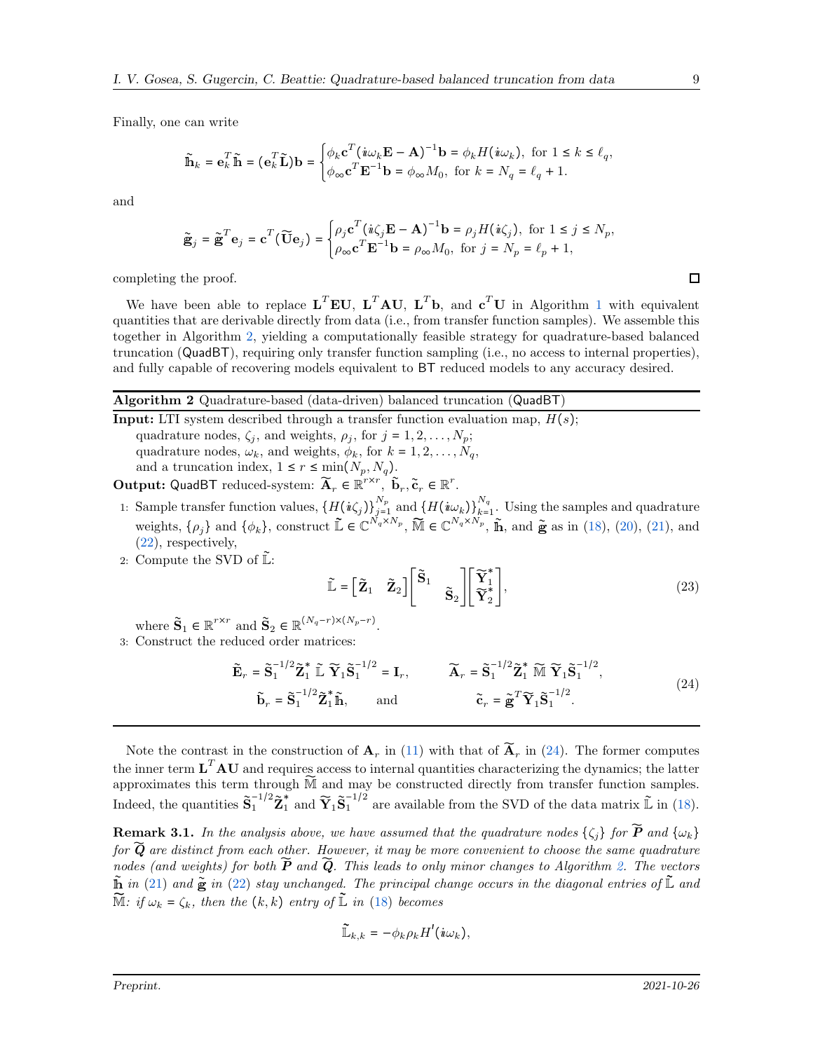Finally, one can write

$$\tilde{\mathbb{h}}_k = \mathbf{e}_k^T \tilde{\mathbb{h}} = (\mathbf{e}_k^T \widetilde{\mathbf{L}})\mathbf{b} = \begin{cases} \phi_k \mathbf{c}^T (\dot{\imath}\omega_k \mathbf{E} - \mathbf{A})^{-1}\mathbf{b} = \phi_k H(\dot{\imath}\omega_k), & \text{for } 1 \leq k \leq \ell_q, \\ \phi_\infty \mathbf{c}^T \mathbf{E}^{-1}\mathbf{b} = \phi_\infty M_0, & \text{for } k = N_q = \ell_q + 1. \end{cases}$$

and

$$\tilde{\mathbb{g}}_j = \tilde{\mathbb{g}}^T \mathbf{e}_j = \mathbf{c}^T (\widetilde{\mathbf{U}}\mathbf{e}_j) = \begin{cases} \rho_j \mathbf{c}^T (\dot{\imath}\zeta_j \mathbf{E} - \mathbf{A})^{-1}\mathbf{b} = \rho_j H(\dot{\imath}\zeta_j), & \text{for } 1 \leq j \leq N_p, \\ \rho_\infty \mathbf{c}^T \mathbf{E}^{-1}\mathbf{b} = \rho_\infty M_0, & \text{for } j = N_p = \ell_p + 1, \end{cases}$$

completing the proof. □

We have been able to replace $\mathbf{L}^T\mathbf{E}\mathbf{U}$, $\mathbf{L}^T\mathbf{A}\mathbf{U}$, $\mathbf{L}^T\mathbf{b}$, and $\mathbf{c}^T\mathbf{U}$ in Algorithm 1 with equivalent quantities that are derivable directly from data (i.e., from transfer function samples). We assemble this together in Algorithm 2, yielding a computationally feasible strategy for quadrature-based balanced truncation (QuadBT), requiring only transfer function sampling (i.e., no access to internal properties), and fully capable of recovering models equivalent to BT reduced models to any accuracy desired.

---

**Algorithm 2** Quadrature-based (data-driven) balanced truncation (QuadBT)

---

**Input:** LTI system described through a transfer function evaluation map, $H(s)$;
quadrature nodes, $\zeta_j$, and weights, $\rho_j$, for $j = 1, 2, \ldots, N_p$;
quadrature nodes, $\omega_k$, and weights, $\phi_k$, for $k = 1, 2, \ldots, N_q$,
and a truncation index, $1 \leq r \leq \min(N_p, N_q)$.

**Output:** QuadBT reduced-system: $\widetilde{\mathbf{A}}_r \in \mathbb{R}^{r\times r}$, $\tilde{\mathbf{b}}_r, \tilde{\mathbf{c}}_r \in \mathbb{R}^r$.

1: Sample transfer function values, $\{H(\dot{\imath}\zeta_j)\}_{j=1}^{N_p}$ and $\{H(\dot{\imath}\omega_k)\}_{k=1}^{N_q}$. Using the samples and quadrature weights, $\{\rho_j\}$ and $\{\phi_k\}$, construct $\tilde{\mathbb{L}} \in \mathbb{C}^{N_q\times N_p}$, $\widetilde{\mathbb{M}} \in \mathbb{C}^{N_q\times N_p}$, $\tilde{\mathbb{h}}$, and $\tilde{\mathbb{g}}$ as in (18), (20), (21), and (22), respectively,

2: Compute the SVD of $\tilde{\mathbb{L}}$:

$$\tilde{\mathbb{L}} = \begin{bmatrix} \tilde{\mathbf{Z}}_1 & \tilde{\mathbf{Z}}_2 \end{bmatrix} \begin{bmatrix} \tilde{\mathbf{S}}_1 & \\ & \tilde{\mathbf{S}}_2 \end{bmatrix} \begin{bmatrix} \widetilde{\mathbf{Y}}_1^* \\ \widetilde{\mathbf{Y}}_2^* \end{bmatrix}, \tag{23}$$

where $\tilde{\mathbf{S}}_1 \in \mathbb{R}^{r\times r}$ and $\tilde{\mathbf{S}}_2 \in \mathbb{R}^{(N_q-r)\times(N_p-r)}$.

3: Construct the reduced order matrices:

$$\begin{aligned} \tilde{\mathbf{E}}_r &= \tilde{\mathbf{S}}_1^{-1/2}\tilde{\mathbf{Z}}_1^* \,\tilde{\mathbb{L}}\, \widetilde{\mathbf{Y}}_1\tilde{\mathbf{S}}_1^{-1/2} = \mathbf{I}_r, & \widetilde{\mathbf{A}}_r &= \tilde{\mathbf{S}}_1^{-1/2}\tilde{\mathbf{Z}}_1^* \,\widetilde{\mathbb{M}}\, \widetilde{\mathbf{Y}}_1\tilde{\mathbf{S}}_1^{-1/2}, \\ \tilde{\mathbf{b}}_r &= \tilde{\mathbf{S}}_1^{-1/2}\tilde{\mathbf{Z}}_1^*\tilde{\mathbb{h}}, \quad \text{and} & \tilde{\mathbf{c}}_r &= \tilde{\mathbb{g}}^T\widetilde{\mathbf{Y}}_1\tilde{\mathbf{S}}_1^{-1/2}. \end{aligned} \tag{24}$$

---

Note the contrast in the construction of $\mathbf{A}_r$ in (11) with that of $\widetilde{\mathbf{A}}_r$ in (24). The former computes the inner term $\mathbf{L}^T\mathbf{A}\mathbf{U}$ and requires access to internal quantities characterizing the dynamics; the latter approximates this term through $\widetilde{\mathbb{M}}$ and may be constructed directly from transfer function samples. Indeed, the quantities $\tilde{\mathbf{S}}_1^{-1/2}\tilde{\mathbf{Z}}_1^*$ and $\widetilde{\mathbf{Y}}_1\tilde{\mathbf{S}}_1^{-1/2}$ are available from the SVD of the data matrix $\tilde{\mathbb{L}}$ in (18).

**Remark 3.1.** *In the analysis above, we have assumed that the quadrature nodes $\{\zeta_j\}$ for $\widetilde{\boldsymbol{P}}$ and $\{\omega_k\}$ for $\widetilde{\boldsymbol{Q}}$ are distinct from each other. However, it may be more convenient to choose the same quadrature nodes (and weights) for both $\widetilde{\boldsymbol{P}}$ and $\widetilde{\boldsymbol{Q}}$. This leads to only minor changes to Algorithm 2. The vectors $\tilde{\mathbb{h}}$ in (21) and $\tilde{\mathbb{g}}$ in (22) stay unchanged. The principal change occurs in the diagonal entries of $\tilde{\mathbb{L}}$ and $\widetilde{\mathbb{M}}$: if $\omega_k = \zeta_k$, then the $(k,k)$ entry of $\tilde{\mathbb{L}}$ in (18) becomes*

$$\tilde{\mathbb{L}}_{k,k} = -\phi_k\rho_k H'(\dot{\imath}\omega_k),$$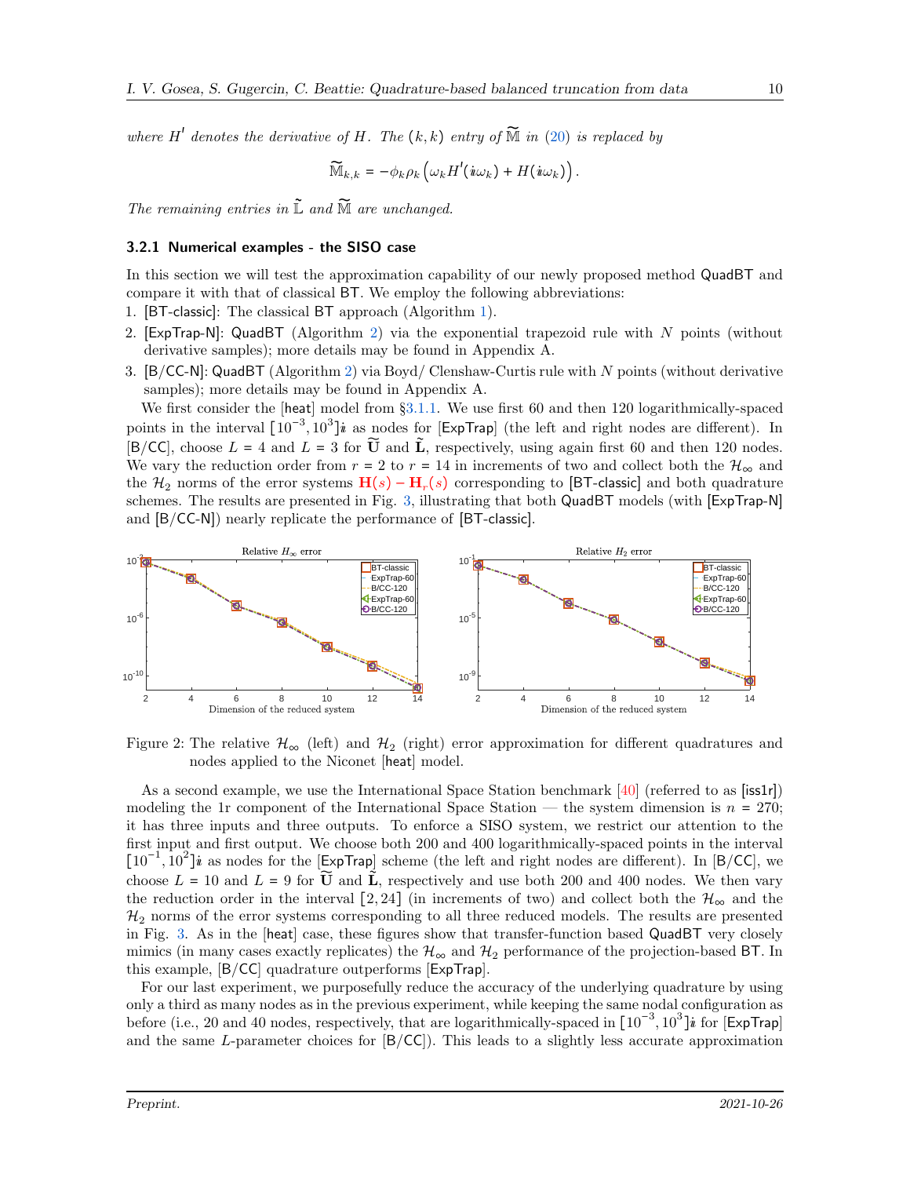*where $H'$ denotes the derivative of $H$. The $(k,k)$ entry of $\widetilde{\mathbb{M}}$ in (20) is replaced by*

$$\widetilde{\mathbb{M}}_{k,k} = -\phi_k \rho_k \left(\omega_k H'(\imath\omega_k) + H(\imath\omega_k)\right).$$

*The remaining entries in $\tilde{\mathbb{L}}$ and $\widetilde{\mathbb{M}}$ are unchanged.*

### 3.2.1 Numerical examples - the SISO case

In this section we will test the approximation capability of our newly proposed method QuadBT and compare it with that of classical BT. We employ the following abbreviations:

1. [BT-classic]: The classical BT approach (Algorithm 1).
2. [ExpTrap-N]: QuadBT (Algorithm 2) via the exponential trapezoid rule with $N$ points (without derivative samples); more details may be found in Appendix A.
3. [B/CC-N]: QuadBT (Algorithm 2) via Boyd/ Clenshaw-Curtis rule with $N$ points (without derivative samples); more details may be found in Appendix A.

We first consider the [heat] model from §3.1.1. We use first 60 and then 120 logarithmically-spaced points in the interval $[10^{-3}, 10^{3}]\imath$ as nodes for [ExpTrap] (the left and right nodes are different). In [B/CC], choose $L = 4$ and $L = 3$ for $\widetilde{\mathbf{U}}$ and $\tilde{\mathbf{L}}$, respectively, using again first 60 and then 120 nodes. We vary the reduction order from $r = 2$ to $r = 14$ in increments of two and collect both the $\mathcal{H}_\infty$ and the $\mathcal{H}_2$ norms of the error systems $\mathbf{H}(s) - \mathbf{H}_r(s)$ corresponding to [BT-classic] and both quadrature schemes. The results are presented in Fig. 3, illustrating that both QuadBT models (with [ExpTrap-N] and [B/CC-N]) nearly replicate the performance of [BT-classic].

Figure 2: The relative $\mathcal{H}_\infty$ (left) and $\mathcal{H}_2$ (right) error approximation for different quadratures and nodes applied to the Niconet [heat] model.

As a second example, we use the International Space Station benchmark [40] (referred to as [iss1r]) modeling the 1r component of the International Space Station — the system dimension is $n = 270$; it has three inputs and three outputs. To enforce a SISO system, we restrict our attention to the first input and first output. We choose both 200 and 400 logarithmically-spaced points in the interval $[10^{-1}, 10^{2}]\imath$ as nodes for the [ExpTrap] scheme (the left and right nodes are different). In [B/CC], we choose $L = 10$ and $L = 9$ for $\widetilde{\mathbf{U}}$ and $\tilde{\mathbf{L}}$, respectively and use both 200 and 400 nodes. We then vary the reduction order in the interval $[2, 24]$ (in increments of two) and collect both the $\mathcal{H}_\infty$ and the $\mathcal{H}_2$ norms of the error systems corresponding to all three reduced models. The results are presented in Fig. 3. As in the [heat] case, these figures show that transfer-function based QuadBT very closely mimics (in many cases exactly replicates) the $\mathcal{H}_\infty$ and $\mathcal{H}_2$ performance of the projection-based BT. In this example, [B/CC] quadrature outperforms [ExpTrap].

For our last experiment, we purposefully reduce the accuracy of the underlying quadrature by using only a third as many nodes as in the previous experiment, while keeping the same nodal configuration as before (i.e., 20 and 40 nodes, respectively, that are logarithmically-spaced in $[10^{-3}, 10^{3}]\imath$ for [ExpTrap] and the same $L$-parameter choices for [B/CC]). This leads to a slightly less accurate approximation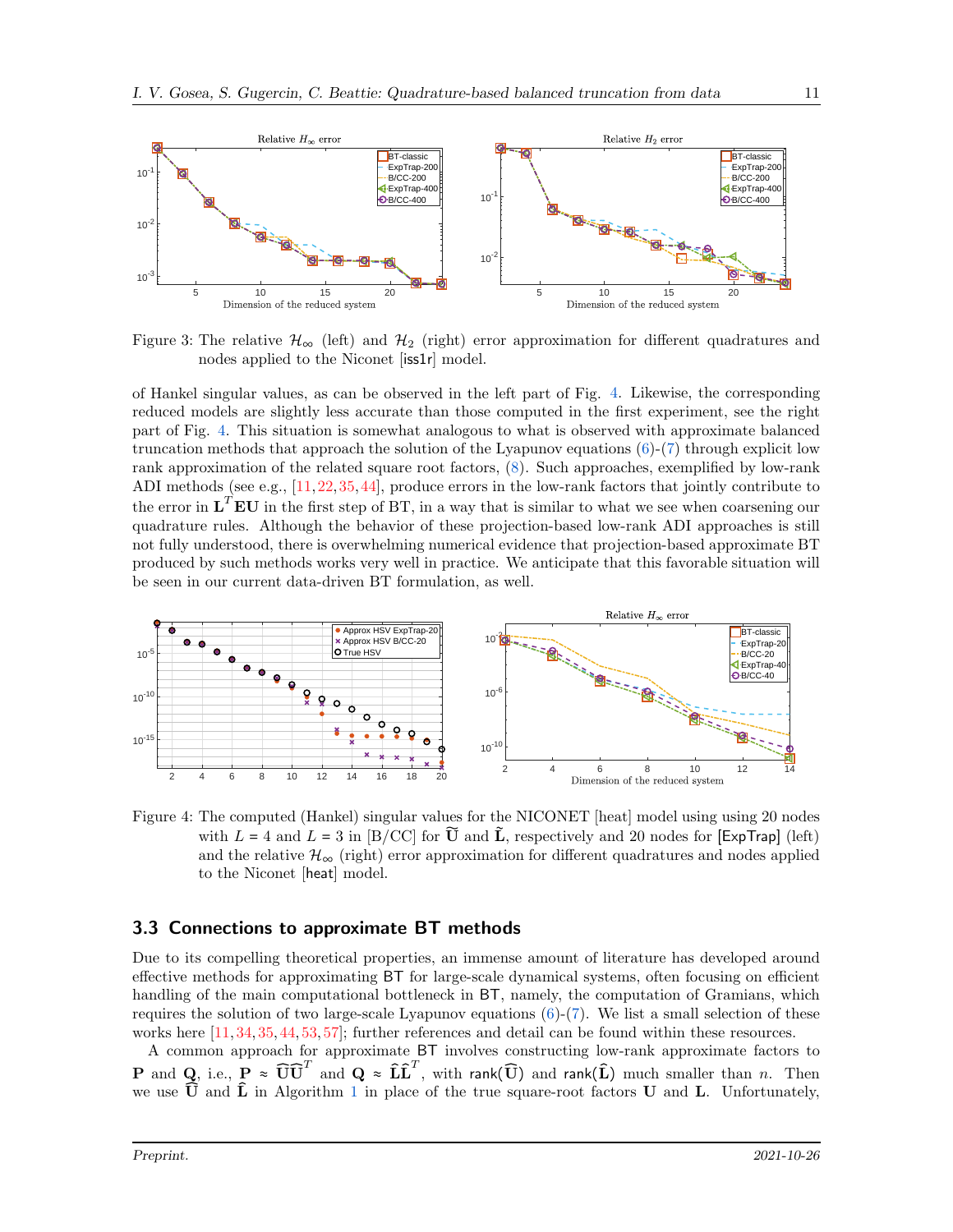Figure 3: The relative $\mathcal{H}_\infty$ (left) and $\mathcal{H}_2$ (right) error approximation for different quadratures and nodes applied to the Niconet [iss1r] model.

of Hankel singular values, as can be observed in the left part of Fig. 4. Likewise, the corresponding reduced models are slightly less accurate than those computed in the first experiment, see the right part of Fig. 4. This situation is somewhat analogous to what is observed with approximate balanced truncation methods that approach the solution of the Lyapunov equations (6)-(7) through explicit low rank approximation of the related square root factors, (8). Such approaches, exemplified by low-rank ADI methods (see e.g., [11, 22, 35, 44], produce errors in the low-rank factors that jointly contribute to the error in $\mathbf{L}^T\mathbf{E}\mathbf{U}$ in the first step of BT, in a way that is similar to what we see when coarsening our quadrature rules. Although the behavior of these projection-based low-rank ADI approaches is still not fully understood, there is overwhelming numerical evidence that projection-based approximate BT produced by such methods works very well in practice. We anticipate that this favorable situation will be seen in our current data-driven BT formulation, as well.

Figure 4: The computed (Hankel) singular values for the NICONET [heat] model using using 20 nodes with $L = 4$ and $L = 3$ in [B/CC] for $\widetilde{\mathbf{U}}$ and $\widetilde{\mathbf{L}}$, respectively and 20 nodes for [ExpTrap] (left) and the relative $\mathcal{H}_\infty$ (right) error approximation for different quadratures and nodes applied to the Niconet [heat] model.

## 3.3 Connections to approximate BT methods

Due to its compelling theoretical properties, an immense amount of literature has developed around effective methods for approximating BT for large-scale dynamical systems, often focusing on efficient handling of the main computational bottleneck in BT, namely, the computation of Gramians, which requires the solution of two large-scale Lyapunov equations (6)-(7). We list a small selection of these works here [11, 34, 35, 44, 53, 57]; further references and detail can be found within these resources.

A common approach for approximate BT involves constructing low-rank approximate factors to $\mathbf{P}$ and $\mathbf{Q}$, i.e., $\mathbf{P} \approx \widehat{\mathbf{U}}\widehat{\mathbf{U}}^T$ and $\mathbf{Q} \approx \widehat{\mathbf{L}}\widehat{\mathbf{L}}^T$, with $\mathsf{rank}(\widehat{\mathbf{U}})$ and $\mathsf{rank}(\widehat{\mathbf{L}})$ much smaller than $n$. Then we use $\widehat{\mathbf{U}}$ and $\widehat{\mathbf{L}}$ in Algorithm 1 in place of the true square-root factors $\mathbf{U}$ and $\mathbf{L}$. Unfortunately,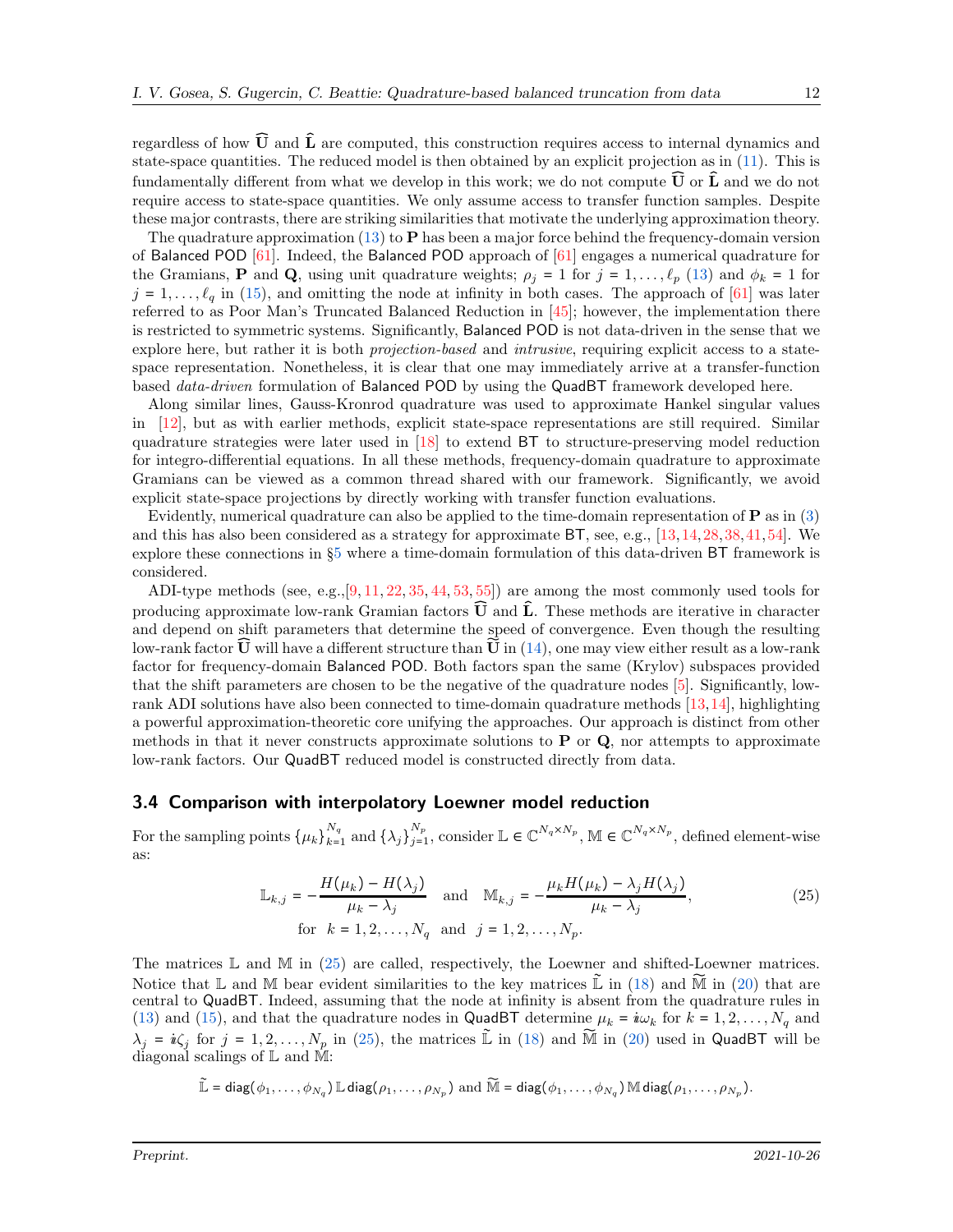regardless of how $\widehat{\mathbf{U}}$ and $\widehat{\mathbf{L}}$ are computed, this construction requires access to internal dynamics and state-space quantities. The reduced model is then obtained by an explicit projection as in (11). This is fundamentally different from what we develop in this work; we do not compute $\widehat{\mathbf{U}}$ or $\widehat{\mathbf{L}}$ and we do not require access to state-space quantities. We only assume access to transfer function samples. Despite these major contrasts, there are striking similarities that motivate the underlying approximation theory.

The quadrature approximation (13) to $\mathbf{P}$ has been a major force behind the frequency-domain version of Balanced POD [61]. Indeed, the Balanced POD approach of [61] engages a numerical quadrature for the Gramians, $\mathbf{P}$ and $\mathbf{Q}$, using unit quadrature weights; $\rho_j = 1$ for $j = 1, \ldots, \ell_p$ (13) and $\phi_k = 1$ for $j = 1, \ldots, \ell_q$ in (15), and omitting the node at infinity in both cases. The approach of [61] was later referred to as Poor Man's Truncated Balanced Reduction in [45]; however, the implementation there is restricted to symmetric systems. Significantly, Balanced POD is not data-driven in the sense that we explore here, but rather it is both *projection-based* and *intrusive*, requiring explicit access to a state-space representation. Nonetheless, it is clear that one may immediately arrive at a transfer-function based *data-driven* formulation of Balanced POD by using the QuadBT framework developed here.

Along similar lines, Gauss-Kronrod quadrature was used to approximate Hankel singular values in [12], but as with earlier methods, explicit state-space representations are still required. Similar quadrature strategies were later used in [18] to extend BT to structure-preserving model reduction for integro-differential equations. In all these methods, frequency-domain quadrature to approximate Gramians can be viewed as a common thread shared with our framework. Significantly, we avoid explicit state-space projections by directly working with transfer function evaluations.

Evidently, numerical quadrature can also be applied to the time-domain representation of $\mathbf{P}$ as in (3) and this has also been considered as a strategy for approximate BT, see, e.g., [13, 14, 28, 38, 41, 54]. We explore these connections in §5 where a time-domain formulation of this data-driven BT framework is considered.

ADI-type methods (see, e.g.,[9, 11, 22, 35, 44, 53, 55]) are among the most commonly used tools for producing approximate low-rank Gramian factors $\widehat{\mathbf{U}}$ and $\widehat{\mathbf{L}}$. These methods are iterative in character and depend on shift parameters that determine the speed of convergence. Even though the resulting low-rank factor $\widehat{\mathbf{U}}$ will have a different structure than $\widetilde{\mathbf{U}}$ in (14), one may view either result as a low-rank factor for frequency-domain Balanced POD. Both factors span the same (Krylov) subspaces provided that the shift parameters are chosen to be the negative of the quadrature nodes [5]. Significantly, low-rank ADI solutions have also been connected to time-domain quadrature methods [13, 14], highlighting a powerful approximation-theoretic core unifying the approaches. Our approach is distinct from other methods in that it never constructs approximate solutions to $\mathbf{P}$ or $\mathbf{Q}$, nor attempts to approximate low-rank factors. Our QuadBT reduced model is constructed directly from data.

### 3.4 Comparison with interpolatory Loewner model reduction

For the sampling points $\{\mu_k\}_{k=1}^{N_q}$ and $\{\lambda_j\}_{j=1}^{N_p}$, consider $\mathbb{L} \in \mathbb{C}^{N_q \times N_p}$, $\mathbb{M} \in \mathbb{C}^{N_q \times N_p}$, defined element-wise as:

$$\mathbb{L}_{k,j} = -\frac{H(\mu_k) - H(\lambda_j)}{\mu_k - \lambda_j} \quad \text{and} \quad \mathbb{M}_{k,j} = -\frac{\mu_k H(\mu_k) - \lambda_j H(\lambda_j)}{\mu_k - \lambda_j}, \qquad (25)$$
$$\text{for} \quad k = 1, 2, \ldots, N_q \quad \text{and} \quad j = 1, 2, \ldots, N_p.$$

The matrices $\mathbb{L}$ and $\mathbb{M}$ in (25) are called, respectively, the Loewner and shifted-Loewner matrices. Notice that $\mathbb{L}$ and $\mathbb{M}$ bear evident similarities to the key matrices $\widetilde{\mathbb{L}}$ in (18) and $\widetilde{\mathbb{M}}$ in (20) that are central to QuadBT. Indeed, assuming that the node at infinity is absent from the quadrature rules in (13) and (15), and that the quadrature nodes in QuadBT determine $\mu_k = \imath\omega_k$ for $k = 1, 2, \ldots, N_q$ and $\lambda_j = \imath\zeta_j$ for $j = 1, 2, \ldots, N_p$ in (25), the matrices $\widetilde{\mathbb{L}}$ in (18) and $\widetilde{\mathbb{M}}$ in (20) used in QuadBT will be diagonal scalings of $\mathbb{L}$ and $\mathbb{M}$:

$$\widetilde{\mathbb{L}} = \mathsf{diag}(\phi_1, \ldots, \phi_{N_q})\, \mathbb{L}\, \mathsf{diag}(\rho_1, \ldots, \rho_{N_p}) \text{ and } \widetilde{\mathbb{M}} = \mathsf{diag}(\phi_1, \ldots, \phi_{N_q})\, \mathbb{M}\, \mathsf{diag}(\rho_1, \ldots, \rho_{N_p}).$$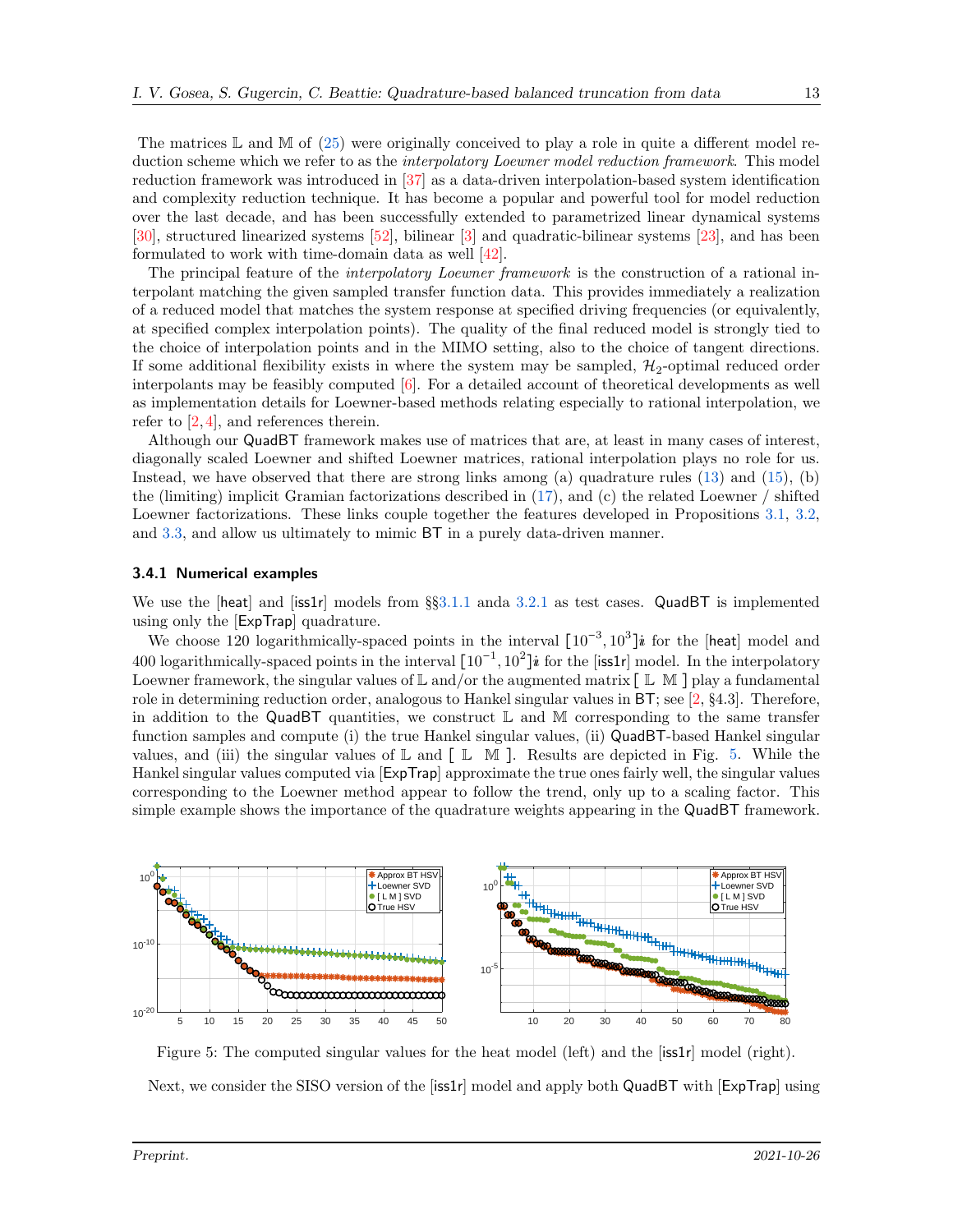The matrices $\mathbb{L}$ and $\mathbb{M}$ of (25) were originally conceived to play a role in quite a different model reduction scheme which we refer to as the *interpolatory Loewner model reduction framework*. This model reduction framework was introduced in [37] as a data-driven interpolation-based system identification and complexity reduction technique. It has become a popular and powerful tool for model reduction over the last decade, and has been successfully extended to parametrized linear dynamical systems [30], structured linearized systems [52], bilinear [3] and quadratic-bilinear systems [23], and has been formulated to work with time-domain data as well [42].

The principal feature of the *interpolatory Loewner framework* is the construction of a rational interpolant matching the given sampled transfer function data. This provides immediately a realization of a reduced model that matches the system response at specified driving frequencies (or equivalently, at specified complex interpolation points). The quality of the final reduced model is strongly tied to the choice of interpolation points and in the MIMO setting, also to the choice of tangent directions. If some additional flexibility exists in where the system may be sampled, $\mathcal{H}_2$-optimal reduced order interpolants may be feasibly computed [6]. For a detailed account of theoretical developments as well as implementation details for Loewner-based methods relating especially to rational interpolation, we refer to [2, 4], and references therein.

Although our QuadBT framework makes use of matrices that are, at least in many cases of interest, diagonally scaled Loewner and shifted Loewner matrices, rational interpolation plays no role for us. Instead, we have observed that there are strong links among (a) quadrature rules (13) and (15), (b) the (limiting) implicit Gramian factorizations described in (17), and (c) the related Loewner / shifted Loewner factorizations. These links couple together the features developed in Propositions 3.1, 3.2, and 3.3, and allow us ultimately to mimic BT in a purely data-driven manner.

### 3.4.1 Numerical examples

We use the [heat] and [iss1r] models from §§3.1.1 anda 3.2.1 as test cases. QuadBT is implemented using only the [ExpTrap] quadrature.

We choose 120 logarithmically-spaced points in the interval $[10^{-3}, 10^{3}]\imath$ for the [heat] model and 400 logarithmically-spaced points in the interval $[10^{-1}, 10^{2}]\imath$ for the [iss1r] model. In the interpolatory Loewner framework, the singular values of $\mathbb{L}$ and/or the augmented matrix $[\ \mathbb{L}\ \ \mathbb{M}\ ]$ play a fundamental role in determining reduction order, analogous to Hankel singular values in BT; see [2, §4.3]. Therefore, in addition to the QuadBT quantities, we construct $\mathbb{L}$ and $\mathbb{M}$ corresponding to the same transfer function samples and compute (i) the true Hankel singular values, (ii) QuadBT-based Hankel singular values, and (iii) the singular values of $\mathbb{L}$ and $[\ \mathbb{L}\ \ \mathbb{M}\ ]$. Results are depicted in Fig. 5. While the Hankel singular values computed via [ExpTrap] approximate the true ones fairly well, the singular values corresponding to the Loewner method appear to follow the trend, only up to a scaling factor. This simple example shows the importance of the quadrature weights appearing in the QuadBT framework.

Figure 5: The computed singular values for the heat model (left) and the [iss1r] model (right).

Next, we consider the SISO version of the [iss1r] model and apply both QuadBT with [ExpTrap] using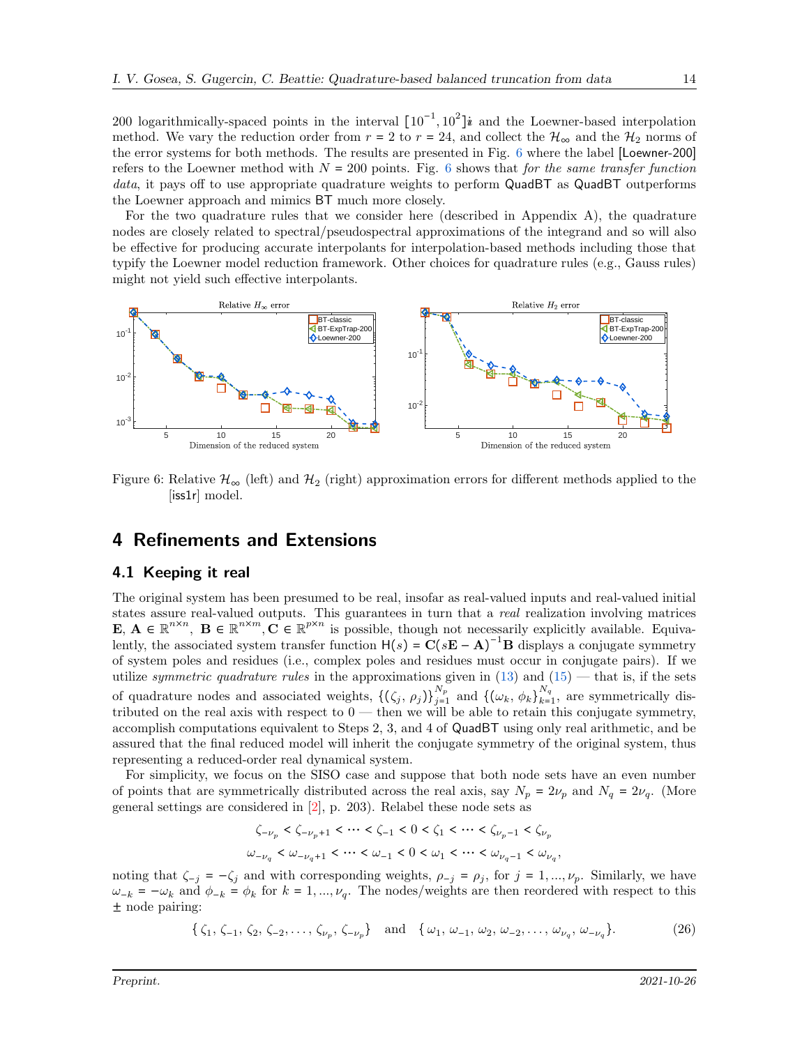200 logarithmically-spaced points in the interval $[10^{-1}, 10^{2}]i$ and the Loewner-based interpolation method. We vary the reduction order from $r = 2$ to $r = 24$, and collect the $\mathcal{H}_\infty$ and the $\mathcal{H}_2$ norms of the error systems for both methods. The results are presented in Fig. 6 where the label [Loewner-200] refers to the Loewner method with $N = 200$ points. Fig. 6 shows that *for the same transfer function data*, it pays off to use appropriate quadrature weights to perform QuadBT as QuadBT outperforms the Loewner approach and mimics BT much more closely.

For the two quadrature rules that we consider here (described in Appendix A), the quadrature nodes are closely related to spectral/pseudospectral approximations of the integrand and so will also be effective for producing accurate interpolants for interpolation-based methods including those that typify the Loewner model reduction framework. Other choices for quadrature rules (e.g., Gauss rules) might not yield such effective interpolants.

Figure 6: Relative $\mathcal{H}_\infty$ (left) and $\mathcal{H}_2$ (right) approximation errors for different methods applied to the [iss1r] model.

## 4 Refinements and Extensions

### 4.1 Keeping it real

The original system has been presumed to be real, insofar as real-valued inputs and real-valued initial states assure real-valued outputs. This guarantees in turn that a *real* realization involving matrices $\mathbf{E}, \mathbf{A} \in \mathbb{R}^{n\times n}$, $\mathbf{B} \in \mathbb{R}^{n\times m}$, $\mathbf{C} \in \mathbb{R}^{p\times n}$ is possible, though not necessarily explicitly available. Equivalently, the associated system transfer function $\mathsf{H}(s) = \mathbf{C}(s\mathbf{E} - \mathbf{A})^{-1}\mathbf{B}$ displays a conjugate symmetry of system poles and residues (i.e., complex poles and residues must occur in conjugate pairs). If we utilize *symmetric quadrature rules* in the approximations given in (13) and (15) — that is, if the sets of quadrature nodes and associated weights, $\{(\zeta_j, \rho_j)\}_{j=1}^{N_p}$ and $\{(\omega_k, \phi_k\}_{k=1}^{N_q}$, are symmetrically distributed on the real axis with respect to 0 — then we will be able to retain this conjugate symmetry, accomplish computations equivalent to Steps 2, 3, and 4 of QuadBT using only real arithmetic, and be assured that the final reduced model will inherit the conjugate symmetry of the original system, thus representing a reduced-order real dynamical system.

For simplicity, we focus on the SISO case and suppose that both node sets have an even number of points that are symmetrically distributed across the real axis, say $N_p = 2\nu_p$ and $N_q = 2\nu_q$. (More general settings are considered in [2], p. 203). Relabel these node sets as

$$\zeta_{-\nu_p} < \zeta_{-\nu_p+1} < \cdots < \zeta_{-1} < 0 < \zeta_1 < \cdots < \zeta_{\nu_p-1} < \zeta_{\nu_p}$$

$$\omega_{-\nu_q} < \omega_{-\nu_q+1} < \cdots < \omega_{-1} < 0 < \omega_1 < \cdots < \omega_{\nu_q-1} < \omega_{\nu_q},$$

noting that $\zeta_{-j} = -\zeta_j$ and with corresponding weights, $\rho_{-j} = \rho_j$, for $j = 1, \ldots, \nu_p$. Similarly, we have $\omega_{-k} = -\omega_k$ and $\phi_{-k} = \phi_k$ for $k = 1, \ldots, \nu_q$. The nodes/weights are then reordered with respect to this $\pm$ node pairing:

$$\{\,\zeta_1,\,\zeta_{-1},\,\zeta_2,\,\zeta_{-2},\ldots,\,\zeta_{\nu_p},\,\zeta_{-\nu_p}\}\quad\text{and}\quad\{\,\omega_1,\,\omega_{-1},\,\omega_2,\,\omega_{-2},\ldots,\,\omega_{\nu_q},\,\omega_{-\nu_q}\}. \tag{26}$$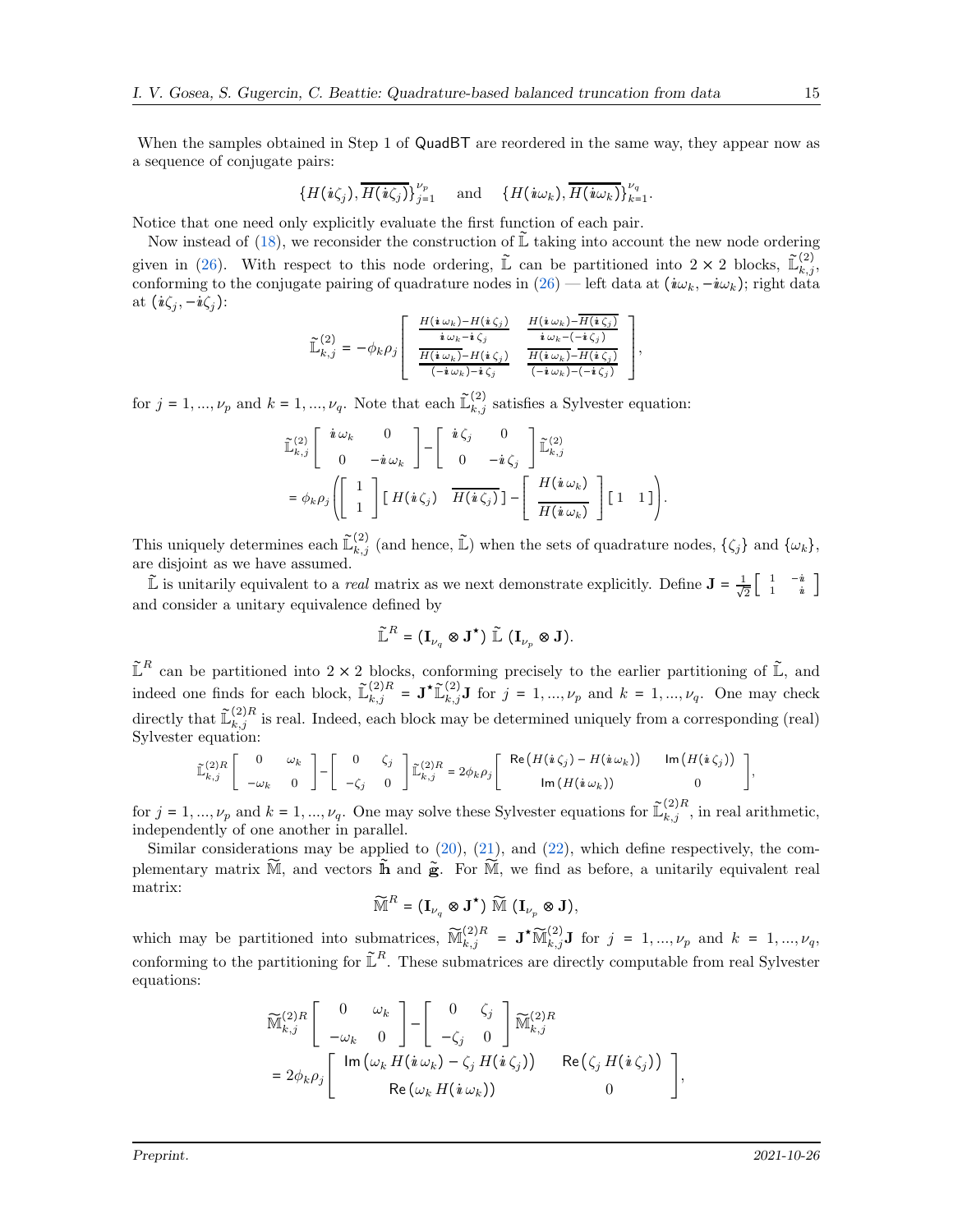When the samples obtained in Step 1 of QuadBT are reordered in the same way, they appear now as a sequence of conjugate pairs:

$$\{H(\imath\zeta_j), \overline{H(\imath\zeta_j)}\}_{j=1}^{\nu_p} \quad \text{and} \quad \{H(\imath\omega_k), \overline{H(\imath\omega_k)}\}_{k=1}^{\nu_q}.$$

Notice that one need only explicitly evaluate the first function of each pair.

Now instead of (18), we reconsider the construction of $\widetilde{\mathbb{L}}$ taking into account the new node ordering given in (26). With respect to this node ordering, $\widetilde{\mathbb{L}}$ can be partitioned into $2\times 2$ blocks, $\widetilde{\mathbb{L}}_{k,j}^{(2)}$, conforming to the conjugate pairing of quadrature nodes in (26) — left data at $(\imath\omega_k, -\imath\omega_k)$; right data at $(\imath\zeta_j, -\imath\zeta_j)$:

$$\widetilde{\mathbb{L}}_{k,j}^{(2)} = -\phi_k\rho_j \begin{bmatrix} \frac{H(\imath\,\omega_k)-H(\imath\,\zeta_j)}{\imath\,\omega_k-\imath\,\zeta_j} & \frac{H(\imath\,\omega_k)-\overline{H(\imath\,\zeta_j)}}{\imath\,\omega_k-(-\imath\,\zeta_j)} \\ \frac{\overline{H(\imath\,\omega_k)}-H(\imath\,\zeta_j)}{(-\imath\,\omega_k)-\imath\,\zeta_j} & \frac{\overline{H(\imath\,\omega_k)}-\overline{H(\imath\,\zeta_j)}}{(-\imath\,\omega_k)-(-\imath\,\zeta_j)} \end{bmatrix},$$

for $j=1,\ldots,\nu_p$ and $k=1,\ldots,\nu_q$. Note that each $\widetilde{\mathbb{L}}_{k,j}^{(2)}$ satisfies a Sylvester equation:

$$\widetilde{\mathbb{L}}_{k,j}^{(2)} \begin{bmatrix} \imath\,\omega_k & 0 \\ 0 & -\imath\,\omega_k \end{bmatrix} - \begin{bmatrix} \imath\,\zeta_j & 0 \\ 0 & -\imath\,\zeta_j \end{bmatrix} \widetilde{\mathbb{L}}_{k,j}^{(2)}$$
$$= \phi_k\rho_j \left( \begin{bmatrix} 1 \\ 1 \end{bmatrix} \begin{bmatrix} H(\imath\,\zeta_j) & \overline{H(\imath\,\zeta_j)} \end{bmatrix} - \begin{bmatrix} H(\imath\,\omega_k) \\ \overline{H(\imath\,\omega_k)} \end{bmatrix} \begin{bmatrix} 1 & 1 \end{bmatrix} \right).$$

This uniquely determines each $\widetilde{\mathbb{L}}_{k,j}^{(2)}$ (and hence, $\widetilde{\mathbb{L}}$) when the sets of quadrature nodes, $\{\zeta_j\}$ and $\{\omega_k\}$, are disjoint as we have assumed.

$\widetilde{\mathbb{L}}$ is unitarily equivalent to a *real* matrix as we next demonstrate explicitly. Define $\mathbf{J} = \frac{1}{\sqrt{2}}\begin{bmatrix} 1 & -\imath \\ 1 & \imath \end{bmatrix}$ and consider a unitary equivalence defined by

$$\widetilde{\mathbb{L}}^R = (\mathbf{I}_{\nu_q} \otimes \mathbf{J}^\star)\ \widetilde{\mathbb{L}}\ (\mathbf{I}_{\nu_p} \otimes \mathbf{J}).$$

$\widetilde{\mathbb{L}}^R$ can be partitioned into $2\times 2$ blocks, conforming precisely to the earlier partitioning of $\widetilde{\mathbb{L}}$, and indeed one finds for each block, $\widetilde{\mathbb{L}}_{k,j}^{(2)R} = \mathbf{J}^\star \widetilde{\mathbb{L}}_{k,j}^{(2)} \mathbf{J}$ for $j=1,\ldots,\nu_p$ and $k=1,\ldots,\nu_q$. One may check directly that $\widetilde{\mathbb{L}}_{k,j}^{(2)R}$ is real. Indeed, each block may be determined uniquely from a corresponding (real) Sylvester equation:

$$\widetilde{\mathbb{L}}_{k,j}^{(2)R} \begin{bmatrix} 0 & \omega_k \\ -\omega_k & 0 \end{bmatrix} - \begin{bmatrix} 0 & \zeta_j \\ -\zeta_j & 0 \end{bmatrix} \widetilde{\mathbb{L}}_{k,j}^{(2)R} = 2\phi_k\rho_j \begin{bmatrix} \mathsf{Re}\big(H(\imath\,\zeta_j) - H(\imath\,\omega_k)\big) & \mathsf{Im}\big(H(\imath\,\zeta_j)\big) \\ \mathsf{Im}\big(H(\imath\,\omega_k)\big) & 0 \end{bmatrix},$$

for $j=1,\ldots,\nu_p$ and $k=1,\ldots,\nu_q$. One may solve these Sylvester equations for $\widetilde{\mathbb{L}}_{k,j}^{(2)R}$, in real arithmetic, independently of one another in parallel.

Similar considerations may be applied to (20), (21), and (22), which define respectively, the complementary matrix $\widetilde{\mathbb{M}}$, and vectors $\widetilde{\mathbb{h}}$ and $\widetilde{\mathbb{g}}$. For $\widetilde{\mathbb{M}}$, we find as before, a unitarily equivalent real matrix:

$$\widetilde{\mathbb{M}}^R = (\mathbf{I}_{\nu_q} \otimes \mathbf{J}^\star)\ \widetilde{\mathbb{M}}\ (\mathbf{I}_{\nu_p} \otimes \mathbf{J}),$$

which may be partitioned into submatrices, $\widetilde{\mathbb{M}}_{k,j}^{(2)R} = \mathbf{J}^\star \widetilde{\mathbb{M}}_{k,j}^{(2)} \mathbf{J}$ for $j=1,\ldots,\nu_p$ and $k=1,\ldots,\nu_q$, conforming to the partitioning for $\widetilde{\mathbb{L}}^R$. These submatrices are directly computable from real Sylvester equations:

$$\widetilde{\mathbb{M}}_{k,j}^{(2)R} \begin{bmatrix} 0 & \omega_k \\ -\omega_k & 0 \end{bmatrix} - \begin{bmatrix} 0 & \zeta_j \\ -\zeta_j & 0 \end{bmatrix} \widetilde{\mathbb{M}}_{k,j}^{(2)R}$$
$$= 2\phi_k\rho_j \begin{bmatrix} \mathsf{Im}\big(\omega_k\, H(\imath\,\omega_k) - \zeta_j\, H(\imath\,\zeta_j)\big) & \mathsf{Re}\big(\zeta_j\, H(\imath\,\zeta_j)\big) \\ \mathsf{Re}\big(\omega_k\, H(\imath\,\omega_k)\big) & 0 \end{bmatrix},$$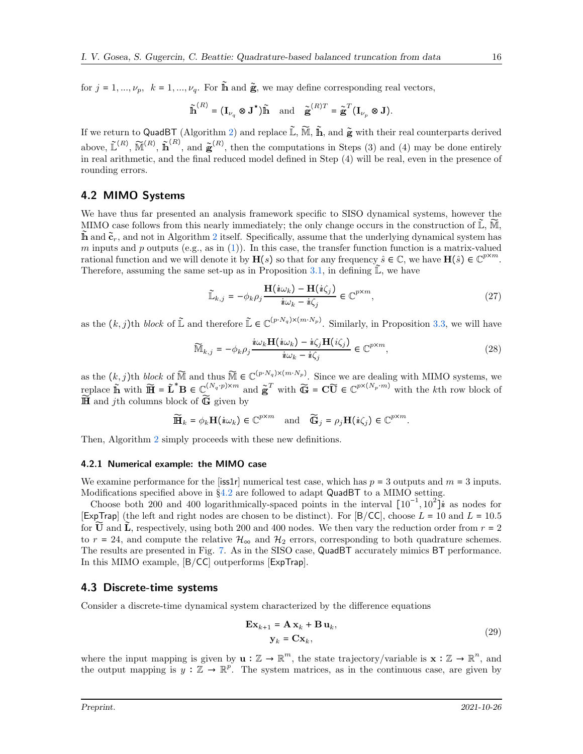for $j = 1, ..., \nu_p$, $k = 1, ..., \nu_q$. For $\tilde{\mathbb{h}}$ and $\tilde{\mathbb{g}}$, we may define corresponding real vectors,

$$\tilde{\mathbb{h}}^{(R)} = (\mathbf{I}_{\nu_q} \otimes \mathbf{J}^\star)\tilde{\mathbb{h}} \quad \text{and} \quad \tilde{\mathbb{g}}^{(R)T} = \tilde{\mathbb{g}}^T(\mathbf{I}_{\nu_p} \otimes \mathbf{J}).$$

If we return to QuadBT (Algorithm 2) and replace $\tilde{\mathbb{L}}$, $\widetilde{\mathbb{M}}$, $\tilde{\mathbb{h}}$, and $\tilde{\mathbb{g}}$ with their real counterparts derived above, $\tilde{\mathbb{L}}^{(R)}$, $\widetilde{\mathbb{M}}^{(R)}$, $\tilde{\mathbb{h}}^{(R)}$, and $\tilde{\mathbb{g}}^{(R)}$, then the computations in Steps (3) and (4) may be done entirely in real arithmetic, and the final reduced model defined in Step (4) will be real, even in the presence of rounding errors.

## 4.2 MIMO Systems

We have thus far presented an analysis framework specific to SISO dynamical systems, however the MIMO case follows from this nearly immediately; the only change occurs in the construction of $\tilde{\mathbb{L}}$, $\widetilde{\mathbb{M}}$, $\tilde{\mathbb{h}}$ and $\tilde{\mathbf{c}}_r$, and not in Algorithm 2 itself. Specifically, assume that the underlying dynamical system has $m$ inputs and $p$ outputs (e.g., as in (1)). In this case, the transfer function function is a matrix-valued rational function and we will denote it by $\mathbf{H}(s)$ so that for any frequency $\hat{s} \in \mathbb{C}$, we have $\mathbf{H}(\hat{s}) \in \mathbb{C}^{p\times m}$. Therefore, assuming the same set-up as in Proposition 3.1, in defining $\tilde{\mathbb{L}}$, we have

$$\tilde{\mathbb{L}}_{k,j} = -\phi_k\rho_j\frac{\mathbf{H}(\mathbb{i}\omega_k) - \mathbf{H}(\mathbb{i}\zeta_j)}{\mathbb{i}\omega_k - \mathbb{i}\zeta_j} \in \mathbb{C}^{p\times m}, \tag{27}$$

as the $(k,j)$th *block* of $\tilde{\mathbb{L}}$ and therefore $\tilde{\mathbb{L}} \in \mathbb{C}^{(p\cdot N_q)\times(m\cdot N_p)}$. Similarly, in Proposition 3.3, we will have

$$\widetilde{\mathbb{M}}_{k,j} = -\phi_k\rho_j\frac{\mathbb{i}\omega_k\mathbf{H}(\mathbb{i}\omega_k) - \mathbb{i}\zeta_j\mathbf{H}(i\zeta_j)}{\mathbb{i}\omega_k - \mathbb{i}\zeta_j} \in \mathbb{C}^{p\times m}, \tag{28}$$

as the $(k,j)$th *block* of $\widetilde{\mathbb{M}}$ and thus $\widetilde{\mathbb{M}} \in \mathbb{C}^{(p\cdot N_q)\times(m\cdot N_p)}$. Since we are dealing with MIMO systems, we replace $\tilde{\mathbb{h}}$ with $\widetilde{\mathbb{H}} = \tilde{\mathbf{L}}^*\mathbf{B} \in \mathbb{C}^{(N_q\cdot p)\times m}$ and $\tilde{\mathbb{g}}^T$ with $\widetilde{\mathbb{G}} = \mathbf{C}\widetilde{\mathbf{U}} \in \mathbb{C}^{p\times(N_p\cdot m)}$ with the $k$th row block of $\widetilde{\mathbb{H}}$ and $j$th columns block of $\widetilde{\mathbb{G}}$ given by

$$\widetilde{\mathbb{H}}_k = \phi_k\mathbf{H}(\mathbb{i}\omega_k) \in \mathbb{C}^{p\times m} \quad \text{and} \quad \widetilde{\mathbb{G}}_j = \rho_j\mathbf{H}(\mathbb{i}\zeta_j) \in \mathbb{C}^{p\times m}.$$

Then, Algorithm 2 simply proceeds with these new definitions.

### 4.2.1 Numerical example: the MIMO case

We examine performance for the [iss1r] numerical test case, which has $p = 3$ outputs and $m = 3$ inputs. Modifications specified above in §4.2 are followed to adapt QuadBT to a MIMO setting.

Choose both 200 and 400 logarithmically-spaced points in the interval $[10^{-1}, 10^2]\mathbb{i}$ as nodes for [ExpTrap] (the left and right nodes are chosen to be distinct). For [B/CC], choose $L = 10$ and $L = 10.5$ for $\widetilde{\mathbf{U}}$ and $\tilde{\mathbf{L}}$, respectively, using both 200 and 400 nodes. We then vary the reduction order from $r = 2$ to $r = 24$, and compute the relative $\mathcal{H}_\infty$ and $\mathcal{H}_2$ errors, corresponding to both quadrature schemes. The results are presented in Fig. 7. As in the SISO case, QuadBT accurately mimics BT performance. In this MIMO example, [B/CC] outperforms [ExpTrap].

## 4.3 Discrete-time systems

Consider a discrete-time dynamical system characterized by the difference equations

$$\begin{aligned}\mathbf{E}\mathbf{x}_{k+1} &= \mathbf{A}\,\mathbf{x}_k + \mathbf{B}\,\mathbf{u}_k,\\ \mathbf{y}_k &= \mathbf{C}\mathbf{x}_k,\end{aligned} \tag{29}$$

where the input mapping is given by $\mathbf{u} : \mathbb{Z} \to \mathbb{R}^m$, the state trajectory/variable is $\mathbf{x} : \mathbb{Z} \to \mathbb{R}^n$, and the output mapping is $y : \mathbb{Z} \to \mathbb{R}^p$. The system matrices, as in the continuous case, are given by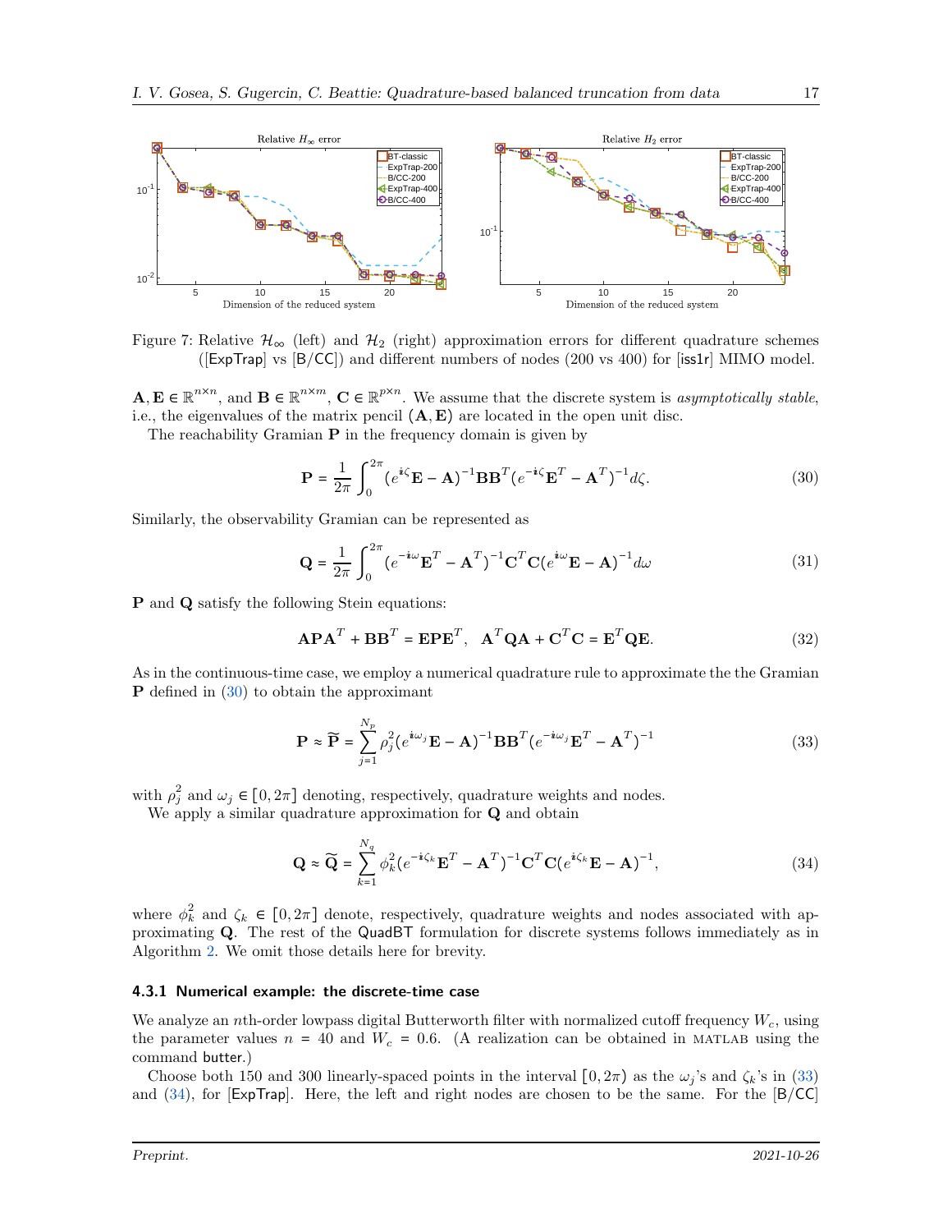Figure 7: Relative $\mathcal{H}_\infty$ (left) and $\mathcal{H}_2$ (right) approximation errors for different quadrature schemes ([ExpTrap] vs [B/CC]) and different numbers of nodes (200 vs 400) for [iss1r] MIMO model.

$\mathbf{A}, \mathbf{E} \in \mathbb{R}^{n \times n}$, and $\mathbf{B} \in \mathbb{R}^{n \times m}$, $\mathbf{C} \in \mathbb{R}^{p \times n}$. We assume that the discrete system is *asymptotically stable*, i.e., the eigenvalues of the matrix pencil $(\mathbf{A}, \mathbf{E})$ are located in the open unit disc.

The reachability Gramian $\mathbf{P}$ in the frequency domain is given by

$$\mathbf{P} = \frac{1}{2\pi} \int_0^{2\pi} (e^{\mathbb{i}\zeta}\mathbf{E} - \mathbf{A})^{-1} \mathbf{B}\mathbf{B}^T (e^{-\mathbb{i}\zeta}\mathbf{E}^T - \mathbf{A}^T)^{-1} d\zeta. \tag{30}$$

Similarly, the observability Gramian can be represented as

$$\mathbf{Q} = \frac{1}{2\pi} \int_0^{2\pi} (e^{-\mathbb{i}\omega}\mathbf{E}^T - \mathbf{A}^T)^{-1} \mathbf{C}^T \mathbf{C} (e^{\mathbb{i}\omega}\mathbf{E} - \mathbf{A})^{-1} d\omega \tag{31}$$

$\mathbf{P}$ and $\mathbf{Q}$ satisfy the following Stein equations:

$$\mathbf{A}\mathbf{P}\mathbf{A}^T + \mathbf{B}\mathbf{B}^T = \mathbf{E}\mathbf{P}\mathbf{E}^T, \quad \mathbf{A}^T\mathbf{Q}\mathbf{A} + \mathbf{C}^T\mathbf{C} = \mathbf{E}^T\mathbf{Q}\mathbf{E}. \tag{32}$$

As in the continuous-time case, we employ a numerical quadrature rule to approximate the the Gramian $\mathbf{P}$ defined in (30) to obtain the approximant

$$\mathbf{P} \approx \widetilde{\mathbf{P}} = \sum_{j=1}^{N_p} \rho_j^2 (e^{\mathbb{i}\omega_j}\mathbf{E} - \mathbf{A})^{-1} \mathbf{B}\mathbf{B}^T (e^{-\mathbb{i}\omega_j}\mathbf{E}^T - \mathbf{A}^T)^{-1} \tag{33}$$

with $\rho_j^2$ and $\omega_j \in [0, 2\pi]$ denoting, respectively, quadrature weights and nodes.

We apply a similar quadrature approximation for $\mathbf{Q}$ and obtain

$$\mathbf{Q} \approx \widetilde{\mathbf{Q}} = \sum_{k=1}^{N_q} \phi_k^2 (e^{-\mathbb{i}\zeta_k}\mathbf{E}^T - \mathbf{A}^T)^{-1} \mathbf{C}^T \mathbf{C} (e^{\mathbb{i}\zeta_k}\mathbf{E} - \mathbf{A})^{-1}, \tag{34}$$

where $\phi_k^2$ and $\zeta_k \in [0, 2\pi]$ denote, respectively, quadrature weights and nodes associated with approximating $\mathbf{Q}$. The rest of the QuadBT formulation for discrete systems follows immediately as in Algorithm 2. We omit those details here for brevity.

### 4.3.1 Numerical example: the discrete-time case

We analyze an $n$th-order lowpass digital Butterworth filter with normalized cutoff frequency $W_c$, using the parameter values $n = 40$ and $W_c = 0.6$. (A realization can be obtained in MATLAB using the command butter.)

Choose both 150 and 300 linearly-spaced points in the interval $[0, 2\pi)$ as the $\omega_j$'s and $\zeta_k$'s in (33) and (34), for [ExpTrap]. Here, the left and right nodes are chosen to be the same. For the [B/CC]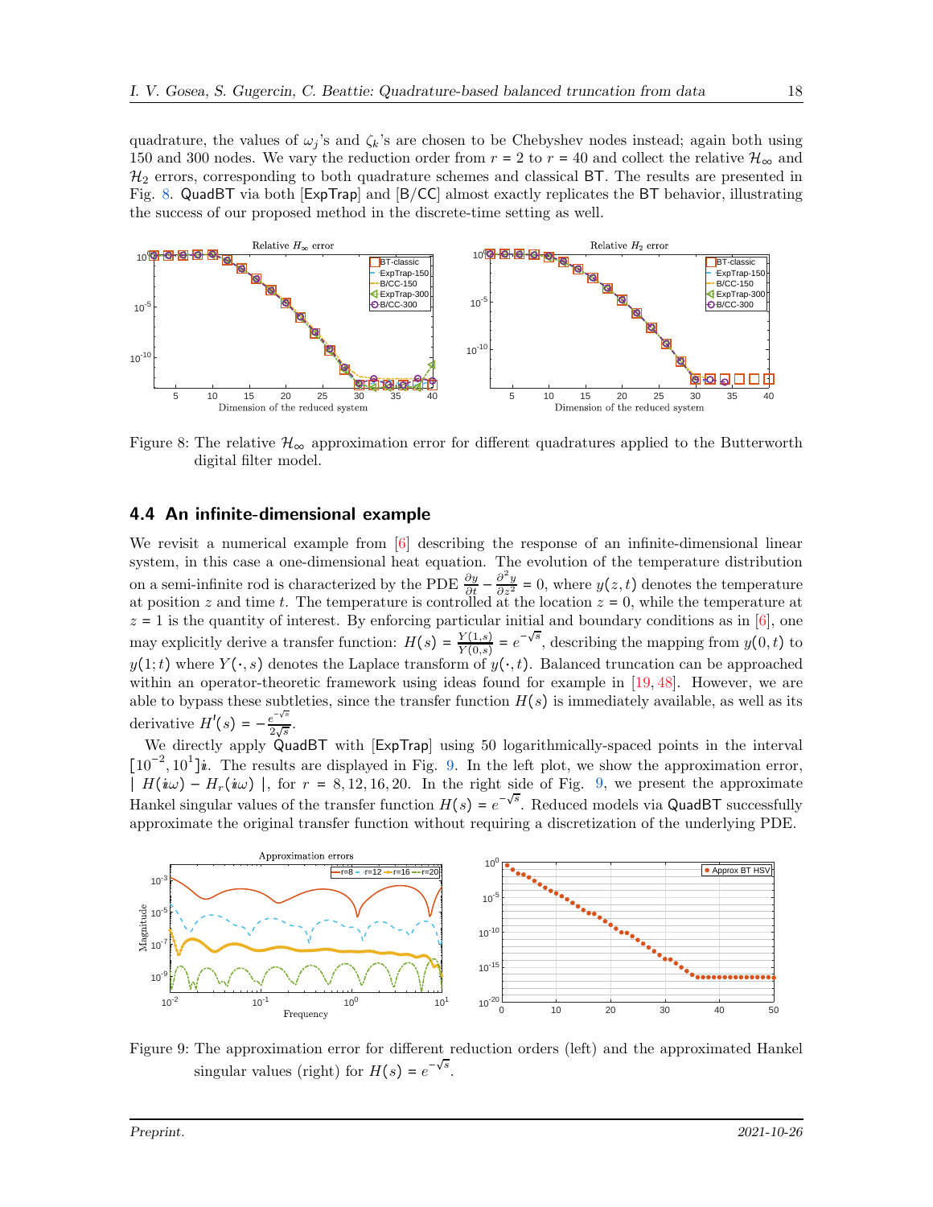quadrature, the values of $\omega_j$'s and $\zeta_k$'s are chosen to be Chebyshev nodes instead; again both using 150 and 300 nodes. We vary the reduction order from $r = 2$ to $r = 40$ and collect the relative $\mathcal{H}_\infty$ and $\mathcal{H}_2$ errors, corresponding to both quadrature schemes and classical BT. The results are presented in Fig. 8. QuadBT via both [ExpTrap] and [B/CC] almost exactly replicates the BT behavior, illustrating the success of our proposed method in the discrete-time setting as well.

Figure 8: The relative $\mathcal{H}_\infty$ approximation error for different quadratures applied to the Butterworth digital filter model.

## 4.4 An infinite-dimensional example

We revisit a numerical example from [6] describing the response of an infinite-dimensional linear system, in this case a one-dimensional heat equation. The evolution of the temperature distribution on a semi-infinite rod is characterized by the PDE $\frac{\partial y}{\partial t} - \frac{\partial^2 y}{\partial z^2} = 0$, where $y(z,t)$ denotes the temperature at position $z$ and time $t$. The temperature is controlled at the location $z = 0$, while the temperature at $z = 1$ is the quantity of interest. By enforcing particular initial and boundary conditions as in [6], one may explicitly derive a transfer function: $H(s) = \frac{Y(1,s)}{Y(0,s)} = e^{-\sqrt{s}}$, describing the mapping from $y(0,t)$ to $y(1;t)$ where $Y(\cdot,s)$ denotes the Laplace transform of $y(\cdot,t)$. Balanced truncation can be approached within an operator-theoretic framework using ideas found for example in [19, 48]. However, we are able to bypass these subtleties, since the transfer function $H(s)$ is immediately available, as well as its derivative $H'(s) = -\frac{e^{-\sqrt{s}}}{2\sqrt{s}}$.

We directly apply QuadBT with [ExpTrap] using 50 logarithmically-spaced points in the interval $[10^{-2}, 10^{1}]\mathrm{i}$. The results are displayed in Fig. 9. In the left plot, we show the approximation error, $|\ H(\mathrm{i}\omega) - H_r(\mathrm{i}\omega)\ |$, for $r = 8, 12, 16, 20$. In the right side of Fig. 9, we present the approximate Hankel singular values of the transfer function $H(s) = e^{-\sqrt{s}}$. Reduced models via QuadBT successfully approximate the original transfer function without requiring a discretization of the underlying PDE.

Figure 9: The approximation error for different reduction orders (left) and the approximated Hankel singular values (right) for $H(s) = e^{-\sqrt{s}}$.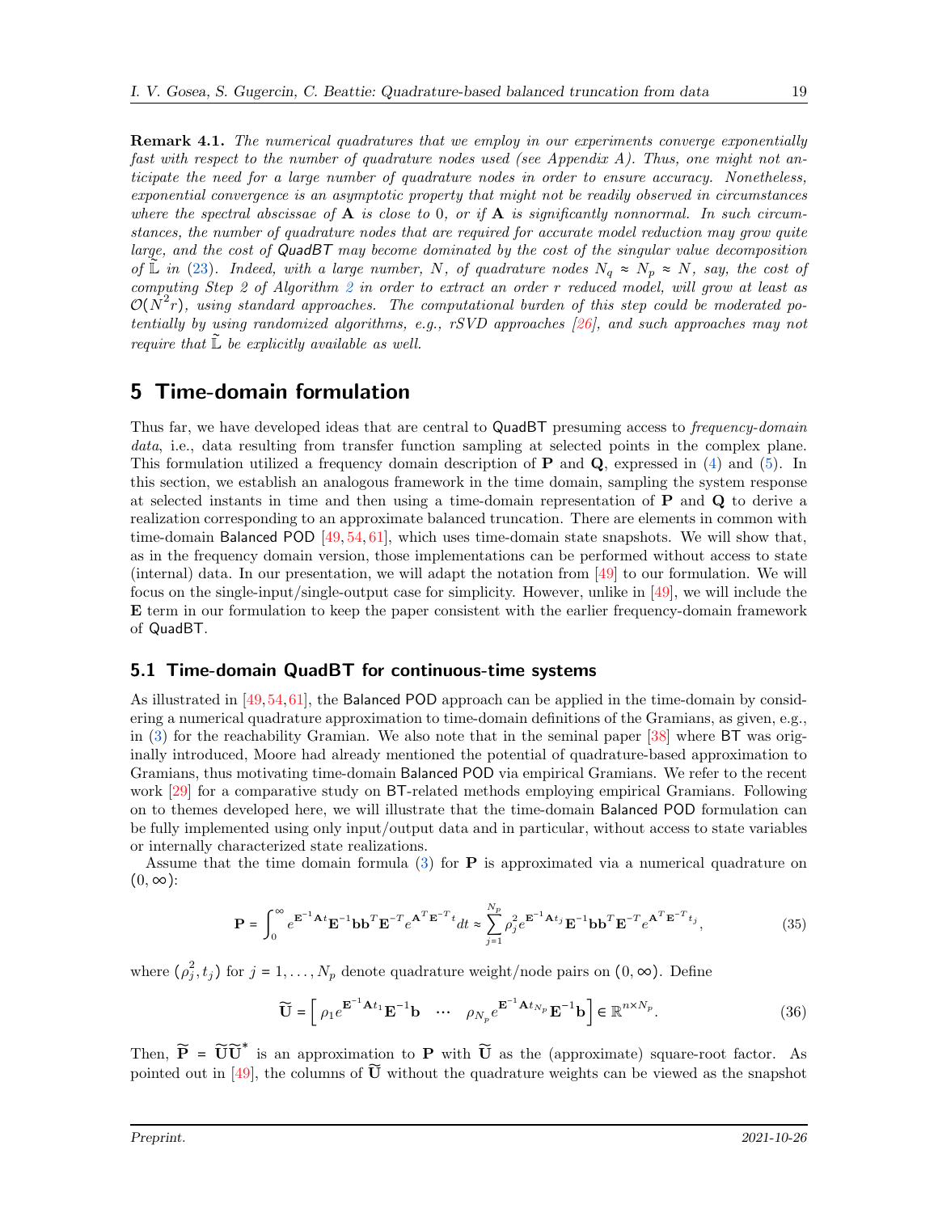**Remark 4.1.** *The numerical quadratures that we employ in our experiments converge exponentially fast with respect to the number of quadrature nodes used (see Appendix A). Thus, one might not anticipate the need for a large number of quadrature nodes in order to ensure accuracy. Nonetheless, exponential convergence is an asymptotic property that might not be readily observed in circumstances where the spectral abscissae of* $\mathbf{A}$ *is close to* 0*, or if* $\mathbf{A}$ *is significantly nonnormal. In such circumstances, the number of quadrature nodes that are required for accurate model reduction may grow quite large, and the cost of* QuadBT *may become dominated by the cost of the singular value decomposition of* $\widetilde{\mathbb{L}}$ *in* (23)*. Indeed, with a large number,* $N$*, of quadrature nodes* $N_q \approx N_p \approx N$*, say, the cost of computing Step 2 of Algorithm 2 in order to extract an order* $r$ *reduced model, will grow at least as* $\mathcal{O}(N^2 r)$*, using standard approaches. The computational burden of this step could be moderated potentially by using randomized algorithms, e.g., rSVD approaches [26], and such approaches may not require that* $\widetilde{\mathbb{L}}$ *be explicitly available as well.*

# 5 Time-domain formulation

Thus far, we have developed ideas that are central to QuadBT presuming access to *frequency-domain data*, i.e., data resulting from transfer function sampling at selected points in the complex plane. This formulation utilized a frequency domain description of $\mathbf{P}$ and $\mathbf{Q}$, expressed in (4) and (5). In this section, we establish an analogous framework in the time domain, sampling the system response at selected instants in time and then using a time-domain representation of $\mathbf{P}$ and $\mathbf{Q}$ to derive a realization corresponding to an approximate balanced truncation. There are elements in common with time-domain Balanced POD [49, 54, 61], which uses time-domain state snapshots. We will show that, as in the frequency domain version, those implementations can be performed without access to state (internal) data. In our presentation, we will adapt the notation from [49] to our formulation. We will focus on the single-input/single-output case for simplicity. However, unlike in [49], we will include the $\mathbf{E}$ term in our formulation to keep the paper consistent with the earlier frequency-domain framework of QuadBT.

## 5.1 Time-domain QuadBT for continuous-time systems

As illustrated in [49, 54, 61], the Balanced POD approach can be applied in the time-domain by considering a numerical quadrature approximation to time-domain definitions of the Gramians, as given, e.g., in (3) for the reachability Gramian. We also note that in the seminal paper [38] where BT was originally introduced, Moore had already mentioned the potential of quadrature-based approximation to Gramians, thus motivating time-domain Balanced POD via empirical Gramians. We refer to the recent work [29] for a comparative study on BT-related methods employing empirical Gramians. Following on to themes developed here, we will illustrate that the time-domain Balanced POD formulation can be fully implemented using only input/output data and in particular, without access to state variables or internally characterized state realizations.

Assume that the time domain formula (3) for $\mathbf{P}$ is approximated via a numerical quadrature on $(0, \infty)$:

$$
\mathbf{P} = \int_0^\infty e^{\mathbf{E}^{-1}\mathbf{A}t}\mathbf{E}^{-1}\mathbf{b}\mathbf{b}^T\mathbf{E}^{-T}e^{\mathbf{A}^T\mathbf{E}^{-T}t}dt \approx \sum_{j=1}^{N_p} \rho_j^2 e^{\mathbf{E}^{-1}\mathbf{A}t_j}\mathbf{E}^{-1}\mathbf{b}\mathbf{b}^T\mathbf{E}^{-T}e^{\mathbf{A}^T\mathbf{E}^{-T}t_j}, \tag{35}
$$

where $(\rho_j^2, t_j)$ for $j = 1, \ldots, N_p$ denote quadrature weight/node pairs on $(0, \infty)$. Define

$$
\widetilde{\mathbf{U}} = \begin{bmatrix} \rho_1 e^{\mathbf{E}^{-1}\mathbf{A}t_1}\mathbf{E}^{-1}\mathbf{b} & \cdots & \rho_{N_p} e^{\mathbf{E}^{-1}\mathbf{A}t_{N_p}}\mathbf{E}^{-1}\mathbf{b} \end{bmatrix} \in \mathbb{R}^{n \times N_p}. \tag{36}
$$

Then, $\widetilde{\mathbf{P}} = \widetilde{\mathbf{U}}\widetilde{\mathbf{U}}^*$ is an approximation to $\mathbf{P}$ with $\widetilde{\mathbf{U}}$ as the (approximate) square-root factor. As pointed out in [49], the columns of $\widetilde{\mathbf{U}}$ without the quadrature weights can be viewed as the snapshot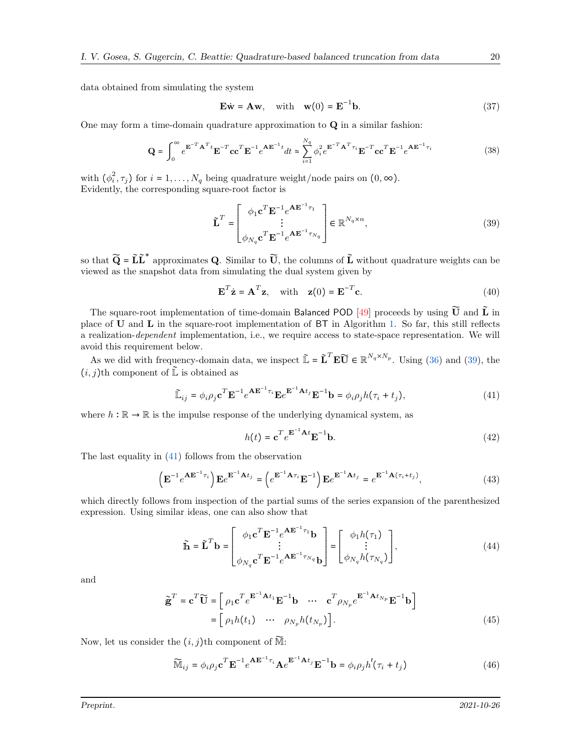data obtained from simulating the system

$$\mathbf{E}\dot{\mathbf{w}} = \mathbf{A}\mathbf{w}, \quad \text{with} \quad \mathbf{w}(0) = \mathbf{E}^{-1}\mathbf{b}. \tag{37}$$

One may form a time-domain quadrature approximation to $\mathbf{Q}$ in a similar fashion:

$$\mathbf{Q} = \int_0^\infty e^{\mathbf{E}^{-T}\mathbf{A}^T t}\mathbf{E}^{-T}\mathbf{c}\mathbf{c}^T\mathbf{E}^{-1}e^{\mathbf{A}\mathbf{E}^{-1}t}dt \approx \sum_{i=1}^{N_q}\phi_i^2 e^{\mathbf{E}^{-T}\mathbf{A}^T\tau_i}\mathbf{E}^{-T}\mathbf{c}\mathbf{c}^T\mathbf{E}^{-1}e^{\mathbf{A}\mathbf{E}^{-1}\tau_i} \tag{38}$$

with $(\phi_i^2, \tau_j)$ for $i = 1, \ldots, N_q$ being quadrature weight/node pairs on $(0, \infty)$.
Evidently, the corresponding square-root factor is

$$\tilde{\mathbf{L}}^T = \begin{bmatrix} \phi_1\mathbf{c}^T\mathbf{E}^{-1}e^{\mathbf{A}\mathbf{E}^{-1}\tau_1} \\ \vdots \\ \phi_{N_q}\mathbf{c}^T\mathbf{E}^{-1}e^{\mathbf{A}\mathbf{E}^{-1}\tau_{N_q}} \end{bmatrix} \in \mathbb{R}^{N_q \times n}, \tag{39}$$

so that $\widetilde{\mathbf{Q}} = \tilde{\mathbf{L}}\tilde{\mathbf{L}}^*$ approximates $\mathbf{Q}$. Similar to $\widetilde{\mathbf{U}}$, the columns of $\tilde{\mathbf{L}}$ without quadrature weights can be viewed as the snapshot data from simulating the dual system given by

$$\mathbf{E}^T\dot{\mathbf{z}} = \mathbf{A}^T\mathbf{z}, \quad \text{with} \quad \mathbf{z}(0) = \mathbf{E}^{-T}\mathbf{c}. \tag{40}$$

The square-root implementation of time-domain Balanced POD [49] proceeds by using $\widetilde{\mathbf{U}}$ and $\tilde{\mathbf{L}}$ in place of $\mathbf{U}$ and $\mathbf{L}$ in the square-root implementation of BT in Algorithm 1. So far, this still reflects a realization-*dependent* implementation, i.e., we require access to state-space representation. We will avoid this requirement below.

As we did with frequency-domain data, we inspect $\tilde{\mathbb{L}} = \tilde{\mathbf{L}}^T\mathbf{E}\widetilde{\mathbf{U}} \in \mathbb{R}^{N_q \times N_p}$. Using (36) and (39), the $(i,j)$th component of $\tilde{\mathbb{L}}$ is obtained as

$$\widetilde{\mathbb{L}}_{ij} = \phi_i\rho_j\mathbf{c}^T\mathbf{E}^{-1}e^{\mathbf{A}\mathbf{E}^{-1}\tau_i}\mathbf{E}e^{\mathbf{E}^{-1}\mathbf{A}t_j}\mathbf{E}^{-1}\mathbf{b} = \phi_i\rho_j h(\tau_i + t_j), \tag{41}$$

where $h : \mathbb{R} \to \mathbb{R}$ is the impulse response of the underlying dynamical system, as

$$h(t) = \mathbf{c}^T e^{\mathbf{E}^{-1}\mathbf{A}t}\mathbf{E}^{-1}\mathbf{b}. \tag{42}$$

The last equality in (41) follows from the observation

$$\left(\mathbf{E}^{-1}e^{\mathbf{A}\mathbf{E}^{-1}\tau_i}\right)\mathbf{E}e^{\mathbf{E}^{-1}\mathbf{A}t_j} = \left(e^{\mathbf{E}^{-1}\mathbf{A}\tau_i}\mathbf{E}^{-1}\right)\mathbf{E}e^{\mathbf{E}^{-1}\mathbf{A}t_j} = e^{\mathbf{E}^{-1}\mathbf{A}(\tau_i + t_j)}, \tag{43}$$

which directly follows from inspection of the partial sums of the series expansion of the parenthesized expression. Using similar ideas, one can also show that

$$\tilde{\mathbb{h}} = \tilde{\mathbf{L}}^T\mathbf{b} = \begin{bmatrix} \phi_1\mathbf{c}^T\mathbf{E}^{-1}e^{\mathbf{A}\mathbf{E}^{-1}\tau_1}\mathbf{b} \\ \vdots \\ \phi_{N_q}\mathbf{c}^T\mathbf{E}^{-1}e^{\mathbf{A}\mathbf{E}^{-1}\tau_{N_q}}\mathbf{b} \end{bmatrix} = \begin{bmatrix} \phi_1 h(\tau_1) \\ \vdots \\ \phi_{N_q}h(\tau_{N_q}) \end{bmatrix}, \tag{44}$$

and

$$\begin{aligned} \tilde{\mathbb{g}}^T = \mathbf{c}^T\widetilde{\mathbf{U}} &= \begin{bmatrix} \rho_1\mathbf{c}^T e^{\mathbf{E}^{-1}\mathbf{A}t_1}\mathbf{E}^{-1}\mathbf{b} & \cdots & \mathbf{c}^T\rho_{N_p}e^{\mathbf{E}^{-1}\mathbf{A}t_{N_p}}\mathbf{E}^{-1}\mathbf{b} \end{bmatrix} \\ &= \begin{bmatrix} \rho_1 h(t_1) & \cdots & \rho_{N_p}h(t_{N_p}) \end{bmatrix}. \end{aligned} \tag{45}$$

Now, let us consider the $(i,j)$th component of $\widetilde{\mathbb{M}}$:

$$\widetilde{\mathbb{M}}_{ij} = \phi_i\rho_j\mathbf{c}^T\mathbf{E}^{-1}e^{\mathbf{A}\mathbf{E}^{-1}\tau_i}\mathbf{A}e^{\mathbf{E}^{-1}\mathbf{A}t_j}\mathbf{E}^{-1}\mathbf{b} = \phi_i\rho_j h'(\tau_i + t_j) \tag{46}$$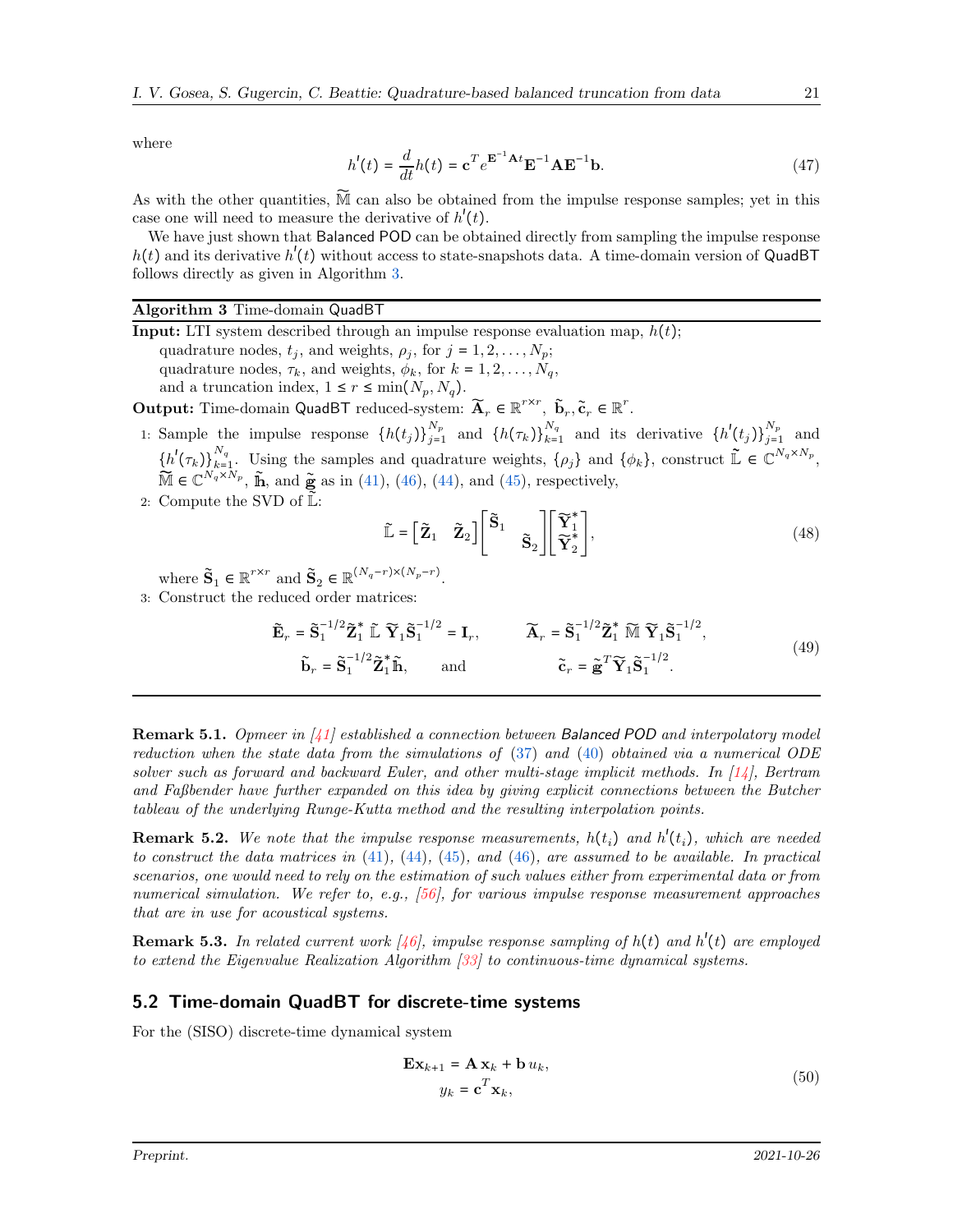where

$$h'(t) = \frac{d}{dt}h(t) = \mathbf{c}^T e^{\mathbf{E}^{-1}\mathbf{A}t}\mathbf{E}^{-1}\mathbf{A}\mathbf{E}^{-1}\mathbf{b}. \tag{47}$$

As with the other quantities, $\widetilde{\mathbb{M}}$ can also be obtained from the impulse response samples; yet in this case one will need to measure the derivative of $h'(t)$.

We have just shown that Balanced POD can be obtained directly from sampling the impulse response $h(t)$ and its derivative $h'(t)$ without access to state-snapshots data. A time-domain version of QuadBT follows directly as given in Algorithm 3.

---

**Algorithm 3** Time-domain QuadBT

---

**Input:** LTI system described through an impulse response evaluation map, $h(t)$;
 quadrature nodes, $t_j$, and weights, $\rho_j$, for $j = 1, 2, \ldots, N_p$;
 quadrature nodes, $\tau_k$, and weights, $\phi_k$, for $k = 1, 2, \ldots, N_q$,
 and a truncation index, $1 \leq r \leq \min(N_p, N_q)$.

**Output:** Time-domain QuadBT reduced-system: $\widetilde{\mathbf{A}}_r \in \mathbb{R}^{r\times r}$, $\tilde{\mathbf{b}}_r, \tilde{\mathbf{c}}_r \in \mathbb{R}^r$.

1: Sample the impulse response $\{h(t_j)\}_{j=1}^{N_p}$ and $\{h(\tau_k)\}_{k=1}^{N_q}$ and its derivative $\{h'(t_j)\}_{j=1}^{N_p}$ and $\{h'(\tau_k)\}_{k=1}^{N_q}$. Using the samples and quadrature weights, $\{\rho_j\}$ and $\{\phi_k\}$, construct $\tilde{\mathbb{L}} \in \mathbb{C}^{N_q\times N_p}$, $\widetilde{\mathbb{M}} \in \mathbb{C}^{N_q\times N_p}$, $\tilde{\mathbb{h}}$, and $\tilde{\mathbb{g}}$ as in (41), (46), (44), and (45), respectively,

2: Compute the SVD of $\tilde{\mathbb{L}}$:

$$\tilde{\mathbb{L}} = \begin{bmatrix} \tilde{\mathbf{Z}}_1 & \tilde{\mathbf{Z}}_2 \end{bmatrix} \begin{bmatrix} \tilde{\mathbf{S}}_1 & \\ & \tilde{\mathbf{S}}_2 \end{bmatrix} \begin{bmatrix} \tilde{\mathbf{Y}}_1^* \\ \tilde{\mathbf{Y}}_2^* \end{bmatrix}, \tag{48}$$

 where $\tilde{\mathbf{S}}_1 \in \mathbb{R}^{r\times r}$ and $\tilde{\mathbf{S}}_2 \in \mathbb{R}^{(N_q-r)\times(N_p-r)}$.

3: Construct the reduced order matrices:

$$\begin{aligned} \tilde{\mathbf{E}}_r &= \tilde{\mathbf{S}}_1^{-1/2}\tilde{\mathbf{Z}}_1^*\,\tilde{\mathbb{L}}\,\widetilde{\mathbf{Y}}_1\tilde{\mathbf{S}}_1^{-1/2} = \mathbf{I}_r, & \widetilde{\mathbf{A}}_r &= \tilde{\mathbf{S}}_1^{-1/2}\tilde{\mathbf{Z}}_1^*\,\widetilde{\mathbb{M}}\,\widetilde{\mathbf{Y}}_1\tilde{\mathbf{S}}_1^{-1/2}, \\ \tilde{\mathbf{b}}_r &= \tilde{\mathbf{S}}_1^{-1/2}\tilde{\mathbf{Z}}_1^*\tilde{\mathbb{h}}, \quad \text{and} & \tilde{\mathbf{c}}_r &= \tilde{\mathbb{g}}^T\widetilde{\mathbf{Y}}_1\tilde{\mathbf{S}}_1^{-1/2}. \end{aligned} \tag{49}$$

---

**Remark 5.1.** *Opmeer in [41] established a connection between* Balanced POD *and interpolatory model reduction when the state data from the simulations of* (37) *and* (40) *obtained via a numerical ODE solver such as forward and backward Euler, and other multi-stage implicit methods. In [14], Bertram and Faßbender have further expanded on this idea by giving explicit connections between the Butcher tableau of the underlying Runge-Kutta method and the resulting interpolation points.*

**Remark 5.2.** *We note that the impulse response measurements, $h(t_i)$ and $h'(t_i)$, which are needed to construct the data matrices in* (41), (44), (45), *and* (46), *are assumed to be available. In practical scenarios, one would need to rely on the estimation of such values either from experimental data or from numerical simulation. We refer to, e.g., [56], for various impulse response measurement approaches that are in use for acoustical systems.*

**Remark 5.3.** *In related current work [46], impulse response sampling of $h(t)$ and $h'(t)$ are employed to extend the Eigenvalue Realization Algorithm [33] to continuous-time dynamical systems.*

## 5.2 Time-domain QuadBT for discrete-time systems

For the (SISO) discrete-time dynamical system

$$\begin{aligned} \mathbf{E}\mathbf{x}_{k+1} &= \mathbf{A}\,\mathbf{x}_k + \mathbf{b}\,u_k, \\ y_k &= \mathbf{c}^T\mathbf{x}_k, \end{aligned} \tag{50}$$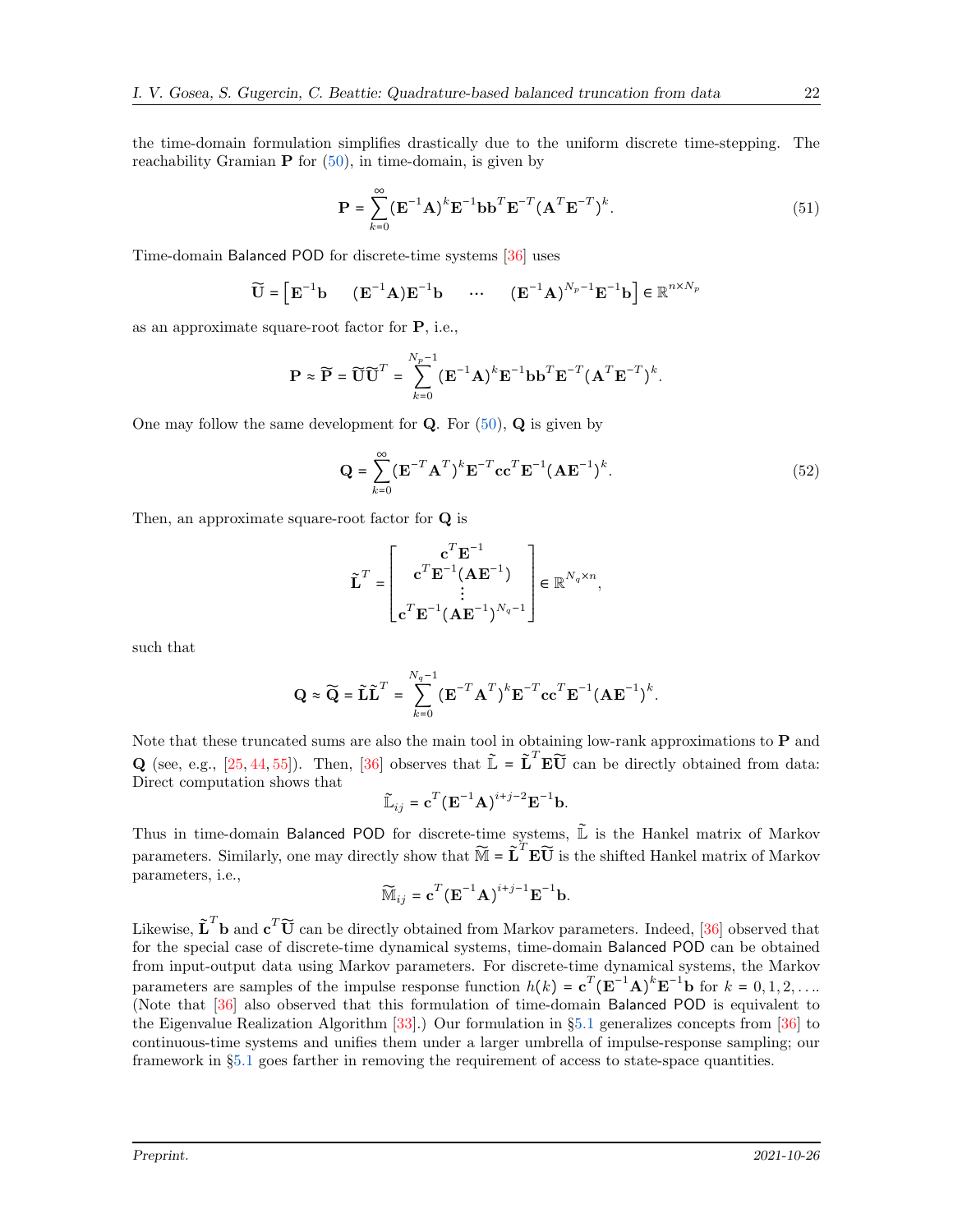the time-domain formulation simplifies drastically due to the uniform discrete time-stepping. The reachability Gramian $\mathbf{P}$ for (50), in time-domain, is given by

$$\mathbf{P} = \sum_{k=0}^{\infty} (\mathbf{E}^{-1}\mathbf{A})^k \mathbf{E}^{-1}\mathbf{b}\mathbf{b}^T\mathbf{E}^{-T}(\mathbf{A}^T\mathbf{E}^{-T})^k. \tag{51}$$

Time-domain Balanced POD for discrete-time systems [36] uses

$$\widetilde{\mathbf{U}} = \begin{bmatrix} \mathbf{E}^{-1}\mathbf{b} & (\mathbf{E}^{-1}\mathbf{A})\mathbf{E}^{-1}\mathbf{b} & \cdots & (\mathbf{E}^{-1}\mathbf{A})^{N_p-1}\mathbf{E}^{-1}\mathbf{b} \end{bmatrix} \in \mathbb{R}^{n\times N_p}$$

as an approximate square-root factor for $\mathbf{P}$, i.e.,

$$\mathbf{P} \approx \widetilde{\mathbf{P}} = \widetilde{\mathbf{U}}\widetilde{\mathbf{U}}^T = \sum_{k=0}^{N_p-1} (\mathbf{E}^{-1}\mathbf{A})^k \mathbf{E}^{-1}\mathbf{b}\mathbf{b}^T\mathbf{E}^{-T}(\mathbf{A}^T\mathbf{E}^{-T})^k.$$

One may follow the same development for $\mathbf{Q}$. For (50), $\mathbf{Q}$ is given by

$$\mathbf{Q} = \sum_{k=0}^{\infty} (\mathbf{E}^{-T}\mathbf{A}^T)^k \mathbf{E}^{-T}\mathbf{c}\mathbf{c}^T\mathbf{E}^{-1}(\mathbf{A}\mathbf{E}^{-1})^k. \tag{52}$$

Then, an approximate square-root factor for $\mathbf{Q}$ is

$$\tilde{\mathbf{L}}^T = \begin{bmatrix} \mathbf{c}^T\mathbf{E}^{-1} \\ \mathbf{c}^T\mathbf{E}^{-1}(\mathbf{A}\mathbf{E}^{-1}) \\ \vdots \\ \mathbf{c}^T\mathbf{E}^{-1}(\mathbf{A}\mathbf{E}^{-1})^{N_q-1} \end{bmatrix} \in \mathbb{R}^{N_q\times n},$$

such that

$$\mathbf{Q} \approx \widetilde{\mathbf{Q}} = \tilde{\mathbf{L}}\tilde{\mathbf{L}}^T = \sum_{k=0}^{N_q-1} (\mathbf{E}^{-T}\mathbf{A}^T)^k \mathbf{E}^{-T}\mathbf{c}\mathbf{c}^T\mathbf{E}^{-1}(\mathbf{A}\mathbf{E}^{-1})^k.$$

Note that these truncated sums are also the main tool in obtaining low-rank approximations to $\mathbf{P}$ and $\mathbf{Q}$ (see, e.g., [25, 44, 55]). Then, [36] observes that $\tilde{\mathbb{L}} = \tilde{\mathbf{L}}^T\mathbf{E}\widetilde{\mathbf{U}}$ can be directly obtained from data: Direct computation shows that

$$\tilde{\mathbb{L}}_{ij} = \mathbf{c}^T(\mathbf{E}^{-1}\mathbf{A})^{i+j-2}\mathbf{E}^{-1}\mathbf{b}.$$

Thus in time-domain Balanced POD for discrete-time systems, $\tilde{\mathbb{L}}$ is the Hankel matrix of Markov parameters. Similarly, one may directly show that $\widetilde{\mathbb{M}} = \tilde{\mathbf{L}}^T\mathbf{E}\widetilde{\mathbf{U}}$ is the shifted Hankel matrix of Markov parameters, i.e.,

$$\widetilde{\mathbb{M}}_{ij} = \mathbf{c}^T(\mathbf{E}^{-1}\mathbf{A})^{i+j-1}\mathbf{E}^{-1}\mathbf{b}.$$

Likewise, $\tilde{\mathbf{L}}^T\mathbf{b}$ and $\mathbf{c}^T\widetilde{\mathbf{U}}$ can be directly obtained from Markov parameters. Indeed, [36] observed that for the special case of discrete-time dynamical systems, time-domain Balanced POD can be obtained from input-output data using Markov parameters. For discrete-time dynamical systems, the Markov parameters are samples of the impulse response function $h(k) = \mathbf{c}^T(\mathbf{E}^{-1}\mathbf{A})^k\mathbf{E}^{-1}\mathbf{b}$ for $k = 0, 1, 2, \ldots$. (Note that [36] also observed that this formulation of time-domain Balanced POD is equivalent to the Eigenvalue Realization Algorithm [33].) Our formulation in §5.1 generalizes concepts from [36] to continuous-time systems and unifies them under a larger umbrella of impulse-response sampling; our framework in §5.1 goes farther in removing the requirement of access to state-space quantities.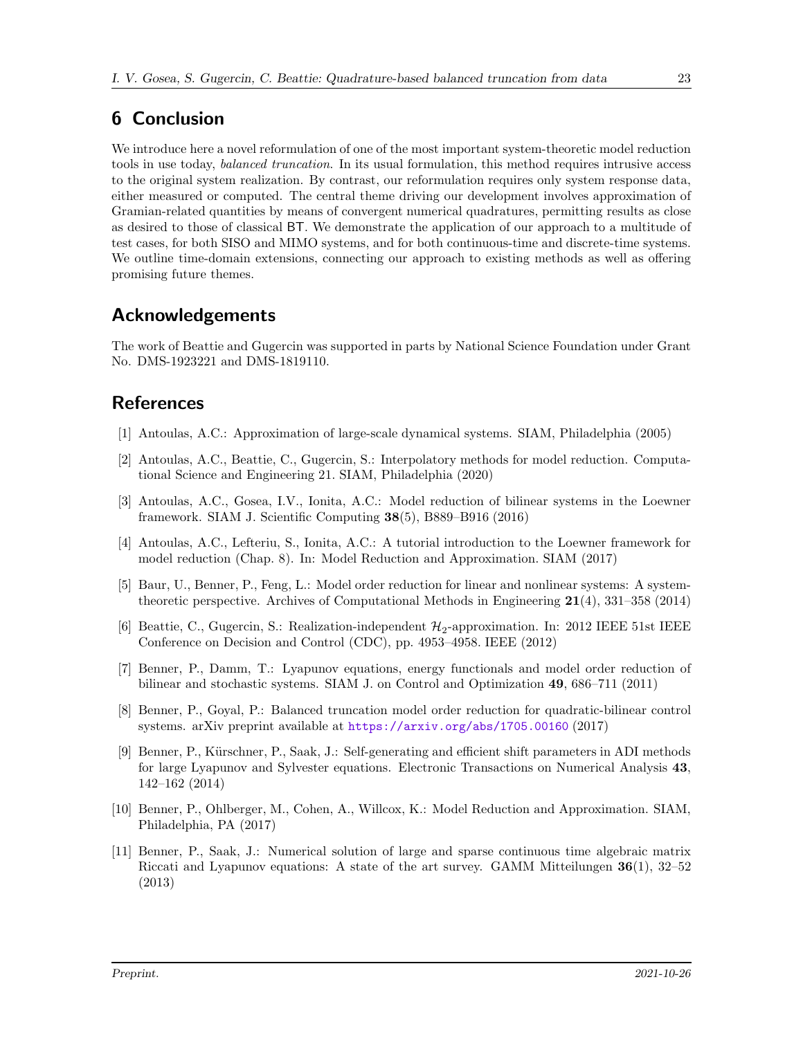## 6 Conclusion

We introduce here a novel reformulation of one of the most important system-theoretic model reduction tools in use today, *balanced truncation*. In its usual formulation, this method requires intrusive access to the original system realization. By contrast, our reformulation requires only system response data, either measured or computed. The central theme driving our development involves approximation of Gramian-related quantities by means of convergent numerical quadratures, permitting results as close as desired to those of classical BT. We demonstrate the application of our approach to a multitude of test cases, for both SISO and MIMO systems, and for both continuous-time and discrete-time systems. We outline time-domain extensions, connecting our approach to existing methods as well as offering promising future themes.

## Acknowledgements

The work of Beattie and Gugercin was supported in parts by National Science Foundation under Grant No. DMS-1923221 and DMS-1819110.

## References

[1] Antoulas, A.C.: Approximation of large-scale dynamical systems. SIAM, Philadelphia (2005)

[2] Antoulas, A.C., Beattie, C., Gugercin, S.: Interpolatory methods for model reduction. Computational Science and Engineering 21. SIAM, Philadelphia (2020)

[3] Antoulas, A.C., Gosea, I.V., Ionita, A.C.: Model reduction of bilinear systems in the Loewner framework. SIAM J. Scientific Computing **38**(5), B889–B916 (2016)

[4] Antoulas, A.C., Lefteriu, S., Ionita, A.C.: A tutorial introduction to the Loewner framework for model reduction (Chap. 8). In: Model Reduction and Approximation. SIAM (2017)

[5] Baur, U., Benner, P., Feng, L.: Model order reduction for linear and nonlinear systems: A system-theoretic perspective. Archives of Computational Methods in Engineering **21**(4), 331–358 (2014)

[6] Beattie, C., Gugercin, S.: Realization-independent $\mathcal{H}_2$-approximation. In: 2012 IEEE 51st IEEE Conference on Decision and Control (CDC), pp. 4953–4958. IEEE (2012)

[7] Benner, P., Damm, T.: Lyapunov equations, energy functionals and model order reduction of bilinear and stochastic systems. SIAM J. on Control and Optimization **49**, 686–711 (2011)

[8] Benner, P., Goyal, P.: Balanced truncation model order reduction for quadratic-bilinear control systems. arXiv preprint available at https://arxiv.org/abs/1705.00160 (2017)

[9] Benner, P., Kürschner, P., Saak, J.: Self-generating and efficient shift parameters in ADI methods for large Lyapunov and Sylvester equations. Electronic Transactions on Numerical Analysis **43**, 142–162 (2014)

[10] Benner, P., Ohlberger, M., Cohen, A., Willcox, K.: Model Reduction and Approximation. SIAM, Philadelphia, PA (2017)

[11] Benner, P., Saak, J.: Numerical solution of large and sparse continuous time algebraic matrix Riccati and Lyapunov equations: A state of the art survey. GAMM Mitteilungen **36**(1), 32–52 (2013)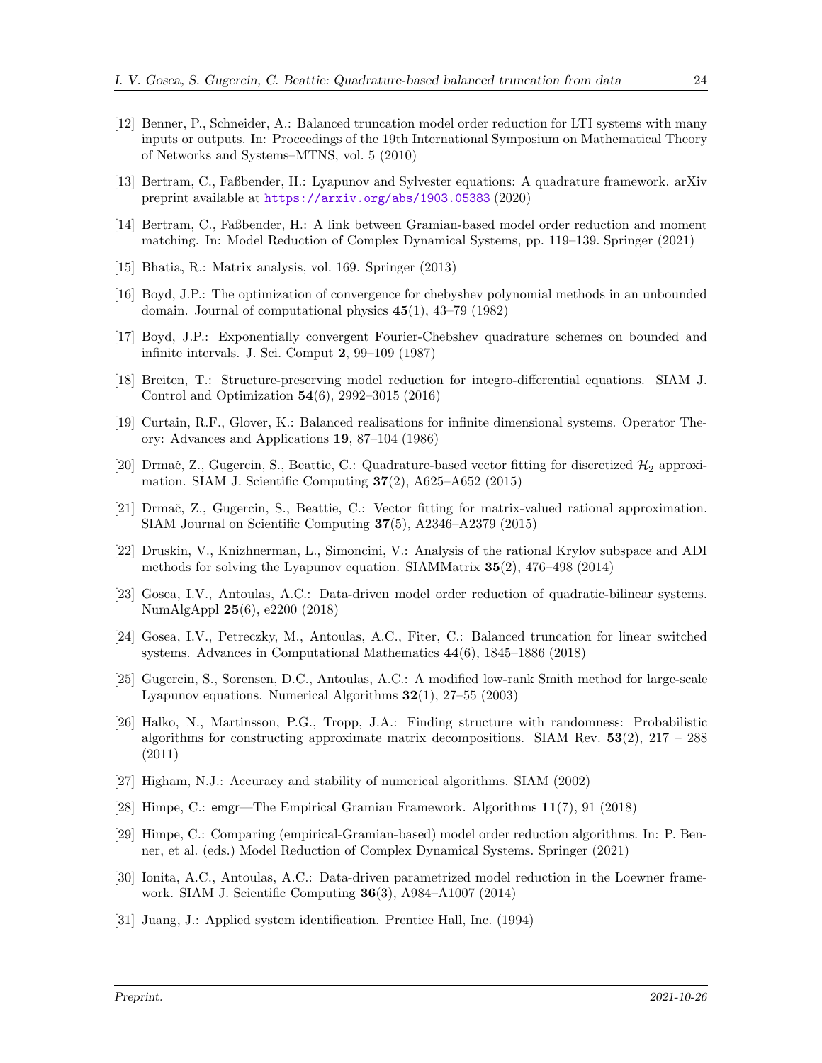[12] Benner, P., Schneider, A.: Balanced truncation model order reduction for LTI systems with many inputs or outputs. In: Proceedings of the 19th International Symposium on Mathematical Theory of Networks and Systems–MTNS, vol. 5 (2010)

[13] Bertram, C., Faßbender, H.: Lyapunov and Sylvester equations: A quadrature framework. arXiv preprint available at https://arxiv.org/abs/1903.05383 (2020)

[14] Bertram, C., Faßbender, H.: A link between Gramian-based model order reduction and moment matching. In: Model Reduction of Complex Dynamical Systems, pp. 119–139. Springer (2021)

[15] Bhatia, R.: Matrix analysis, vol. 169. Springer (2013)

[16] Boyd, J.P.: The optimization of convergence for chebyshev polynomial methods in an unbounded domain. Journal of computational physics **45**(1), 43–79 (1982)

[17] Boyd, J.P.: Exponentially convergent Fourier-Chebshev quadrature schemes on bounded and infinite intervals. J. Sci. Comput **2**, 99–109 (1987)

[18] Breiten, T.: Structure-preserving model reduction for integro-differential equations. SIAM J. Control and Optimization **54**(6), 2992–3015 (2016)

[19] Curtain, R.F., Glover, K.: Balanced realisations for infinite dimensional systems. Operator Theory: Advances and Applications **19**, 87–104 (1986)

[20] Drmač, Z., Gugercin, S., Beattie, C.: Quadrature-based vector fitting for discretized $\mathcal{H}_2$ approximation. SIAM J. Scientific Computing **37**(2), A625–A652 (2015)

[21] Drmač, Z., Gugercin, S., Beattie, C.: Vector fitting for matrix-valued rational approximation. SIAM Journal on Scientific Computing **37**(5), A2346–A2379 (2015)

[22] Druskin, V., Knizhnerman, L., Simoncini, V.: Analysis of the rational Krylov subspace and ADI methods for solving the Lyapunov equation. SIAMMatrix **35**(2), 476–498 (2014)

[23] Gosea, I.V., Antoulas, A.C.: Data-driven model order reduction of quadratic-bilinear systems. NumAlgAppl **25**(6), e2200 (2018)

[24] Gosea, I.V., Petreczky, M., Antoulas, A.C., Fiter, C.: Balanced truncation for linear switched systems. Advances in Computational Mathematics **44**(6), 1845–1886 (2018)

[25] Gugercin, S., Sorensen, D.C., Antoulas, A.C.: A modified low-rank Smith method for large-scale Lyapunov equations. Numerical Algorithms **32**(1), 27–55 (2003)

[26] Halko, N., Martinsson, P.G., Tropp, J.A.: Finding structure with randomness: Probabilistic algorithms for constructing approximate matrix decompositions. SIAM Rev. **53**(2), 217 – 288 (2011)

[27] Higham, N.J.: Accuracy and stability of numerical algorithms. SIAM (2002)

[28] Himpe, C.: emgr—The Empirical Gramian Framework. Algorithms **11**(7), 91 (2018)

[29] Himpe, C.: Comparing (empirical-Gramian-based) model order reduction algorithms. In: P. Benner, et al. (eds.) Model Reduction of Complex Dynamical Systems. Springer (2021)

[30] Ionita, A.C., Antoulas, A.C.: Data-driven parametrized model reduction in the Loewner framework. SIAM J. Scientific Computing **36**(3), A984–A1007 (2014)

[31] Juang, J.: Applied system identification. Prentice Hall, Inc. (1994)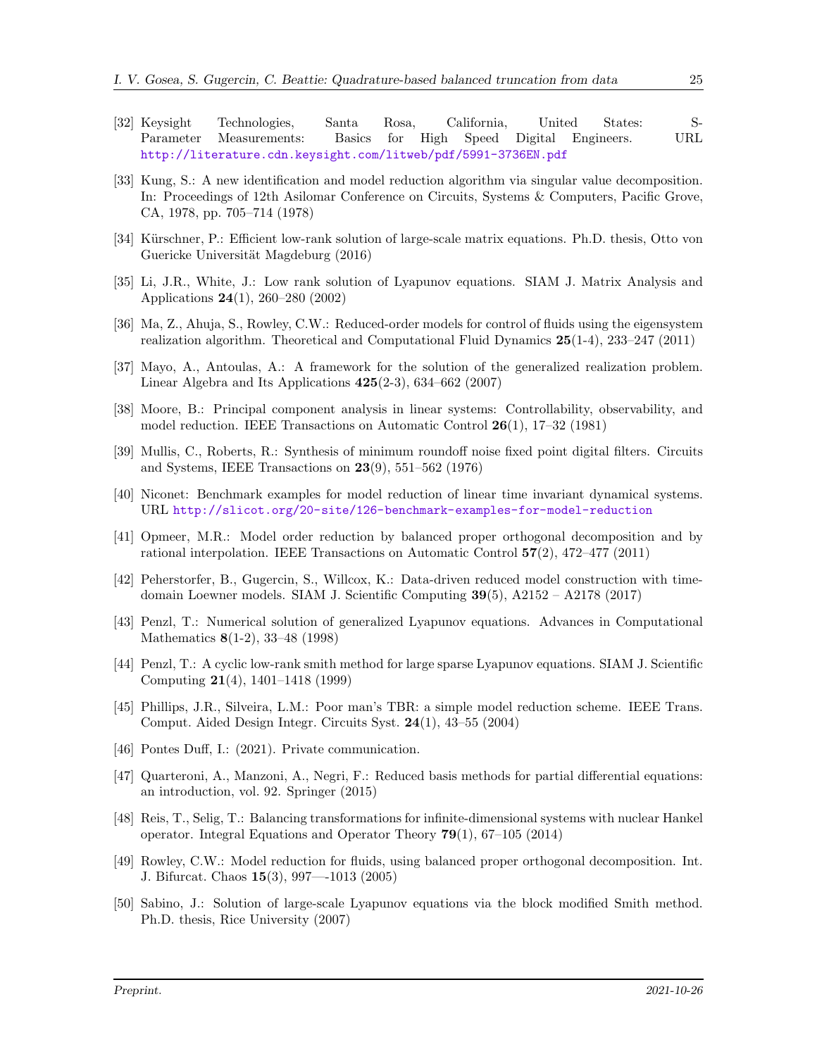[32] Keysight Technologies, Santa Rosa, California, United States: S-Parameter Measurements: Basics for High Speed Digital Engineers. URL http://literature.cdn.keysight.com/litweb/pdf/5991-3736EN.pdf

[33] Kung, S.: A new identification and model reduction algorithm via singular value decomposition. In: Proceedings of 12th Asilomar Conference on Circuits, Systems & Computers, Pacific Grove, CA, 1978, pp. 705–714 (1978)

[34] Kürschner, P.: Efficient low-rank solution of large-scale matrix equations. Ph.D. thesis, Otto von Guericke Universität Magdeburg (2016)

[35] Li, J.R., White, J.: Low rank solution of Lyapunov equations. SIAM J. Matrix Analysis and Applications **24**(1), 260–280 (2002)

[36] Ma, Z., Ahuja, S., Rowley, C.W.: Reduced-order models for control of fluids using the eigensystem realization algorithm. Theoretical and Computational Fluid Dynamics **25**(1-4), 233–247 (2011)

[37] Mayo, A., Antoulas, A.: A framework for the solution of the generalized realization problem. Linear Algebra and Its Applications **425**(2-3), 634–662 (2007)

[38] Moore, B.: Principal component analysis in linear systems: Controllability, observability, and model reduction. IEEE Transactions on Automatic Control **26**(1), 17–32 (1981)

[39] Mullis, C., Roberts, R.: Synthesis of minimum roundoff noise fixed point digital filters. Circuits and Systems, IEEE Transactions on **23**(9), 551–562 (1976)

[40] Niconet: Benchmark examples for model reduction of linear time invariant dynamical systems. URL http://slicot.org/20-site/126-benchmark-examples-for-model-reduction

[41] Opmeer, M.R.: Model order reduction by balanced proper orthogonal decomposition and by rational interpolation. IEEE Transactions on Automatic Control **57**(2), 472–477 (2011)

[42] Peherstorfer, B., Gugercin, S., Willcox, K.: Data-driven reduced model construction with time-domain Loewner models. SIAM J. Scientific Computing **39**(5), A2152 – A2178 (2017)

[43] Penzl, T.: Numerical solution of generalized Lyapunov equations. Advances in Computational Mathematics **8**(1-2), 33–48 (1998)

[44] Penzl, T.: A cyclic low-rank smith method for large sparse Lyapunov equations. SIAM J. Scientific Computing **21**(4), 1401–1418 (1999)

[45] Phillips, J.R., Silveira, L.M.: Poor man's TBR: a simple model reduction scheme. IEEE Trans. Comput. Aided Design Integr. Circuits Syst. **24**(1), 43–55 (2004)

[46] Pontes Duff, I.: (2021). Private communication.

[47] Quarteroni, A., Manzoni, A., Negri, F.: Reduced basis methods for partial differential equations: an introduction, vol. 92. Springer (2015)

[48] Reis, T., Selig, T.: Balancing transformations for infinite-dimensional systems with nuclear Hankel operator. Integral Equations and Operator Theory **79**(1), 67–105 (2014)

[49] Rowley, C.W.: Model reduction for fluids, using balanced proper orthogonal decomposition. Int. J. Bifurcat. Chaos **15**(3), 997—-1013 (2005)

[50] Sabino, J.: Solution of large-scale Lyapunov equations via the block modified Smith method. Ph.D. thesis, Rice University (2007)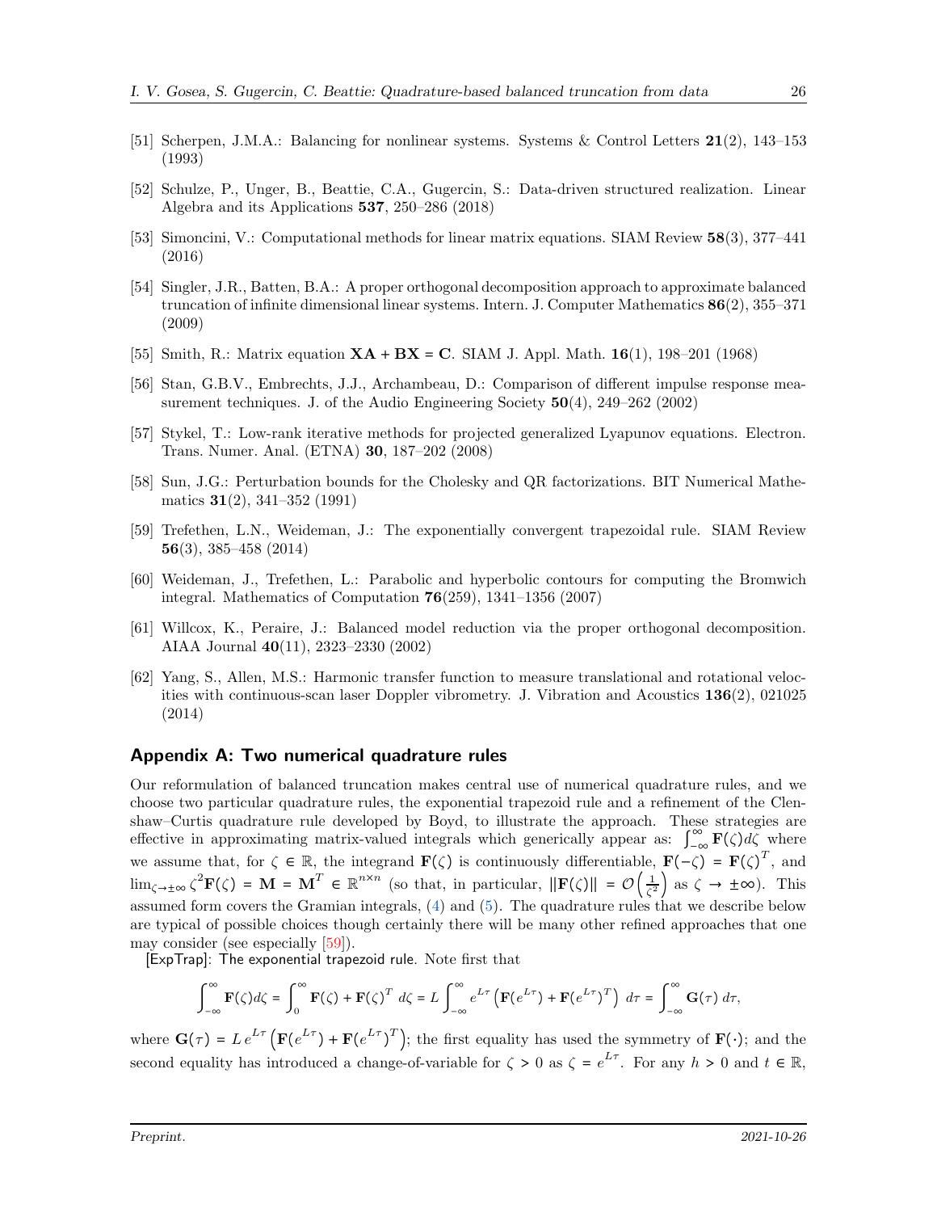[51] Scherpen, J.M.A.: Balancing for nonlinear systems. Systems & Control Letters **21**(2), 143–153 (1993)

[52] Schulze, P., Unger, B., Beattie, C.A., Gugercin, S.: Data-driven structured realization. Linear Algebra and its Applications **537**, 250–286 (2018)

[53] Simoncini, V.: Computational methods for linear matrix equations. SIAM Review **58**(3), 377–441 (2016)

[54] Singler, J.R., Batten, B.A.: A proper orthogonal decomposition approach to approximate balanced truncation of infinite dimensional linear systems. Intern. J. Computer Mathematics **86**(2), 355–371 (2009)

[55] Smith, R.: Matrix equation $\mathbf{XA} + \mathbf{BX} = \mathbf{C}$. SIAM J. Appl. Math. **16**(1), 198–201 (1968)

[56] Stan, G.B.V., Embrechts, J.J., Archambeau, D.: Comparison of different impulse response measurement techniques. J. of the Audio Engineering Society **50**(4), 249–262 (2002)

[57] Stykel, T.: Low-rank iterative methods for projected generalized Lyapunov equations. Electron. Trans. Numer. Anal. (ETNA) **30**, 187–202 (2008)

[58] Sun, J.G.: Perturbation bounds for the Cholesky and QR factorizations. BIT Numerical Mathematics **31**(2), 341–352 (1991)

[59] Trefethen, L.N., Weideman, J.: The exponentially convergent trapezoidal rule. SIAM Review **56**(3), 385–458 (2014)

[60] Weideman, J., Trefethen, L.: Parabolic and hyperbolic contours for computing the Bromwich integral. Mathematics of Computation **76**(259), 1341–1356 (2007)

[61] Willcox, K., Peraire, J.: Balanced model reduction via the proper orthogonal decomposition. AIAA Journal **40**(11), 2323–2330 (2002)

[62] Yang, S., Allen, M.S.: Harmonic transfer function to measure translational and rotational velocities with continuous-scan laser Doppler vibrometry. J. Vibration and Acoustics **136**(2), 021025 (2014)

## Appendix A: Two numerical quadrature rules

Our reformulation of balanced truncation makes central use of numerical quadrature rules, and we choose two particular quadrature rules, the exponential trapezoid rule and a refinement of the Clenshaw–Curtis quadrature rule developed by Boyd, to illustrate the approach. These strategies are effective in approximating matrix-valued integrals which generically appear as: $\int_{-\infty}^{\infty} \mathbf{F}(\zeta)d\zeta$ where we assume that, for $\zeta \in \mathbb{R}$, the integrand $\mathbf{F}(\zeta)$ is continuously differentiable, $\mathbf{F}(-\zeta) = \mathbf{F}(\zeta)^T$, and $\lim_{\zeta\to\pm\infty} \zeta^2\mathbf{F}(\zeta) = \mathbf{M} = \mathbf{M}^T \in \mathbb{R}^{n\times n}$ (so that, in particular, $\|\mathbf{F}(\zeta)\| = \mathcal{O}\left(\frac{1}{\zeta^2}\right)$ as $\zeta \to \pm\infty$). This assumed form covers the Gramian integrals, (4) and (5). The quadrature rules that we describe below are typical of possible choices though certainly there will be many other refined approaches that one may consider (see especially [59]).

[ExpTrap]: The exponential trapezoid rule. Note first that

$$\int_{-\infty}^{\infty} \mathbf{F}(\zeta)d\zeta = \int_{0}^{\infty} \mathbf{F}(\zeta) + \mathbf{F}(\zeta)^T \, d\zeta = L\int_{-\infty}^{\infty} e^{L\tau}\left(\mathbf{F}(e^{L\tau}) + \mathbf{F}(e^{L\tau})^T\right)\, d\tau = \int_{-\infty}^{\infty} \mathbf{G}(\tau)\, d\tau,$$

where $\mathbf{G}(\tau) = L\, e^{L\tau}\left(\mathbf{F}(e^{L\tau}) + \mathbf{F}(e^{L\tau})^T\right)$; the first equality has used the symmetry of $\mathbf{F}(\cdot)$; and the second equality has introduced a change-of-variable for $\zeta > 0$ as $\zeta = e^{L\tau}$. For any $h > 0$ and $t \in \mathbb{R}$,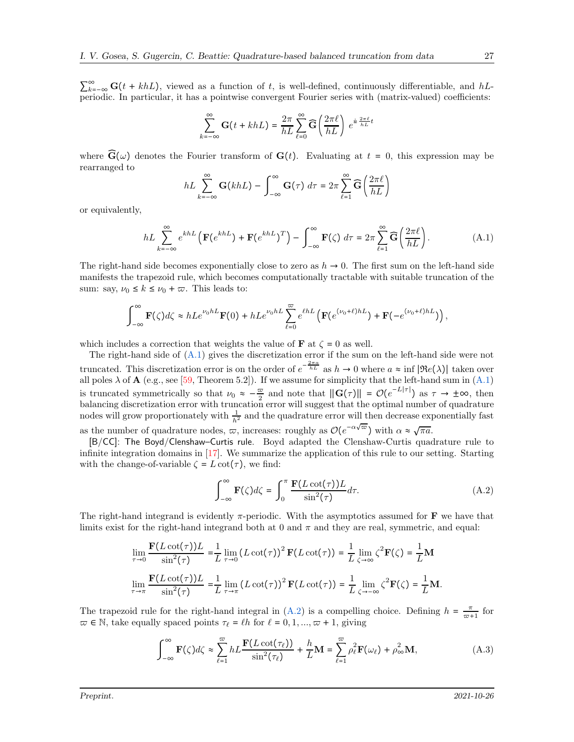$\sum_{k=-\infty}^{\infty} \mathbf{G}(t + khL)$, viewed as a function of $t$, is well-defined, continuously differentiable, and $hL$-periodic. In particular, it has a pointwise convergent Fourier series with (matrix-valued) coefficients:

$$\sum_{k=-\infty}^{\infty} \mathbf{G}(t + khL) = \frac{2\pi}{hL} \sum_{\ell=0}^{\infty} \widehat{\mathbf{G}}\left(\frac{2\pi\ell}{hL}\right) e^{\hat{\imath}\, \frac{2\pi\ell}{hL} t}$$

where $\widehat{\mathbf{G}}(\omega)$ denotes the Fourier transform of $\mathbf{G}(t)$. Evaluating at $t = 0$, this expression may be rearranged to

$$hL \sum_{k=-\infty}^{\infty} \mathbf{G}(khL) - \int_{-\infty}^{\infty} \mathbf{G}(\tau)\, d\tau = 2\pi \sum_{\ell=1}^{\infty} \widehat{\mathbf{G}}\left(\frac{2\pi\ell}{hL}\right)$$

or equivalently,

$$hL \sum_{k=-\infty}^{\infty} e^{khL}\left(\mathbf{F}(e^{khL}) + \mathbf{F}(e^{khL})^T\right) - \int_{-\infty}^{\infty} \mathbf{F}(\zeta)\, d\tau = 2\pi \sum_{\ell=1}^{\infty} \widehat{\mathbf{G}}\left(\frac{2\pi\ell}{hL}\right). \tag{A.1}$$

The right-hand side becomes exponentially close to zero as $h \to 0$. The first sum on the left-hand side manifests the trapezoid rule, which becomes computationally tractable with suitable truncation of the sum: say, $\nu_0 \le k \le \nu_0 + \varpi$. This leads to:

$$\int_{-\infty}^{\infty} \mathbf{F}(\zeta) d\zeta \approx hLe^{\nu_0 hL}\mathbf{F}(0) + hLe^{\nu_0 hL} \sum_{\ell=0}^{\varpi} e^{\ell hL}\left(\mathbf{F}(e^{(\nu_0+\ell)hL}) + \mathbf{F}(-e^{(\nu_0+\ell)hL})\right),$$

which includes a correction that weights the value of $\mathbf{F}$ at $\zeta = 0$ as well.

The right-hand side of (A.1) gives the discretization error if the sum on the left-hand side were not truncated. This discretization error is on the order of $e^{-\frac{2\pi a}{hL}}$ as $h \to 0$ where $a \approx \inf |\Re e(\lambda)|$ taken over all poles $\lambda$ of $\mathbf{A}$ (e.g., see [59, Theorem 5.2]). If we assume for simplicity that the left-hand sum in (A.1) is truncated symmetrically so that $\nu_0 \approx -\frac{\varpi}{2}$ and note that $\|\mathbf{G}(\tau)\| = \mathcal{O}(e^{-L|\tau|})$ as $\tau \to \pm\infty$, then balancing discretization error with truncation error will suggest that the optimal number of quadrature nodes will grow proportionately with $\frac{1}{h^2}$ and the quadrature error will then decrease exponentially fast as the number of quadrature nodes, $\varpi$, increases: roughly as $\mathcal{O}(e^{-\alpha\sqrt{\varpi}})$ with $\alpha \approx \sqrt{\pi a}$.

[B/CC]: The Boyd/Clenshaw–Curtis rule. Boyd adapted the Clenshaw-Curtis quadrature rule to infinite integration domains in [17]. We summarize the application of this rule to our setting. Starting with the change-of-variable $\zeta = L\cot(\tau)$, we find:

$$\int_{-\infty}^{\infty} \mathbf{F}(\zeta) d\zeta = \int_0^{\pi} \frac{\mathbf{F}(L\cot(\tau))L}{\sin^2(\tau)} d\tau. \tag{A.2}$$

The right-hand integrand is evidently $\pi$-periodic. With the asymptotics assumed for $\mathbf{F}$ we have that limits exist for the right-hand integrand both at 0 and $\pi$ and they are real, symmetric, and equal:

$$\lim_{\tau\to 0} \frac{\mathbf{F}(L\cot(\tau))L}{\sin^2(\tau)} = \frac{1}{L}\lim_{\tau\to 0}\left(L\cot(\tau)\right)^2 \mathbf{F}(L\cot(\tau)) = \frac{1}{L}\lim_{\zeta\to\infty} \zeta^2 \mathbf{F}(\zeta) = \frac{1}{L}\mathbf{M}$$

$$\lim_{\tau\to \pi} \frac{\mathbf{F}(L\cot(\tau))L}{\sin^2(\tau)} = \frac{1}{L}\lim_{\tau\to \pi}\left(L\cot(\tau)\right)^2 \mathbf{F}(L\cot(\tau)) = \frac{1}{L}\lim_{\zeta\to-\infty} \zeta^2 \mathbf{F}(\zeta) = \frac{1}{L}\mathbf{M}.$$

The trapezoid rule for the right-hand integral in (A.2) is a compelling choice. Defining $h = \frac{\pi}{\varpi+1}$ for $\varpi \in \mathbb{N}$, take equally spaced points $\tau_\ell = \ell h$ for $\ell = 0, 1, \ldots, \varpi + 1$, giving

$$\int_{-\infty}^{\infty} \mathbf{F}(\zeta) d\zeta \approx \sum_{\ell=1}^{\varpi} hL \frac{\mathbf{F}(L\cot(\tau_\ell))}{\sin^2(\tau_\ell)} + \frac{h}{L}\mathbf{M} = \sum_{\ell=1}^{\varpi} \rho_\ell^2 \mathbf{F}(\omega_\ell) + \rho_\infty^2 \mathbf{M}, \tag{A.3}$$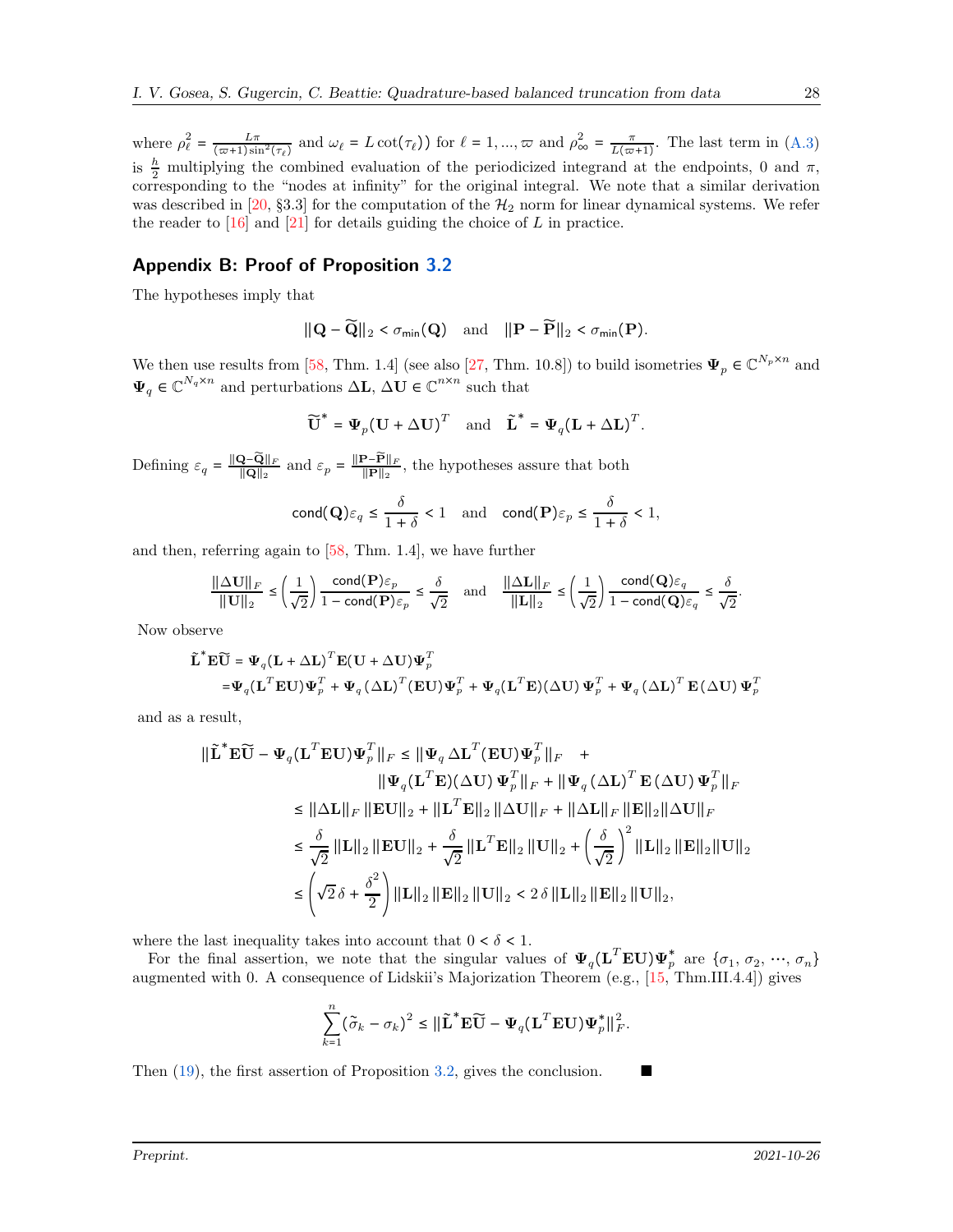where $\rho_\ell^2 = \frac{L\pi}{(\varpi+1)\sin^2(\tau_\ell)}$ and $\omega_\ell = L\cot(\tau_\ell))$ for $\ell = 1, ..., \varpi$ and $\rho_\infty^2 = \frac{\pi}{L(\varpi+1)}$. The last term in (A.3) is $\frac{h}{2}$ multiplying the combined evaluation of the periodicized integrand at the endpoints, 0 and $\pi$, corresponding to the "nodes at infinity" for the original integral. We note that a similar derivation was described in [20, §3.3] for the computation of the $\mathcal{H}_2$ norm for linear dynamical systems. We refer the reader to [16] and [21] for details guiding the choice of $L$ in practice.

## Appendix B: Proof of Proposition 3.2

The hypotheses imply that

$$\|\mathbf{Q} - \widetilde{\mathbf{Q}}\|_2 < \sigma_{\min}(\mathbf{Q}) \quad \text{and} \quad \|\mathbf{P} - \widetilde{\mathbf{P}}\|_2 < \sigma_{\min}(\mathbf{P}).$$

We then use results from [58, Thm. 1.4] (see also [27, Thm. 10.8]) to build isometries $\mathbf{\Psi}_p \in \mathbb{C}^{N_p \times n}$ and $\mathbf{\Psi}_q \in \mathbb{C}^{N_q \times n}$ and perturbations $\Delta\mathbf{L}$, $\Delta\mathbf{U} \in \mathbb{C}^{n\times n}$ such that

$$\widetilde{\mathbf{U}}^* = \mathbf{\Psi}_p(\mathbf{U} + \Delta\mathbf{U})^T \quad \text{and} \quad \widetilde{\mathbf{L}}^* = \mathbf{\Psi}_q(\mathbf{L} + \Delta\mathbf{L})^T.$$

Defining $\varepsilon_q = \frac{\|\mathbf{Q}-\widetilde{\mathbf{Q}}\|_F}{\|\mathbf{Q}\|_2}$ and $\varepsilon_p = \frac{\|\mathbf{P}-\widetilde{\mathbf{P}}\|_F}{\|\mathbf{P}\|_2}$, the hypotheses assure that both

$$\mathsf{cond}(\mathbf{Q})\varepsilon_q \le \frac{\delta}{1+\delta} < 1 \quad \text{and} \quad \mathsf{cond}(\mathbf{P})\varepsilon_p \le \frac{\delta}{1+\delta} < 1,$$

and then, referring again to [58, Thm. 1.4], we have further

$$\frac{\|\Delta\mathbf{U}\|_F}{\|\mathbf{U}\|_2} \le \left(\frac{1}{\sqrt{2}}\right)\frac{\mathsf{cond}(\mathbf{P})\varepsilon_p}{1 - \mathsf{cond}(\mathbf{P})\varepsilon_p} \le \frac{\delta}{\sqrt{2}} \quad \text{and} \quad \frac{\|\Delta\mathbf{L}\|_F}{\|\mathbf{L}\|_2} \le \left(\frac{1}{\sqrt{2}}\right)\frac{\mathsf{cond}(\mathbf{Q})\varepsilon_q}{1 - \mathsf{cond}(\mathbf{Q})\varepsilon_q} \le \frac{\delta}{\sqrt{2}}.$$

Now observe

$$\begin{aligned}
\widetilde{\mathbf{L}}^*\mathbf{E}\widetilde{\mathbf{U}} &= \mathbf{\Psi}_q(\mathbf{L} + \Delta\mathbf{L})^T\mathbf{E}(\mathbf{U} + \Delta\mathbf{U})\mathbf{\Psi}_p^T \\
&= \mathbf{\Psi}_q(\mathbf{L}^T\mathbf{E}\mathbf{U})\mathbf{\Psi}_p^T + \mathbf{\Psi}_q(\Delta\mathbf{L})^T(\mathbf{E}\mathbf{U})\mathbf{\Psi}_p^T + \mathbf{\Psi}_q(\mathbf{L}^T\mathbf{E})(\Delta\mathbf{U})\mathbf{\Psi}_p^T + \mathbf{\Psi}_q(\Delta\mathbf{L})^T\mathbf{E}(\Delta\mathbf{U})\mathbf{\Psi}_p^T
\end{aligned}$$

and as a result,

$$\begin{aligned}
\|\widetilde{\mathbf{L}}^*\mathbf{E}\widetilde{\mathbf{U}} - \mathbf{\Psi}_q(\mathbf{L}^T\mathbf{E}\mathbf{U})\mathbf{\Psi}_p^T\|_F &\le \|\mathbf{\Psi}_q\,\Delta\mathbf{L}^T(\mathbf{E}\mathbf{U})\mathbf{\Psi}_p^T\|_F \quad + \\
&\qquad \|\mathbf{\Psi}_q(\mathbf{L}^T\mathbf{E})(\Delta\mathbf{U})\,\mathbf{\Psi}_p^T\|_F + \|\mathbf{\Psi}_q\,(\Delta\mathbf{L})^T\,\mathbf{E}\,(\Delta\mathbf{U})\,\mathbf{\Psi}_p^T\|_F \\
&\le \|\Delta\mathbf{L}\|_F\,\|\mathbf{E}\mathbf{U}\|_2 + \|\mathbf{L}^T\mathbf{E}\|_2\,\|\Delta\mathbf{U}\|_F + \|\Delta\mathbf{L}\|_F\,\|\mathbf{E}\|_2\|\Delta\mathbf{U}\|_F \\
&\le \frac{\delta}{\sqrt{2}}\,\|\mathbf{L}\|_2\,\|\mathbf{E}\mathbf{U}\|_2 + \frac{\delta}{\sqrt{2}}\,\|\mathbf{L}^T\mathbf{E}\|_2\,\|\mathbf{U}\|_2 + \left(\frac{\delta}{\sqrt{2}}\right)^2\|\mathbf{L}\|_2\,\|\mathbf{E}\|_2\|\mathbf{U}\|_2 \\
&\le \left(\sqrt{2}\,\delta + \frac{\delta^2}{2}\right)\|\mathbf{L}\|_2\,\|\mathbf{E}\|_2\,\|\mathbf{U}\|_2 < 2\,\delta\,\|\mathbf{L}\|_2\,\|\mathbf{E}\|_2\,\|\mathbf{U}\|_2,
\end{aligned}$$

where the last inequality takes into account that $0 < \delta < 1$.

For the final assertion, we note that the singular values of $\mathbf{\Psi}_q(\mathbf{L}^T\mathbf{E}\mathbf{U})\mathbf{\Psi}_p^*$ are $\{\sigma_1, \sigma_2, \cdots, \sigma_n\}$ augmented with 0. A consequence of Lidskii's Majorization Theorem (e.g., [15, Thm.III.4.4]) gives

$$\sum_{k=1}^{n}(\widetilde{\sigma}_k - \sigma_k)^2 \le \|\widetilde{\mathbf{L}}^*\mathbf{E}\widetilde{\mathbf{U}} - \mathbf{\Psi}_q(\mathbf{L}^T\mathbf{E}\mathbf{U})\mathbf{\Psi}_p^*\|_F^2.$$

Then (19), the first assertion of Proposition 3.2, gives the conclusion. ■